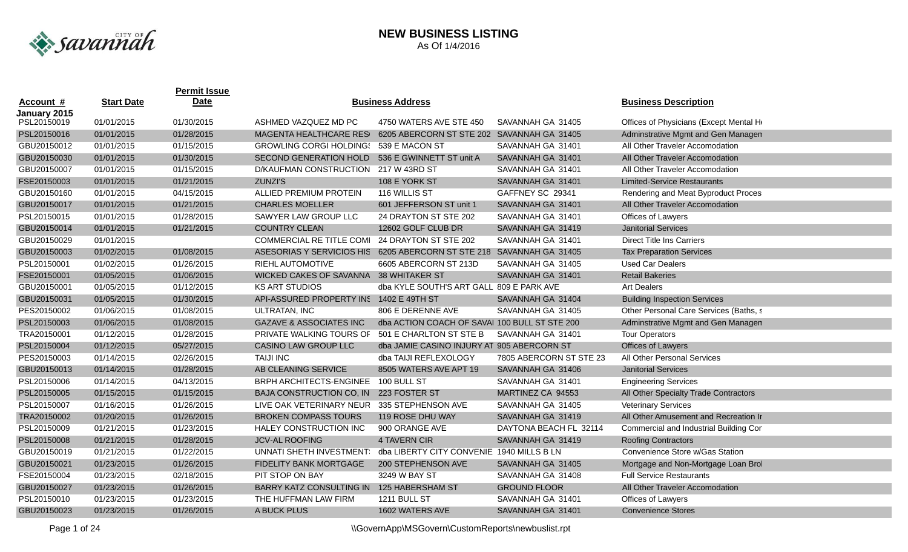# NEW BUSINESS LISTING

As Of 1/4/2016

| Account # | Start Date | Permit Issue Date | Business Address | | | Business Description |
|---|---|---|---|---|---|---|
| **January 2015** | | | | | | |
| PSL20150019 | 01/01/2015 | 01/30/2015 | ASHMED VAZQUEZ MD PC | 4750 WATERS AVE STE 450 | SAVANNAH GA 31405 | Offices of Physicians (Except Mental H |
| PSL20150016 | 01/01/2015 | 01/28/2015 | MAGENTA HEALTHCARE RES | 6205 ABERCORN ST STE 202 | SAVANNAH GA 31405 | Adminstrative Mgmt and Gen Managen |
| GBU20150012 | 01/01/2015 | 01/15/2015 | GROWLING CORGI HOLDINGS | 539 E MACON ST | SAVANNAH GA 31401 | All Other Traveler Accomodation |
| GBU20150030 | 01/01/2015 | 01/30/2015 | SECOND GENERATION HOLD | 536 E GWINNETT ST unit A | SAVANNAH GA 31401 | All Other Traveler Accomodation |
| GBU20150007 | 01/01/2015 | 01/15/2015 | D/KAUFMAN CONSTRUCTION | 217 W 43RD ST | SAVANNAH GA 31401 | All Other Traveler Accomodation |
| FSE20150003 | 01/01/2015 | 01/21/2015 | ZUNZI'S | 108 E YORK ST | SAVANNAH GA 31401 | Limited-Service Restaurants |
| GBU20150160 | 01/01/2015 | 04/15/2015 | ALLIED PREMIUM PROTEIN | 116 WILLIS ST | GAFFNEY SC 29341 | Rendering and Meat Byproduct Proces |
| GBU20150017 | 01/01/2015 | 01/21/2015 | CHARLES MOELLER | 601 JEFFERSON ST unit 1 | SAVANNAH GA 31401 | All Other Traveler Accomodation |
| PSL20150015 | 01/01/2015 | 01/28/2015 | SAWYER LAW GROUP LLC | 24 DRAYTON ST STE 202 | SAVANNAH GA 31401 | Offices of Lawyers |
| GBU20150014 | 01/01/2015 | 01/21/2015 | COUNTRY CLEAN | 12602 GOLF CLUB DR | SAVANNAH GA 31419 | Janitorial Services |
| GBU20150029 | 01/01/2015 | | COMMERCIAL RE TITLE COMI | 24 DRAYTON ST STE 202 | SAVANNAH GA 31401 | Direct Title Ins Carriers |
| GBU20150003 | 01/02/2015 | 01/08/2015 | ASESORIAS Y SERVICIOS HIS | 6205 ABERCORN ST STE 218 | SAVANNAH GA 31405 | Tax Preparation Services |
| PSL20150001 | 01/02/2015 | 01/26/2015 | RIEHL AUTOMOTIVE | 6605 ABERCORN ST 213D | SAVANNAH GA 31405 | Used Car Dealers |
| FSE20150001 | 01/05/2015 | 01/06/2015 | WICKED CAKES OF SAVANNA | 38 WHITAKER ST | SAVANNAH GA 31401 | Retail Bakeries |
| GBU20150001 | 01/05/2015 | 01/12/2015 | KS ART STUDIOS | dba KYLE SOUTH'S ART GALL | 809 E PARK AVE | Art Dealers |
| GBU20150031 | 01/05/2015 | 01/30/2015 | API-ASSURED PROPERTY INS | 1402 E 49TH ST | SAVANNAH GA 31404 | Building Inspection Services |
| PES20150002 | 01/06/2015 | 01/08/2015 | ULTRATAN, INC | 806 E DERENNE AVE | SAVANNAH GA 31405 | Other Personal Care Services (Baths, s |
| PSL20150003 | 01/06/2015 | 01/08/2015 | GAZAVE & ASSOCIATES INC | dba ACTION COACH OF SAVAI | 100 BULL ST STE 200 | Adminstrative Mgmt and Gen Managen |
| TRA20150001 | 01/12/2015 | 01/28/2015 | PRIVATE WALKING TOURS OF | 501 E CHARLTON ST STE B | SAVANNAH GA 31401 | Tour Operators |
| PSL20150004 | 01/12/2015 | 05/27/2015 | CASINO LAW GROUP LLC | dba JAMIE CASINO INJURY AT | 905 ABERCORN ST | Offices of Lawyers |
| PES20150003 | 01/14/2015 | 02/26/2015 | TAIJI INC | dba TAIJI REFLEXOLOGY | 7805 ABERCORN ST STE 23 | All Other Personal Services |
| GBU20150013 | 01/14/2015 | 01/28/2015 | AB CLEANING SERVICE | 8505 WATERS AVE APT 19 | SAVANNAH GA 31406 | Janitorial Services |
| PSL20150006 | 01/14/2015 | 04/13/2015 | BRPH ARCHITECTS-ENGINEE | 100 BULL ST | SAVANNAH GA 31401 | Engineering Services |
| PSL20150005 | 01/15/2015 | 01/15/2015 | BAJA CONSTRUCTION CO, IN | 223 FOSTER ST | MARTINEZ CA 94553 | All Other Specialty Trade Contractors |
| PSL20150007 | 01/16/2015 | 01/26/2015 | LIVE OAK VETERINARY NEUR | 335 STEPHENSON AVE | SAVANNAH GA 31405 | Veterinary Services |
| TRA20150002 | 01/20/2015 | 01/26/2015 | BROKEN COMPASS TOURS | 119 ROSE DHU WAY | SAVANNAH GA 31419 | All Other Amusement and Recreation Ir |
| PSL20150009 | 01/21/2015 | 01/23/2015 | HALEY CONSTRUCTION INC | 900 ORANGE AVE | DAYTONA BEACH FL 32114 | Commercial and Industrial Building Cor |
| PSL20150008 | 01/21/2015 | 01/28/2015 | JCV-AL ROOFING | 4 TAVERN CIR | SAVANNAH GA 31419 | Roofing Contractors |
| GBU20150019 | 01/21/2015 | 01/22/2015 | UNNATI SHETH INVESTMENT | dba LIBERTY CITY CONVENIE | 1940 MILLS B LN | Convenience Store w/Gas Station |
| GBU20150021 | 01/23/2015 | 01/26/2015 | FIDELITY BANK MORTGAGE | 200 STEPHENSON AVE | SAVANNAH GA 31405 | Mortgage and Non-Mortgage Loan Brol |
| FSE20150004 | 01/23/2015 | 02/18/2015 | PIT STOP ON BAY | 3249 W BAY ST | SAVANNAH GA 31408 | Full Service Restaurants |
| GBU20150027 | 01/23/2015 | 01/26/2015 | BARRY KATZ CONSULTING IN | 125 HABERSHAM ST | GROUND FLOOR | All Other Traveler Accomodation |
| PSL20150010 | 01/23/2015 | 01/23/2015 | THE HUFFMAN LAW FIRM | 1211 BULL ST | SAVANNAH GA 31401 | Offices of Lawyers |
| GBU20150023 | 01/23/2015 | 01/26/2015 | A BUCK PLUS | 1602 WATERS AVE | SAVANNAH GA 31401 | Convenience Stores |

\\GovernApp\MSGovern\CustomReports\newbuslist.rpt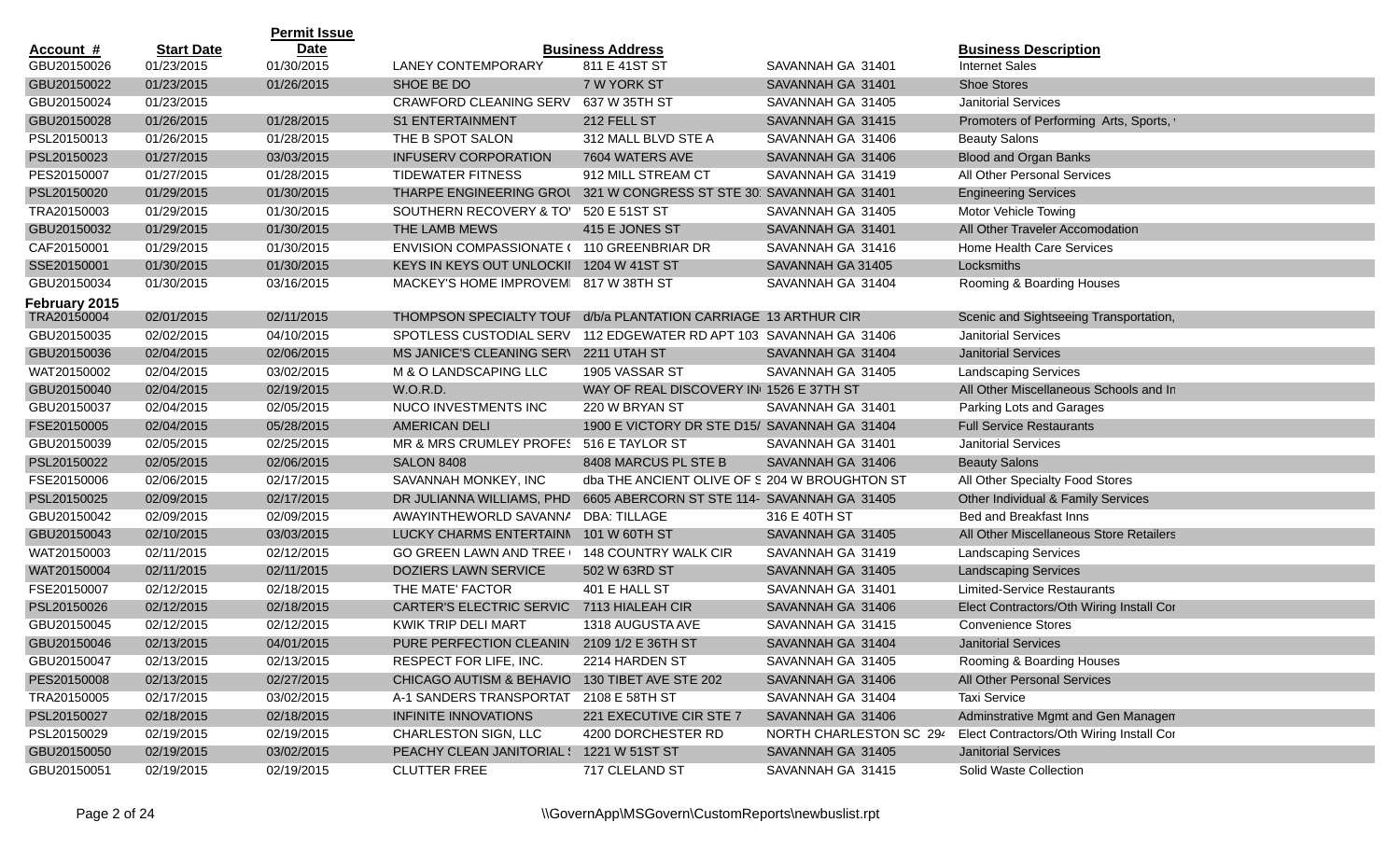| Account # | Start Date | Permit Issue Date | Business Address | | | Business Description |
|---|---|---|---|---|---|---|
| GBU20150026 | 01/23/2015 | 01/30/2015 | LANEY CONTEMPORARY | 811 E 41ST ST | SAVANNAH GA 31401 | Internet Sales |
| GBU20150022 | 01/23/2015 | 01/26/2015 | SHOE BE DO | 7 W YORK ST | SAVANNAH GA 31401 | Shoe Stores |
| GBU20150024 | 01/23/2015 | | CRAWFORD CLEANING SERV | 637 W 35TH ST | SAVANNAH GA 31405 | Janitorial Services |
| GBU20150028 | 01/26/2015 | 01/28/2015 | S1 ENTERTAINMENT | 212 FELL ST | SAVANNAH GA 31415 | Promoters of Performing Arts, Sports, |
| PSL20150013 | 01/26/2015 | 01/28/2015 | THE B SPOT SALON | 312 MALL BLVD STE A | SAVANNAH GA 31406 | Beauty Salons |
| PSL20150023 | 01/27/2015 | 03/03/2015 | INFUSERV CORPORATION | 7604 WATERS AVE | SAVANNAH GA 31406 | Blood and Organ Banks |
| PES20150007 | 01/27/2015 | 01/28/2015 | TIDEWATER FITNESS | 912 MILL STREAM CT | SAVANNAH GA 31419 | All Other Personal Services |
| PSL20150020 | 01/29/2015 | 01/30/2015 | THARPE ENGINEERING GROU | 321 W CONGRESS ST STE 30 | SAVANNAH GA 31401 | Engineering Services |
| TRA20150003 | 01/29/2015 | 01/30/2015 | SOUTHERN RECOVERY & TO' | 520 E 51ST ST | SAVANNAH GA 31405 | Motor Vehicle Towing |
| GBU20150032 | 01/29/2015 | 01/30/2015 | THE LAMB MEWS | 415 E JONES ST | SAVANNAH GA 31401 | All Other Traveler Accomodation |
| CAF20150001 | 01/29/2015 | 01/30/2015 | ENVISION COMPASSIONATE ( | 110 GREENBRIAR DR | SAVANNAH GA 31416 | Home Health Care Services |
| SSE20150001 | 01/30/2015 | 01/30/2015 | KEYS IN KEYS OUT UNLOCKI | 1204 W 41ST ST | SAVANNAH GA 31405 | Locksmiths |
| GBU20150034 | 01/30/2015 | 03/16/2015 | MACKEY'S HOME IMPROVEM | 817 W 38TH ST | SAVANNAH GA 31404 | Rooming & Boarding Houses |
| **February 2015** | | | | | | |
| TRA20150004 | 02/01/2015 | 02/11/2015 | THOMPSON SPECIALTY TOUF | d/b/a PLANTATION CARRIAGE | 13 ARTHUR CIR | Scenic and Sightseeing Transportation, |
| GBU20150035 | 02/02/2015 | 04/10/2015 | SPOTLESS CUSTODIAL SERV | 112 EDGEWATER RD APT 103 | SAVANNAH GA 31406 | Janitorial Services |
| GBU20150036 | 02/04/2015 | 02/06/2015 | MS JANICE'S CLEANING SER\ | 2211 UTAH ST | SAVANNAH GA 31404 | Janitorial Services |
| WAT20150002 | 02/04/2015 | 03/02/2015 | M & O LANDSCAPING LLC | 1905 VASSAR ST | SAVANNAH GA 31405 | Landscaping Services |
| GBU20150040 | 02/04/2015 | 02/19/2015 | W.O.R.D. | WAY OF REAL DISCOVERY IN | 1526 E 37TH ST | All Other Miscellaneous Schools and In |
| GBU20150037 | 02/04/2015 | 02/05/2015 | NUCO INVESTMENTS INC | 220 W BRYAN ST | SAVANNAH GA 31401 | Parking Lots and Garages |
| FSE20150005 | 02/04/2015 | 05/28/2015 | AMERICAN DELI | 1900 E VICTORY DR STE D15/ | SAVANNAH GA 31404 | Full Service Restaurants |
| GBU20150039 | 02/05/2015 | 02/25/2015 | MR & MRS CRUMLEY PROFES | 516 E TAYLOR ST | SAVANNAH GA 31401 | Janitorial Services |
| PSL20150022 | 02/05/2015 | 02/06/2015 | SALON 8408 | 8408 MARCUS PL STE B | SAVANNAH GA 31406 | Beauty Salons |
| FSE20150006 | 02/06/2015 | 02/17/2015 | SAVANNAH MONKEY, INC | dba THE ANCIENT OLIVE OF S | 204 W BROUGHTON ST | All Other Specialty Food Stores |
| PSL20150025 | 02/09/2015 | 02/17/2015 | DR JULIANNA WILLIAMS, PHD | 6605 ABERCORN ST STE 114- | SAVANNAH GA 31405 | Other Individual & Family Services |
| GBU20150042 | 02/09/2015 | 02/09/2015 | AWAYINTHEWORLD SAVANNA | DBA: TILLAGE | 316 E 40TH ST | Bed and Breakfast Inns |
| GBU20150043 | 02/10/2015 | 03/03/2015 | LUCKY CHARMS ENTERTAINM | 101 W 60TH ST | SAVANNAH GA 31405 | All Other Miscellaneous Store Retailers |
| WAT20150003 | 02/11/2015 | 02/12/2015 | GO GREEN LAWN AND TREE | 148 COUNTRY WALK CIR | SAVANNAH GA 31419 | Landscaping Services |
| WAT20150004 | 02/11/2015 | 02/11/2015 | DOZIERS LAWN SERVICE | 502 W 63RD ST | SAVANNAH GA 31405 | Landscaping Services |
| FSE20150007 | 02/12/2015 | 02/18/2015 | THE MATE' FACTOR | 401 E HALL ST | SAVANNAH GA 31401 | Limited-Service Restaurants |
| PSL20150026 | 02/12/2015 | 02/18/2015 | CARTER'S ELECTRIC SERVIC | 7113 HIALEAH CIR | SAVANNAH GA 31406 | Elect Contractors/Oth Wiring Install Cor |
| GBU20150045 | 02/12/2015 | 02/12/2015 | KWIK TRIP DELI MART | 1318 AUGUSTA AVE | SAVANNAH GA 31415 | Convenience Stores |
| GBU20150046 | 02/13/2015 | 04/01/2015 | PURE PERFECTION CLEANIN | 2109 1/2 E 36TH ST | SAVANNAH GA 31404 | Janitorial Services |
| GBU20150047 | 02/13/2015 | 02/13/2015 | RESPECT FOR LIFE, INC. | 2214 HARDEN ST | SAVANNAH GA 31405 | Rooming & Boarding Houses |
| PES20150008 | 02/13/2015 | 02/27/2015 | CHICAGO AUTISM & BEHAVIO | 130 TIBET AVE STE 202 | SAVANNAH GA 31406 | All Other Personal Services |
| TRA20150005 | 02/17/2015 | 03/02/2015 | A-1 SANDERS TRANSPORTAT | 2108 E 58TH ST | SAVANNAH GA 31404 | Taxi Service |
| PSL20150027 | 02/18/2015 | 02/18/2015 | INFINITE INNOVATIONS | 221 EXECUTIVE CIR STE 7 | SAVANNAH GA 31406 | Adminstrative Mgmt and Gen Managen |
| PSL20150029 | 02/19/2015 | 02/19/2015 | CHARLESTON SIGN, LLC | 4200 DORCHESTER RD | NORTH CHARLESTON SC 294 | Elect Contractors/Oth Wiring Install Cor |
| GBU20150050 | 02/19/2015 | 03/02/2015 | PEACHY CLEAN JANITORIAL | 1221 W 51ST ST | SAVANNAH GA 31405 | Janitorial Services |
| GBU20150051 | 02/19/2015 | 02/19/2015 | CLUTTER FREE | 717 CLELAND ST | SAVANNAH GA 31415 | Solid Waste Collection |

\\GovernApp\MSGovern\CustomReports\newbuslist.rpt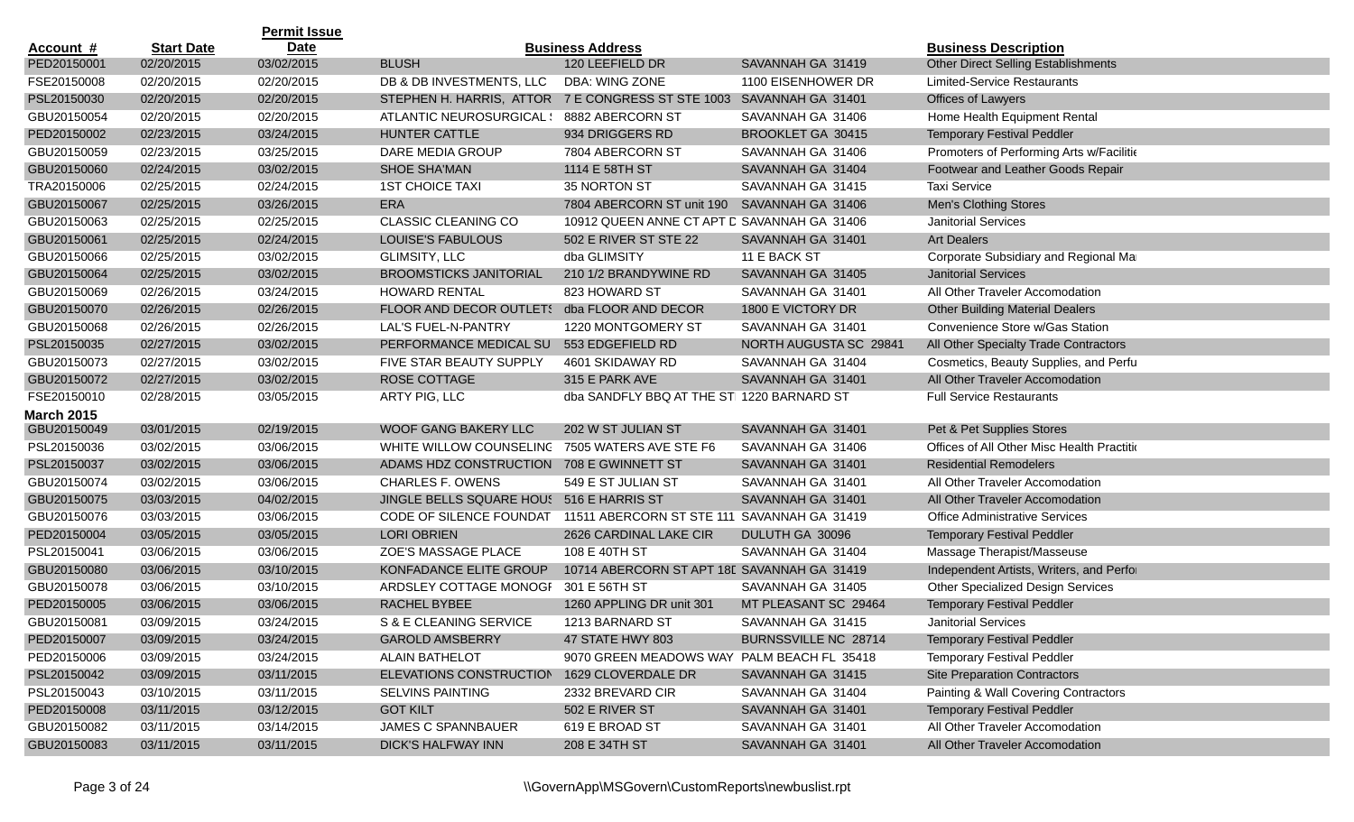| Account # | Start Date | Permit Issue Date | | Business Address | | Business Description |
|---|---|---|---|---|---|---|
| PED20150001 | 02/20/2015 | 03/02/2015 | BLUSH | 120 LEEFIELD DR | SAVANNAH GA 31419 | Other Direct Selling Establishments |
| FSE20150008 | 02/20/2015 | 02/20/2015 | DB & DB INVESTMENTS, LLC | DBA: WING ZONE | 1100 EISENHOWER DR | Limited-Service Restaurants |
| PSL20150030 | 02/20/2015 | 02/20/2015 | STEPHEN H. HARRIS, ATTOR | 7 E CONGRESS ST STE 1003 | SAVANNAH GA 31401 | Offices of Lawyers |
| GBU20150054 | 02/20/2015 | 02/20/2015 | ATLANTIC NEUROSURGICAL | 8882 ABERCORN ST | SAVANNAH GA 31406 | Home Health Equipment Rental |
| PED20150002 | 02/23/2015 | 03/24/2015 | HUNTER CATTLE | 934 DRIGGERS RD | BROOKLET GA 30415 | Temporary Festival Peddler |
| GBU20150059 | 02/23/2015 | 03/25/2015 | DARE MEDIA GROUP | 7804 ABERCORN ST | SAVANNAH GA 31406 | Promoters of Performing Arts w/Facilitie |
| GBU20150060 | 02/24/2015 | 03/02/2015 | SHOE SHA'MAN | 1114 E 58TH ST | SAVANNAH GA 31404 | Footwear and Leather Goods Repair |
| TRA20150006 | 02/25/2015 | 02/24/2015 | 1ST CHOICE TAXI | 35 NORTON ST | SAVANNAH GA 31415 | Taxi Service |
| GBU20150067 | 02/25/2015 | 03/26/2015 | ERA | 7804 ABERCORN ST unit 190 | SAVANNAH GA 31406 | Men's Clothing Stores |
| GBU20150063 | 02/25/2015 | 02/25/2015 | CLASSIC CLEANING CO | 10912 QUEEN ANNE CT APT D | SAVANNAH GA 31406 | Janitorial Services |
| GBU20150061 | 02/25/2015 | 02/24/2015 | LOUISE'S FABULOUS | 502 E RIVER ST STE 22 | SAVANNAH GA 31401 | Art Dealers |
| GBU20150066 | 02/25/2015 | 03/02/2015 | GLIMSITY, LLC | dba GLIMSITY | 11 E BACK ST | Corporate Subsidiary and Regional Ma |
| GBU20150064 | 02/25/2015 | 03/02/2015 | BROOMSTICKS JANITORIAL | 210 1/2 BRANDYWINE RD | SAVANNAH GA 31405 | Janitorial Services |
| GBU20150069 | 02/26/2015 | 03/24/2015 | HOWARD RENTAL | 823 HOWARD ST | SAVANNAH GA 31401 | All Other Traveler Accomodation |
| GBU20150070 | 02/26/2015 | 02/26/2015 | FLOOR AND DECOR OUTLETS | dba FLOOR AND DECOR | 1800 E VICTORY DR | Other Building Material Dealers |
| GBU20150068 | 02/26/2015 | 02/26/2015 | LAL'S FUEL-N-PANTRY | 1220 MONTGOMERY ST | SAVANNAH GA 31401 | Convenience Store w/Gas Station |
| PSL20150035 | 02/27/2015 | 03/02/2015 | PERFORMANCE MEDICAL SU | 553 EDGEFIELD RD | NORTH AUGUSTA SC 29841 | All Other Specialty Trade Contractors |
| GBU20150073 | 02/27/2015 | 03/02/2015 | FIVE STAR BEAUTY SUPPLY | 4601 SKIDAWAY RD | SAVANNAH GA 31404 | Cosmetics, Beauty Supplies, and Perfu |
| GBU20150072 | 02/27/2015 | 03/02/2015 | ROSE COTTAGE | 315 E PARK AVE | SAVANNAH GA 31401 | All Other Traveler Accomodation |
| FSE20150010 | 02/28/2015 | 03/05/2015 | ARTY PIG, LLC | dba SANDFLY BBQ AT THE ST | 1220 BARNARD ST | Full Service Restaurants |
| **March 2015** | | | | | | |
| GBU20150049 | 03/01/2015 | 02/19/2015 | WOOF GANG BAKERY LLC | 202 W ST JULIAN ST | SAVANNAH GA 31401 | Pet & Pet Supplies Stores |
| PSL20150036 | 03/02/2015 | 03/06/2015 | WHITE WILLOW COUNSELING | 7505 WATERS AVE STE F6 | SAVANNAH GA 31406 | Offices of All Other Misc Health Practitio |
| PSL20150037 | 03/02/2015 | 03/06/2015 | ADAMS HDZ CONSTRUCTION | 708 E GWINNETT ST | SAVANNAH GA 31401 | Residential Remodelers |
| GBU20150074 | 03/02/2015 | 03/06/2015 | CHARLES F. OWENS | 549 E ST JULIAN ST | SAVANNAH GA 31401 | All Other Traveler Accomodation |
| GBU20150075 | 03/03/2015 | 04/02/2015 | JINGLE BELLS SQUARE HOUS | 516 E HARRIS ST | SAVANNAH GA 31401 | All Other Traveler Accomodation |
| GBU20150076 | 03/03/2015 | 03/06/2015 | CODE OF SILENCE FOUNDAT | 11511 ABERCORN ST STE 111 | SAVANNAH GA 31419 | Office Administrative Services |
| PED20150004 | 03/05/2015 | 03/05/2015 | LORI OBRIEN | 2626 CARDINAL LAKE CIR | DULUTH GA 30096 | Temporary Festival Peddler |
| PSL20150041 | 03/06/2015 | 03/06/2015 | ZOE'S MASSAGE PLACE | 108 E 40TH ST | SAVANNAH GA 31404 | Massage Therapist/Masseuse |
| GBU20150080 | 03/06/2015 | 03/10/2015 | KONFADANCE ELITE GROUP | 10714 ABERCORN ST APT 18D | SAVANNAH GA 31419 | Independent Artists, Writers, and Perfo |
| GBU20150078 | 03/06/2015 | 03/10/2015 | ARDSLEY COTTAGE MONOGR | 301 E 56TH ST | SAVANNAH GA 31405 | Other Specialized Design Services |
| PED20150005 | 03/06/2015 | 03/06/2015 | RACHEL BYBEE | 1260 APPLING DR unit 301 | MT PLEASANT SC 29464 | Temporary Festival Peddler |
| GBU20150081 | 03/09/2015 | 03/24/2015 | S & E CLEANING SERVICE | 1213 BARNARD ST | SAVANNAH GA 31415 | Janitorial Services |
| PED20150007 | 03/09/2015 | 03/24/2015 | GAROLD AMSBERRY | 47 STATE HWY 803 | BURNSSVILLE NC 28714 | Temporary Festival Peddler |
| PED20150006 | 03/09/2015 | 03/24/2015 | ALAIN BATHELOT | 9070 GREEN MEADOWS WAY | PALM BEACH FL 35418 | Temporary Festival Peddler |
| PSL20150042 | 03/09/2015 | 03/11/2015 | ELEVATIONS CONSTRUCTION | 1629 CLOVERDALE DR | SAVANNAH GA 31415 | Site Preparation Contractors |
| PSL20150043 | 03/10/2015 | 03/11/2015 | SELVINS PAINTING | 2332 BREVARD CIR | SAVANNAH GA 31404 | Painting & Wall Covering Contractors |
| PED20150008 | 03/11/2015 | 03/12/2015 | GOT KILT | 502 E RIVER ST | SAVANNAH GA 31401 | Temporary Festival Peddler |
| GBU20150082 | 03/11/2015 | 03/14/2015 | JAMES C SPANNBAUER | 619 E BROAD ST | SAVANNAH GA 31401 | All Other Traveler Accomodation |
| GBU20150083 | 03/11/2015 | 03/11/2015 | DICK'S HALFWAY INN | 208 E 34TH ST | SAVANNAH GA 31401 | All Other Traveler Accomodation |

\\GovernApp\MSGovern\CustomReports\newbuslist.rpt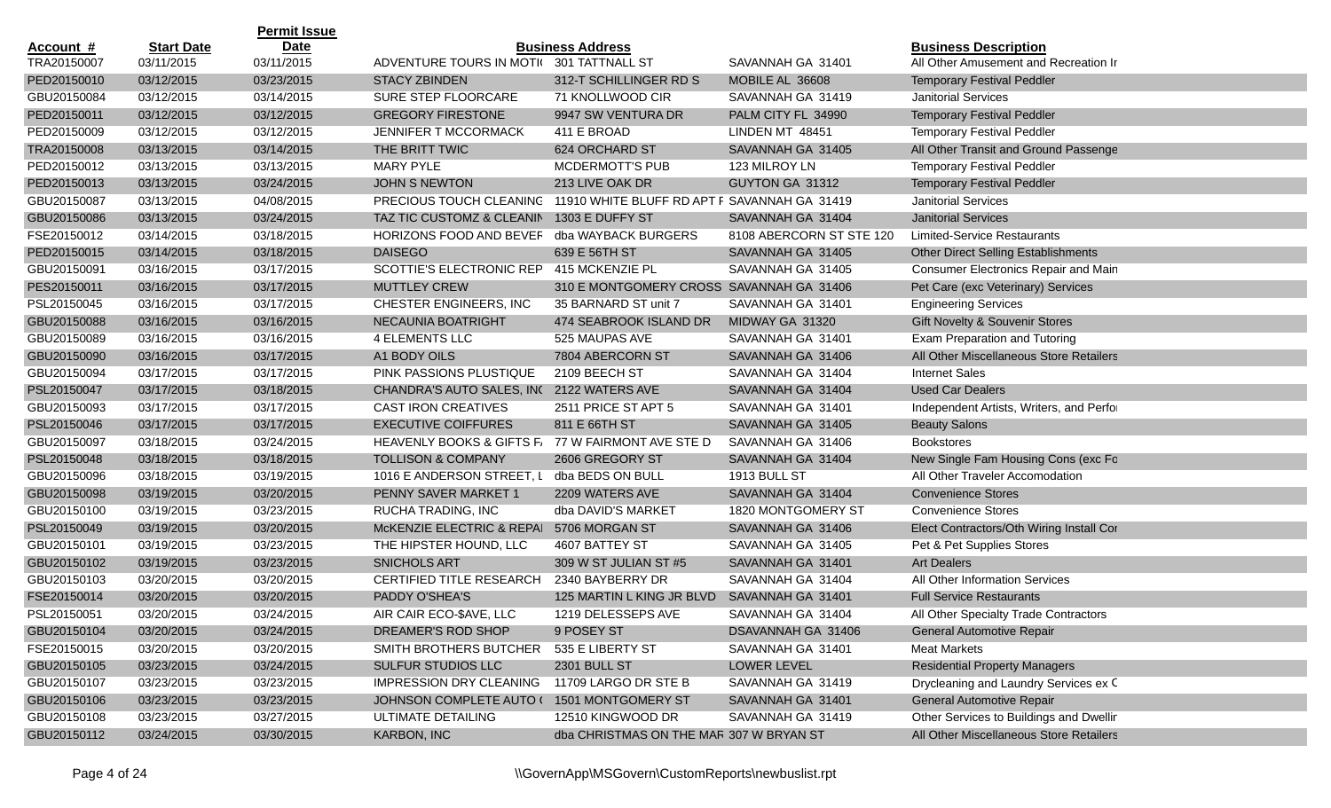| Account # | Start Date | Permit Issue Date | Business Address | | | Business Description |
|---|---|---|---|---|---|---|
| TRA20150007 | 03/11/2015 | 03/11/2015 | ADVENTURE TOURS IN MOTI( | 301 TATTNALL ST | SAVANNAH GA 31401 | All Other Amusement and Recreation Ir |
| PED20150010 | 03/12/2015 | 03/23/2015 | STACY ZBINDEN | 312-T SCHILLINGER RD S | MOBILE AL 36608 | Temporary Festival Peddler |
| GBU20150084 | 03/12/2015 | 03/14/2015 | SURE STEP FLOORCARE | 71 KNOLLWOOD CIR | SAVANNAH GA 31419 | Janitorial Services |
| PED20150011 | 03/12/2015 | 03/12/2015 | GREGORY FIRESTONE | 9947 SW VENTURA DR | PALM CITY FL 34990 | Temporary Festival Peddler |
| PED20150009 | 03/12/2015 | 03/12/2015 | JENNIFER T MCCORMACK | 411 E BROAD | LINDEN MT 48451 | Temporary Festival Peddler |
| TRA20150008 | 03/13/2015 | 03/14/2015 | THE BRITT TWIC | 624 ORCHARD ST | SAVANNAH GA 31405 | All Other Transit and Ground Passenge |
| PED20150012 | 03/13/2015 | 03/13/2015 | MARY PYLE | MCDERMOTT'S PUB | 123 MILROY LN | Temporary Festival Peddler |
| PED20150013 | 03/13/2015 | 03/24/2015 | JOHN S NEWTON | 213 LIVE OAK DR | GUYTON GA 31312 | Temporary Festival Peddler |
| GBU20150087 | 03/13/2015 | 04/08/2015 | PRECIOUS TOUCH CLEANING | 11910 WHITE BLUFF RD APT F | SAVANNAH GA 31419 | Janitorial Services |
| GBU20150086 | 03/13/2015 | 03/24/2015 | TAZ TIC CUSTOMZ & CLEANIN | 1303 E DUFFY ST | SAVANNAH GA 31404 | Janitorial Services |
| FSE20150012 | 03/14/2015 | 03/18/2015 | HORIZONS FOOD AND BEVEF | dba WAYBACK BURGERS | 8108 ABERCORN ST STE 120 | Limited-Service Restaurants |
| PED20150015 | 03/14/2015 | 03/18/2015 | DAISEGO | 639 E 56TH ST | SAVANNAH GA 31405 | Other Direct Selling Establishments |
| GBU20150091 | 03/16/2015 | 03/17/2015 | SCOTTIE'S ELECTRONIC REP | 415 MCKENZIE PL | SAVANNAH GA 31405 | Consumer Electronics Repair and Main |
| PES20150011 | 03/16/2015 | 03/17/2015 | MUTTLEY CREW | 310 E MONTGOMERY CROSS | SAVANNAH GA 31406 | Pet Care (exc Veterinary) Services |
| PSL20150045 | 03/16/2015 | 03/17/2015 | CHESTER ENGINEERS, INC | 35 BARNARD ST unit 7 | SAVANNAH GA 31401 | Engineering Services |
| GBU20150088 | 03/16/2015 | 03/16/2015 | NECAUNIA BOATRIGHT | 474 SEABROOK ISLAND DR | MIDWAY GA 31320 | Gift Novelty & Souvenir Stores |
| GBU20150089 | 03/16/2015 | 03/16/2015 | 4 ELEMENTS LLC | 525 MAUPAS AVE | SAVANNAH GA 31401 | Exam Preparation and Tutoring |
| GBU20150090 | 03/16/2015 | 03/17/2015 | A1 BODY OILS | 7804 ABERCORN ST | SAVANNAH GA 31406 | All Other Miscellaneous Store Retailers |
| GBU20150094 | 03/17/2015 | 03/17/2015 | PINK PASSIONS PLUSTIQUE | 2109 BEECH ST | SAVANNAH GA 31404 | Internet Sales |
| PSL20150047 | 03/17/2015 | 03/18/2015 | CHANDRA'S AUTO SALES, IN( | 2122 WATERS AVE | SAVANNAH GA 31404 | Used Car Dealers |
| GBU20150093 | 03/17/2015 | 03/17/2015 | CAST IRON CREATIVES | 2511 PRICE ST APT 5 | SAVANNAH GA 31401 | Independent Artists, Writers, and Perfo |
| PSL20150046 | 03/17/2015 | 03/17/2015 | EXECUTIVE COIFFURES | 811 E 66TH ST | SAVANNAH GA 31405 | Beauty Salons |
| GBU20150097 | 03/18/2015 | 03/24/2015 | HEAVENLY BOOKS & GIFTS F/ | 77 W FAIRMONT AVE STE D | SAVANNAH GA 31406 | Bookstores |
| PSL20150048 | 03/18/2015 | 03/18/2015 | TOLLISON & COMPANY | 2606 GREGORY ST | SAVANNAH GA 31404 | New Single Fam Housing Cons (exc Fo |
| GBU20150096 | 03/18/2015 | 03/19/2015 | 1016 E ANDERSON STREET, L | dba BEDS ON BULL | 1913 BULL ST | All Other Traveler Accomodation |
| GBU20150098 | 03/19/2015 | 03/20/2015 | PENNY SAVER MARKET 1 | 2209 WATERS AVE | SAVANNAH GA 31404 | Convenience Stores |
| GBU20150100 | 03/19/2015 | 03/23/2015 | RUCHA TRADING, INC | dba DAVID'S MARKET | 1820 MONTGOMERY ST | Convenience Stores |
| PSL20150049 | 03/19/2015 | 03/20/2015 | McKENZIE ELECTRIC & REPAI | 5706 MORGAN ST | SAVANNAH GA 31406 | Elect Contractors/Oth Wiring Install Cor |
| GBU20150101 | 03/19/2015 | 03/23/2015 | THE HIPSTER HOUND, LLC | 4607 BATTEY ST | SAVANNAH GA 31405 | Pet & Pet Supplies Stores |
| GBU20150102 | 03/19/2015 | 03/23/2015 | SNICHOLS ART | 309 W ST JULIAN ST #5 | SAVANNAH GA 31401 | Art Dealers |
| GBU20150103 | 03/20/2015 | 03/20/2015 | CERTIFIED TITLE RESEARCH | 2340 BAYBERRY DR | SAVANNAH GA 31404 | All Other Information Services |
| FSE20150014 | 03/20/2015 | 03/20/2015 | PADDY O'SHEA'S | 125 MARTIN L KING JR BLVD | SAVANNAH GA 31401 | Full Service Restaurants |
| PSL20150051 | 03/20/2015 | 03/24/2015 | AIR CAIR ECO-$AVE, LLC | 1219 DELESSEPS AVE | SAVANNAH GA 31404 | All Other Specialty Trade Contractors |
| GBU20150104 | 03/20/2015 | 03/24/2015 | DREAMER'S ROD SHOP | 9 POSEY ST | DSAVANNAH GA 31406 | General Automotive Repair |
| FSE20150015 | 03/20/2015 | 03/20/2015 | SMITH BROTHERS BUTCHER | 535 E LIBERTY ST | SAVANNAH GA 31401 | Meat Markets |
| GBU20150105 | 03/23/2015 | 03/24/2015 | SULFUR STUDIOS LLC | 2301 BULL ST | LOWER LEVEL | Residential Property Managers |
| GBU20150107 | 03/23/2015 | 03/23/2015 | IMPRESSION DRY CLEANING | 11709 LARGO DR STE B | SAVANNAH GA 31419 | Drycleaning and Laundry Services ex C |
| GBU20150106 | 03/23/2015 | 03/23/2015 | JOHNSON COMPLETE AUTO ( | 1501 MONTGOMERY ST | SAVANNAH GA 31401 | General Automotive Repair |
| GBU20150108 | 03/23/2015 | 03/27/2015 | ULTIMATE DETAILING | 12510 KINGWOOD DR | SAVANNAH GA 31419 | Other Services to Buildings and Dwellir |
| GBU20150112 | 03/24/2015 | 03/30/2015 | KARBON, INC | dba CHRISTMAS ON THE MAF | 307 W BRYAN ST | All Other Miscellaneous Store Retailers |

\\GovernApp\MSGovern\CustomReports\newbuslist.rpt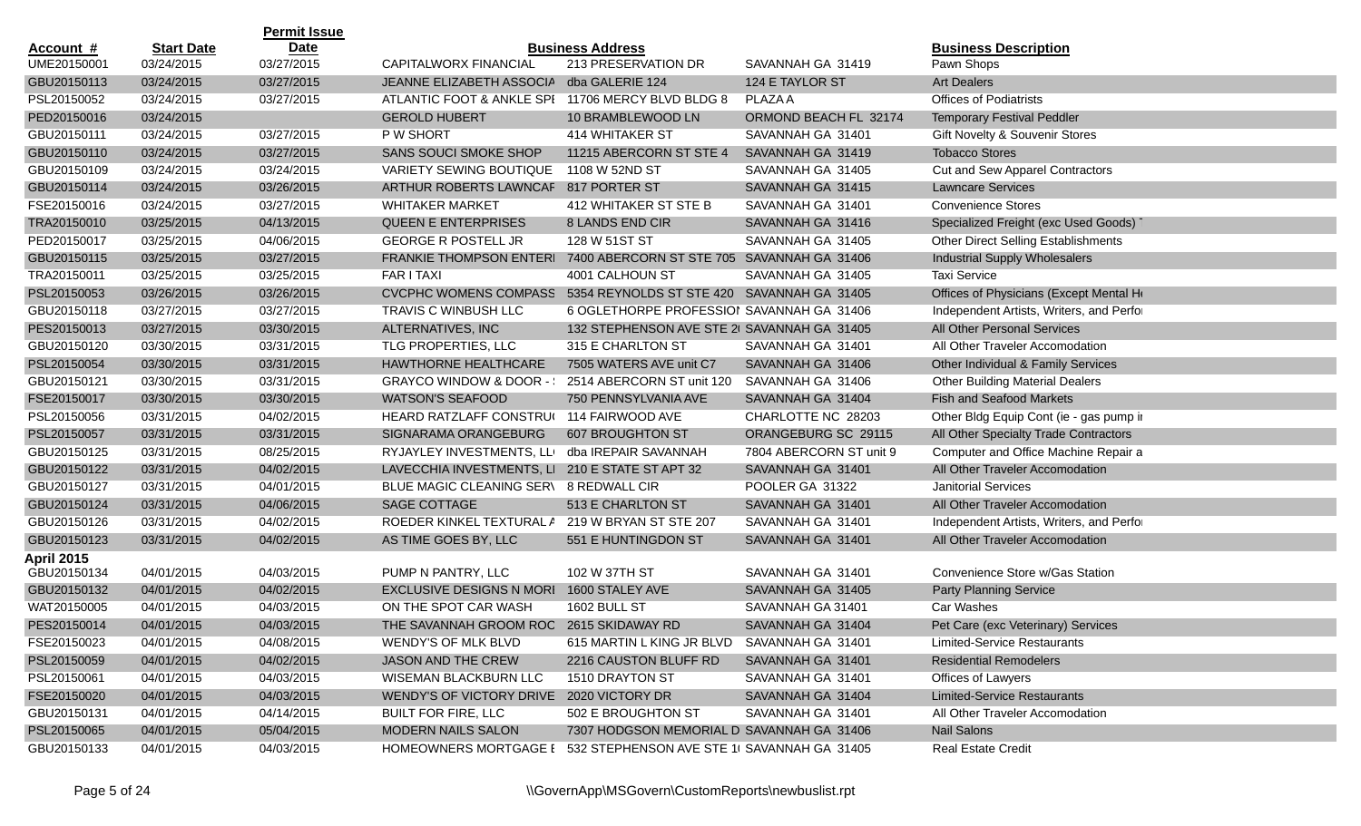| Account # | Start Date | Permit Issue Date | | Business Address | | Business Description |
|---|---|---|---|---|---|---|
| UME20150001 | 03/24/2015 | 03/27/2015 | CAPITALWORX FINANCIAL | 213 PRESERVATION DR | SAVANNAH GA 31419 | Pawn Shops |
| GBU20150113 | 03/24/2015 | 03/27/2015 | JEANNE ELIZABETH ASSOCIA | dba GALERIE 124 | 124 E TAYLOR ST | Art Dealers |
| PSL20150052 | 03/24/2015 | 03/27/2015 | ATLANTIC FOOT & ANKLE SPI | 11706 MERCY BLVD BLDG 8 | PLAZA A | Offices of Podiatrists |
| PED20150016 | 03/24/2015 | | GEROLD HUBERT | 10 BRAMBLEWOOD LN | ORMOND BEACH FL 32174 | Temporary Festival Peddler |
| GBU20150111 | 03/24/2015 | 03/27/2015 | P W SHORT | 414 WHITAKER ST | SAVANNAH GA 31401 | Gift Novelty & Souvenir Stores |
| GBU20150110 | 03/24/2015 | 03/27/2015 | SANS SOUCI SMOKE SHOP | 11215 ABERCORN ST STE 4 | SAVANNAH GA 31419 | Tobacco Stores |
| GBU20150109 | 03/24/2015 | 03/24/2015 | VARIETY SEWING BOUTIQUE | 1108 W 52ND ST | SAVANNAH GA 31405 | Cut and Sew Apparel Contractors |
| GBU20150114 | 03/24/2015 | 03/26/2015 | ARTHUR ROBERTS LAWNCAF | 817 PORTER ST | SAVANNAH GA 31415 | Lawncare Services |
| FSE20150016 | 03/24/2015 | 03/27/2015 | WHITAKER MARKET | 412 WHITAKER ST STE B | SAVANNAH GA 31401 | Convenience Stores |
| TRA20150010 | 03/25/2015 | 04/13/2015 | QUEEN E ENTERPRISES | 8 LANDS END CIR | SAVANNAH GA 31416 | Specialized Freight (exc Used Goods) |
| PED20150017 | 03/25/2015 | 04/06/2015 | GEORGE R POSTELL JR | 128 W 51ST ST | SAVANNAH GA 31405 | Other Direct Selling Establishments |
| GBU20150115 | 03/25/2015 | 03/27/2015 | FRANKIE THOMPSON ENTERI | 7400 ABERCORN ST STE 705 | SAVANNAH GA 31406 | Industrial Supply Wholesalers |
| TRA20150011 | 03/25/2015 | 03/25/2015 | FAR I TAXI | 4001 CALHOUN ST | SAVANNAH GA 31405 | Taxi Service |
| PSL20150053 | 03/26/2015 | 03/26/2015 | CVCPHC WOMENS COMPASS | 5354 REYNOLDS ST STE 420 | SAVANNAH GA 31405 | Offices of Physicians (Except Mental He |
| GBU20150118 | 03/27/2015 | 03/27/2015 | TRAVIS C WINBUSH LLC | 6 OGLETHORPE PROFESSIOI | SAVANNAH GA 31406 | Independent Artists, Writers, and Perfo |
| PES20150013 | 03/27/2015 | 03/30/2015 | ALTERNATIVES, INC | 132 STEPHENSON AVE STE 2 | SAVANNAH GA 31405 | All Other Personal Services |
| GBU20150120 | 03/30/2015 | 03/31/2015 | TLG PROPERTIES, LLC | 315 E CHARLTON ST | SAVANNAH GA 31401 | All Other Traveler Accomodation |
| PSL20150054 | 03/30/2015 | 03/31/2015 | HAWTHORNE HEALTHCARE | 7505 WATERS AVE unit C7 | SAVANNAH GA 31406 | Other Individual & Family Services |
| GBU20150121 | 03/30/2015 | 03/31/2015 | GRAYCO WINDOW & DOOR - | 2514 ABERCORN ST unit 120 | SAVANNAH GA 31406 | Other Building Material Dealers |
| FSE20150017 | 03/30/2015 | 03/30/2015 | WATSON'S SEAFOOD | 750 PENNSYLVANIA AVE | SAVANNAH GA 31404 | Fish and Seafood Markets |
| PSL20150056 | 03/31/2015 | 04/02/2015 | HEARD RATZLAFF CONSTRU | 114 FAIRWOOD AVE | CHARLOTTE NC 28203 | Other Bldg Equip Cont (ie - gas pump i |
| PSL20150057 | 03/31/2015 | 03/31/2015 | SIGNARAMA ORANGEBURG | 607 BROUGHTON ST | ORANGEBURG SC 29115 | All Other Specialty Trade Contractors |
| GBU20150125 | 03/31/2015 | 08/25/2015 | RYJAYLEY INVESTMENTS, LL | dba IREPAIR SAVANNAH | 7804 ABERCORN ST unit 9 | Computer and Office Machine Repair a |
| GBU20150122 | 03/31/2015 | 04/02/2015 | LAVECCHIA INVESTMENTS, LI | 210 E STATE ST APT 32 | SAVANNAH GA 31401 | All Other Traveler Accomodation |
| GBU20150127 | 03/31/2015 | 04/01/2015 | BLUE MAGIC CLEANING SER\ | 8 REDWALL CIR | POOLER GA 31322 | Janitorial Services |
| GBU20150124 | 03/31/2015 | 04/06/2015 | SAGE COTTAGE | 513 E CHARLTON ST | SAVANNAH GA 31401 | All Other Traveler Accomodation |
| GBU20150126 | 03/31/2015 | 04/02/2015 | ROEDER KINKEL TEXTURAL A | 219 W BRYAN ST STE 207 | SAVANNAH GA 31401 | Independent Artists, Writers, and Perfo |
| GBU20150123 | 03/31/2015 | 04/02/2015 | AS TIME GOES BY, LLC | 551 E HUNTINGDON ST | SAVANNAH GA 31401 | All Other Traveler Accomodation |
| **April 2015** | | | | | | |
| GBU20150134 | 04/01/2015 | 04/03/2015 | PUMP N PANTRY, LLC | 102 W 37TH ST | SAVANNAH GA 31401 | Convenience Store w/Gas Station |
| GBU20150132 | 04/01/2015 | 04/02/2015 | EXCLUSIVE DESIGNS N MORI | 1600 STALEY AVE | SAVANNAH GA 31405 | Party Planning Service |
| WAT20150005 | 04/01/2015 | 04/03/2015 | ON THE SPOT CAR WASH | 1602 BULL ST | SAVANNAH GA 31401 | Car Washes |
| PES20150014 | 04/01/2015 | 04/03/2015 | THE SAVANNAH GROOM ROC | 2615 SKIDAWAY RD | SAVANNAH GA 31404 | Pet Care (exc Veterinary) Services |
| FSE20150023 | 04/01/2015 | 04/08/2015 | WENDY'S OF MLK BLVD | 615 MARTIN L KING JR BLVD | SAVANNAH GA 31401 | Limited-Service Restaurants |
| PSL20150059 | 04/01/2015 | 04/02/2015 | JASON AND THE CREW | 2216 CAUSTON BLUFF RD | SAVANNAH GA 31401 | Residential Remodelers |
| PSL20150061 | 04/01/2015 | 04/03/2015 | WISEMAN BLACKBURN LLC | 1510 DRAYTON ST | SAVANNAH GA 31401 | Offices of Lawyers |
| FSE20150020 | 04/01/2015 | 04/03/2015 | WENDY'S OF VICTORY DRIVE | 2020 VICTORY DR | SAVANNAH GA 31404 | Limited-Service Restaurants |
| GBU20150131 | 04/01/2015 | 04/14/2015 | BUILT FOR FIRE, LLC | 502 E BROUGHTON ST | SAVANNAH GA 31401 | All Other Traveler Accomodation |
| PSL20150065 | 04/01/2015 | 05/04/2015 | MODERN NAILS SALON | 7307 HODGSON MEMORIAL D | SAVANNAH GA 31406 | Nail Salons |
| GBU20150133 | 04/01/2015 | 04/03/2015 | HOMEOWNERS MORTGAGE I | 532 STEPHENSON AVE STE 1 | SAVANNAH GA 31405 | Real Estate Credit |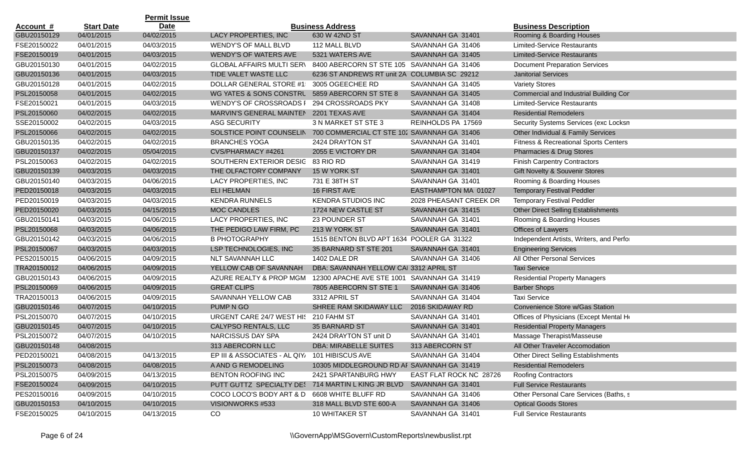| Account # | Start Date | Permit Issue Date | Business Address | | | Business Description |
|---|---|---|---|---|---|---|
| GBU20150129 | 04/01/2015 | 04/02/2015 | LACY PROPERTIES, INC | 630 W 42ND ST | SAVANNAH GA 31401 | Rooming & Boarding Houses |
| FSE20150022 | 04/01/2015 | 04/03/2015 | WENDY'S OF MALL BLVD | 112 MALL BLVD | SAVANNAH GA 31406 | Limited-Service Restaurants |
| FSE20150019 | 04/01/2015 | 04/03/2015 | WENDY'S OF WATERS AVE | 5321 WATERS AVE | SAVANNAH GA 31405 | Limited-Service Restaurants |
| GBU20150130 | 04/01/2015 | 04/02/2015 | GLOBAL AFFAIRS MULTI SERV | 8400 ABERCORN ST STE 105 | SAVANNAH GA 31406 | Document Preparation Services |
| GBU20150136 | 04/01/2015 | 04/03/2015 | TIDE VALET WASTE LLC | 6236 ST ANDREWS RT unit 2A | COLUMBIA SC 29212 | Janitorial Services |
| GBU20150128 | 04/01/2015 | 04/02/2015 | DOLLAR GENERAL STORE #1 | 3005 OGEECHEE RD | SAVANNAH GA 31405 | Variety Stores |
| PSL20150058 | 04/01/2015 | 04/02/2015 | WG YATES & SONS CONSTRU | 5859 ABERCORN ST STE 8 | SAVANNAH GA 31405 | Commercial and Industrial Building Cor |
| FSE20150021 | 04/01/2015 | 04/03/2015 | WENDY'S OF CROSSROADS I | 294 CROSSROADS PKY | SAVANNAH GA 31408 | Limited-Service Restaurants |
| PSL20150060 | 04/02/2015 | 04/02/2015 | MARVIN'S GENERAL MAINTEN | 2201 TEXAS AVE | SAVANNAH GA 31404 | Residential Remodelers |
| SSE20150002 | 04/02/2015 | 04/03/2015 | ASG SECURITY | 3 N MARKET ST STE 3 | REINHOLDS PA 17569 | Security Systems Services (exc Locksn |
| PSL20150066 | 04/02/2015 | 04/02/2015 | SOLSTICE POINT COUNSELIN | 700 COMMERCIAL CT STE 102 | SAVANNAH GA 31406 | Other Individual & Family Services |
| GBU20150135 | 04/02/2015 | 04/02/2015 | BRANCHES YOGA | 2424 DRAYTON ST | SAVANNAH GA 31401 | Fitness & Recreational Sports Centers |
| GBU20150137 | 04/02/2015 | 05/04/2015 | CVS/PHARMACY #4261 | 2055 E VICTORY DR | SAVANNAH GA 31404 | Pharmacies & Drug Stores |
| PSL20150063 | 04/02/2015 | 04/02/2015 | SOUTHERN EXTERIOR DESIG | 83 RIO RD | SAVANNAH GA 31419 | Finish Carpentry Contractors |
| GBU20150139 | 04/03/2015 | 04/03/2015 | THE OLFACTORY COMPANY | 15 W YORK ST | SAVANNAH GA 31401 | Gift Novelty & Souvenir Stores |
| GBU20150140 | 04/03/2015 | 04/06/2015 | LACY PROPERTIES, INC | 731 E 38TH ST | SAVANNAH GA 31401 | Rooming & Boarding Houses |
| PED20150018 | 04/03/2015 | 04/03/2015 | ELI HELMAN | 16 FIRST AVE | EASTHAMPTON MA 01027 | Temporary Festival Peddler |
| PED20150019 | 04/03/2015 | 04/03/2015 | KENDRA RUNNELS | KENDRA STUDIOS INC | 2028 PHEASANT CREEK DR | Temporary Festival Peddler |
| PED20150020 | 04/03/2015 | 04/15/2015 | MOC CANDLES | 1724 NEW CASTLE ST | SAVANNAH GA 31415 | Other Direct Selling Establishments |
| GBU20150141 | 04/03/2015 | 04/06/2015 | LACY PROPERTIES, INC | 23 POUNDER ST | SAVANNAH GA 31401 | Rooming & Boarding Houses |
| PSL20150068 | 04/03/2015 | 04/06/2015 | THE PEDIGO LAW FIRM, PC | 213 W YORK ST | SAVANNAH GA 31401 | Offices of Lawyers |
| GBU20150142 | 04/03/2015 | 04/06/2015 | B PHOTOGRAPHY | 1515 BENTON BLVD APT 1634 | POOLER GA 31322 | Independent Artists, Writers, and Perfo |
| PSL20150067 | 04/03/2015 | 04/03/2015 | LSP TECHNOLOGIES, INC | 35 BARNARD ST STE 201 | SAVANNAH GA 31401 | Engineering Services |
| PES20150015 | 04/06/2015 | 04/09/2015 | NLT SAVANNAH LLC | 1402 DALE DR | SAVANNAH GA 31406 | All Other Personal Services |
| TRA20150012 | 04/06/2015 | 04/09/2015 | YELLOW CAB OF SAVANNAH | DBA: SAVANNAH YELLOW CAI | 3312 APRIL ST | Taxi Service |
| GBU20150143 | 04/06/2015 | 04/09/2015 | AZURE REALTY & PROP MGM | 12300 APACHE AVE STE 1001 | SAVANNAH GA 31419 | Residential Property Managers |
| PSL20150069 | 04/06/2015 | 04/09/2015 | GREAT CLIPS | 7805 ABERCORN ST STE 1 | SAVANNAH GA 31406 | Barber Shops |
| TRA20150013 | 04/06/2015 | 04/09/2015 | SAVANNAH YELLOW CAB | 3312 APRIL ST | SAVANNAH GA 31404 | Taxi Service |
| GBU20150146 | 04/07/2015 | 04/10/2015 | PUMP N GO | SHREE RAM SKIDAWAY LLC | 2016 SKIDAWAY RD | Convenience Store w/Gas Station |
| PSL20150070 | 04/07/2015 | 04/10/2015 | URGENT CARE 24/7 WEST HIS | 210 FAHM ST | SAVANNAH GA 31401 | Offices of Physicians (Except Mental H |
| GBU20150145 | 04/07/2015 | 04/10/2015 | CALYPSO RENTALS, LLC | 35 BARNARD ST | SAVANNAH GA 31401 | Residential Property Managers |
| PSL20150072 | 04/07/2015 | 04/10/2015 | NARCISSUS DAY SPA | 2424 DRAYTON ST unit D | SAVANNAH GA 31401 | Massage Therapist/Masseuse |
| GBU20150148 | 04/08/2015 | | 313 ABERCORN LLC | DBA: MIRABELLE SUITES | 313 ABERCORN ST | All Other Traveler Accomodation |
| PED20150021 | 04/08/2015 | 04/13/2015 | EP III & ASSOCIATES - AL QIY | 101 HIBISCUS AVE | SAVANNAH GA 31404 | Other Direct Selling Establishments |
| PSL20150073 | 04/08/2015 | 04/08/2015 | A AND G REMODELING | 10305 MIDDLEGROUND RD AF | SAVANNAH GA 31419 | Residential Remodelers |
| PSL20150075 | 04/09/2015 | 04/13/2015 | BENTON ROOFING INC | 2421 SPARTANBURG HWY | EAST FLAT ROCK NC 28726 | Roofing Contractors |
| FSE20150024 | 04/09/2015 | 04/10/2015 | PUTT GUTTZ SPECIALTY DES | 714 MARTIN L KING JR BLVD | SAVANNAH GA 31401 | Full Service Restaurants |
| PES20150016 | 04/09/2015 | 04/10/2015 | COCO LOCO'S BODY ART & D | 6608 WHITE BLUFF RD | SAVANNAH GA 31406 | Other Personal Care Services (Baths, s |
| GBU20150153 | 04/10/2015 | 04/10/2015 | VISIONWORKS #533 | 318 MALL BLVD STE 600-A | SAVANNAH GA 31406 | Optical Goods Stores |
| FSE20150025 | 04/10/2015 | 04/13/2015 | CO | 10 WHITAKER ST | SAVANNAH GA 31401 | Full Service Restaurants |

\\GovernApp\MSGovern\CustomReports\newbuslist.rpt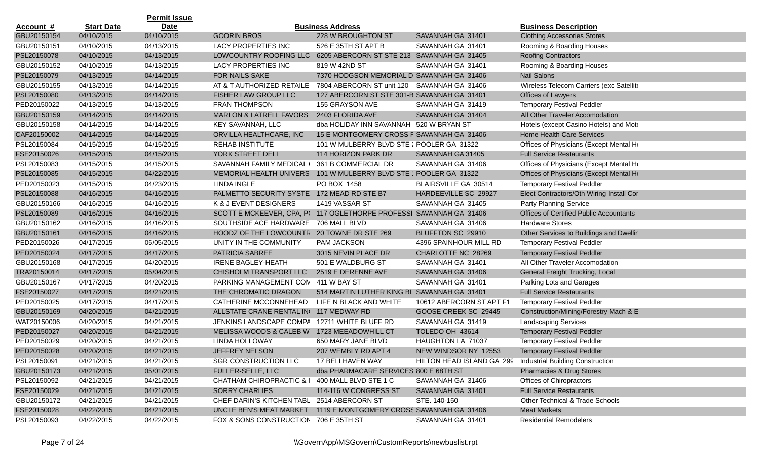| Account # | Start Date | Permit Issue Date | | Business Address | | Business Description |
|---|---|---|---|---|---|---|
| GBU20150154 | 04/10/2015 | 04/10/2015 | GOORIN BROS | 228 W BROUGHTON ST | SAVANNAH GA 31401 | Clothing Accessories Stores |
| GBU20150151 | 04/10/2015 | 04/13/2015 | LACY PROPERTIES INC | 526 E 35TH ST APT B | SAVANNAH GA 31401 | Rooming & Boarding Houses |
| PSL20150078 | 04/10/2015 | 04/13/2015 | LOWCOUNTRY ROOFING LLC | 6205 ABERCORN ST STE 213 | SAVANNAH GA 31405 | Roofing Contractors |
| GBU20150152 | 04/10/2015 | 04/13/2015 | LACY PROPERTIES INC | 819 W 42ND ST | SAVANNAH GA 31401 | Rooming & Boarding Houses |
| PSL20150079 | 04/13/2015 | 04/14/2015 | FOR NAILS SAKE | 7370 HODGSON MEMORIAL D | SAVANNAH GA 31406 | Nail Salons |
| GBU20150155 | 04/13/2015 | 04/14/2015 | AT & T AUTHORIZED RETAILE | 7804 ABERCORN ST unit 120 | SAVANNAH GA 31406 | Wireless Telecom Carriers (exc Satellite |
| PSL20150080 | 04/13/2015 | 04/14/2015 | FISHER LAW GROUP LLC | 127 ABERCORN ST STE 301-B | SAVANNAH GA 31401 | Offices of Lawyers |
| PED20150022 | 04/13/2015 | 04/13/2015 | FRAN THOMPSON | 155 GRAYSON AVE | SAVANNAH GA 31419 | Temporary Festival Peddler |
| GBU20150159 | 04/14/2015 | 04/14/2015 | MARLON & LATRELL FAVORS | 2403 FLORIDA AVE | SAVANNAH GA 31404 | All Other Traveler Accomodation |
| GBU20150158 | 04/14/2015 | 04/14/2015 | KEY SAVANNAH, LLC | dba HOLIDAY INN SAVANNAH | 520 W BRYAN ST | Hotels (except Casino Hotels) and Mote |
| CAF20150002 | 04/14/2015 | 04/14/2015 | ORVILLA HEALTHCARE, INC | 15 E MONTGOMERY CROSS F | SAVANNAH GA 31406 | Home Health Care Services |
| PSL20150084 | 04/15/2015 | 04/15/2015 | REHAB INSTITUTE | 101 W MULBERRY BLVD STE : | POOLER GA 31322 | Offices of Physicians (Except Mental He |
| FSE20150026 | 04/15/2015 | 04/15/2015 | YORK STREET DELI | 114 HORIZON PARK DR | SAVANNAH GA 31405 | Full Service Restaurants |
| PSL20150083 | 04/15/2015 | 04/15/2015 | SAVANNAH FAMILY MEDICAL ( | 361 B COMMERCIAL DR | SAVANNAH GA 31406 | Offices of Physicians (Except Mental He |
| PSL20150085 | 04/15/2015 | 04/22/2015 | MEMORIAL HEALTH UNIVERS | 101 W MULBERRY BLVD STE : | POOLER GA 31322 | Offices of Physicians (Except Mental He |
| PED20150023 | 04/15/2015 | 04/23/2015 | LINDA INGLE | PO BOX 1458 | BLAIRSVILLE GA 30514 | Temporary Festival Peddler |
| PSL20150088 | 04/16/2015 | 04/16/2015 | PALMETTO SECURITY SYSTE | 172 MEAD RD STE B7 | HARDEEVILLE SC 29927 | Elect Contractors/Oth Wiring Install Cor |
| GBU20150166 | 04/16/2015 | 04/16/2015 | K & J EVENT DESIGNERS | 1419 VASSAR ST | SAVANNAH GA 31405 | Party Planning Service |
| PSL20150089 | 04/16/2015 | 04/16/2015 | SCOTT E MCKEEVER, CPA, P( | 117 OGLETHORPE PROFESSI | SAVANNAH GA 31406 | Offices of Certified Public Accountants |
| GBU20150162 | 04/16/2015 | 04/16/2015 | SOUTHSIDE ACE HARDWARE | 706 MALL BLVD | SAVANNAH GA 31406 | Hardware Stores |
| GBU20150161 | 04/16/2015 | 04/16/2015 | HOODZ OF THE LOWCOUNTR | 20 TOWNE DR STE 269 | BLUFFTON SC 29910 | Other Services to Buildings and Dwellir |
| PED20150026 | 04/17/2015 | 05/05/2015 | UNITY IN THE COMMUNITY | PAM JACKSON | 4396 SPAINHOUR MILL RD | Temporary Festival Peddler |
| PED20150024 | 04/17/2015 | 04/17/2015 | PATRICIA SABREE | 3015 NEVIN PLACE DR | CHARLOTTE NC 28269 | Temporary Festival Peddler |
| GBU20150168 | 04/17/2015 | 04/20/2015 | IRENE BAGLEY-HEATH | 501 E WALDBURG ST | SAVANNAH GA 31401 | All Other Traveler Accomodation |
| TRA20150014 | 04/17/2015 | 05/04/2015 | CHISHOLM TRANSPORT LLC | 2519 E DERENNE AVE | SAVANNAH GA 31406 | General Freight Trucking, Local |
| GBU20150167 | 04/17/2015 | 04/20/2015 | PARKING MANAGEMENT CON | 411 W BAY ST | SAVANNAH GA 31401 | Parking Lots and Garages |
| FSE20150027 | 04/17/2015 | 04/21/2015 | THE CHROMATIC DRAGON | 514 MARTIN LUTHER KING BL | SAVANNAH GA 31401 | Full Service Restaurants |
| PED20150025 | 04/17/2015 | 04/17/2015 | CATHERINE MCCONNEHEAD | LIFE N BLACK AND WHITE | 10612 ABERCORN ST APT F1 | Temporary Festival Peddler |
| GBU20150169 | 04/20/2015 | 04/21/2015 | ALLSTATE CRANE RENTAL IN | 117 MEDWAY RD | GOOSE CREEK SC 29445 | Construction/Mining/Forestry Mach & E |
| WAT20150006 | 04/20/2015 | 04/21/2015 | JENKINS LANDSCAPE COMPA | 12711 WHITE BLUFF RD | SAVANNAH GA 31419 | Landscaping Services |
| PED20150027 | 04/20/2015 | 04/21/2015 | MELISSA WOODS & CALEB W | 1723 MEEADOWHILL CT | TOLEDO OH 43614 | Temporary Festival Peddler |
| PED20150029 | 04/20/2015 | 04/21/2015 | LINDA HOLLOWAY | 650 MARY JANE BLVD | HAUGHTON LA 71037 | Temporary Festival Peddler |
| PED20150028 | 04/20/2015 | 04/21/2015 | JEFFREY NELSON | 207 WEMBLY RD APT 4 | NEW WINDSOR NY 12553 | Temporary Festival Peddler |
| PSL20150091 | 04/21/2015 | 04/21/2015 | SGR CONSTRUCTION LLC | 17 BELLHAVEN WAY | HILTON HEAD ISLAND GA 299 | Industrial Building Construction |
| GBU20150173 | 04/21/2015 | 05/01/2015 | FULLER-SELLE, LLC | dba PHARMACARE SERVICES | 800 E 68TH ST | Pharmacies & Drug Stores |
| PSL20150092 | 04/21/2015 | 04/21/2015 | CHATHAM CHIROPRACTIC & I | 400 MALL BLVD STE 1 C | SAVANNAH GA 31406 | Offices of Chiropractors |
| FSE20150029 | 04/21/2015 | 04/21/2015 | SORRY CHARLIES | 114-116 W CONGRESS ST | SAVANNAH GA 31401 | Full Service Restaurants |
| GBU20150172 | 04/21/2015 | 04/21/2015 | CHEF DARIN'S KITCHEN TABL | 2514 ABERCORN ST | STE. 140-150 | Other Technical & Trade Schools |
| FSE20150028 | 04/22/2015 | 04/21/2015 | UNCLE BEN'S MEAT MARKET | 1119 E MONTGOMERY CROSS | SAVANNAH GA 31406 | Meat Markets |
| PSL20150093 | 04/22/2015 | 04/22/2015 | FOX & SONS CONSTRUCTION | 706 E 35TH ST | SAVANNAH GA 31401 | Residential Remodelers |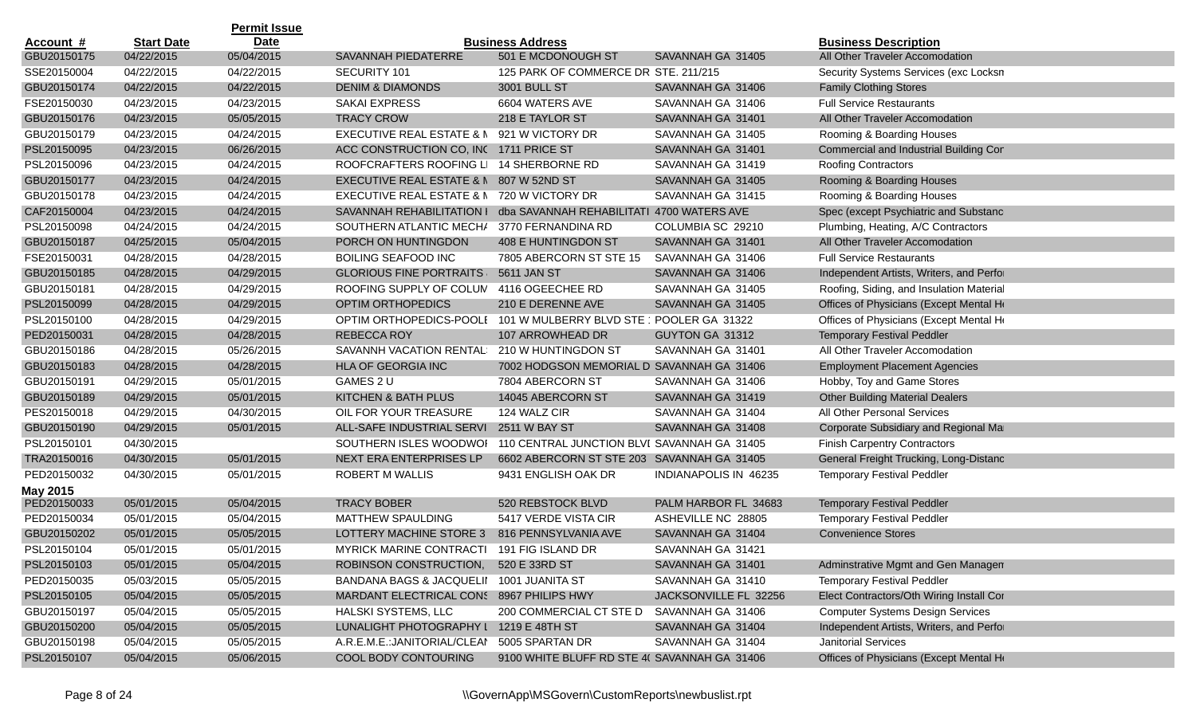| Account # | Start Date | Permit Issue Date | | Business Address | | Business Description |
|---|---|---|---|---|---|---|
| GBU20150175 | 04/22/2015 | 05/04/2015 | SAVANNAH PIEDATERRE | 501 E MCDONOUGH ST | SAVANNAH GA 31405 | All Other Traveler Accomodation |
| SSE20150004 | 04/22/2015 | 04/22/2015 | SECURITY 101 | 125 PARK OF COMMERCE DR STE. 211/215 | | Security Systems Services (exc Locksn |
| GBU20150174 | 04/22/2015 | 04/22/2015 | DENIM & DIAMONDS | 3001 BULL ST | SAVANNAH GA 31406 | Family Clothing Stores |
| FSE20150030 | 04/23/2015 | 04/23/2015 | SAKAI EXPRESS | 6604 WATERS AVE | SAVANNAH GA 31406 | Full Service Restaurants |
| GBU20150176 | 04/23/2015 | 05/05/2015 | TRACY CROW | 218 E TAYLOR ST | SAVANNAH GA 31401 | All Other Traveler Accomodation |
| GBU20150179 | 04/23/2015 | 04/24/2015 | EXECUTIVE REAL ESTATE & M | 921 W VICTORY DR | SAVANNAH GA 31405 | Rooming & Boarding Houses |
| PSL20150095 | 04/23/2015 | 06/26/2015 | ACC CONSTRUCTION CO, INC | 1711 PRICE ST | SAVANNAH GA 31401 | Commercial and Industrial Building Cor |
| PSL20150096 | 04/23/2015 | 04/24/2015 | ROOFCRAFTERS ROOFING LI | 14 SHERBORNE RD | SAVANNAH GA 31419 | Roofing Contractors |
| GBU20150177 | 04/23/2015 | 04/24/2015 | EXECUTIVE REAL ESTATE & M | 807 W 52ND ST | SAVANNAH GA 31405 | Rooming & Boarding Houses |
| GBU20150178 | 04/23/2015 | 04/24/2015 | EXECUTIVE REAL ESTATE & M | 720 W VICTORY DR | SAVANNAH GA 31415 | Rooming & Boarding Houses |
| CAF20150004 | 04/23/2015 | 04/24/2015 | SAVANNAH REHABILITATION I | dba SAVANNAH REHABILITATI 4700 WATERS AVE | | Spec (except Psychiatric and Substanc |
| PSL20150098 | 04/24/2015 | 04/24/2015 | SOUTHERN ATLANTIC MECH/ | 3770 FERNANDINA RD | COLUMBIA SC 29210 | Plumbing, Heating, A/C Contractors |
| GBU20150187 | 04/25/2015 | 05/04/2015 | PORCH ON HUNTINGDON | 408 E HUNTINGDON ST | SAVANNAH GA 31401 | All Other Traveler Accomodation |
| FSE20150031 | 04/28/2015 | 04/28/2015 | BOILING SEAFOOD INC | 7805 ABERCORN ST STE 15 | SAVANNAH GA 31406 | Full Service Restaurants |
| GBU20150185 | 04/28/2015 | 04/29/2015 | GLORIOUS FINE PORTRAITS | 5611 JAN ST | SAVANNAH GA 31406 | Independent Artists, Writers, and Perfo |
| GBU20150181 | 04/28/2015 | 04/29/2015 | ROOFING SUPPLY OF COLUM | 4116 OGEECHEE RD | SAVANNAH GA 31405 | Roofing, Siding, and Insulation Material |
| PSL20150099 | 04/28/2015 | 04/29/2015 | OPTIM ORTHOPEDICS | 210 E DERENNE AVE | SAVANNAH GA 31405 | Offices of Physicians (Except Mental He |
| PSL20150100 | 04/28/2015 | 04/29/2015 | OPTIM ORTHOPEDICS-POOLE | 101 W MULBERRY BLVD STE : POOLER GA 31322 | | Offices of Physicians (Except Mental He |
| PED20150031 | 04/28/2015 | 04/28/2015 | REBECCA ROY | 107 ARROWHEAD DR | GUYTON GA 31312 | Temporary Festival Peddler |
| GBU20150186 | 04/28/2015 | 05/26/2015 | SAVANNH VACATION RENTAL | 210 W HUNTINGDON ST | SAVANNAH GA 31401 | All Other Traveler Accomodation |
| GBU20150183 | 04/28/2015 | 04/28/2015 | HLA OF GEORGIA INC | 7002 HODGSON MEMORIAL D SAVANNAH GA 31406 | | Employment Placement Agencies |
| GBU20150191 | 04/29/2015 | 05/01/2015 | GAMES 2 U | 7804 ABERCORN ST | SAVANNAH GA 31406 | Hobby, Toy and Game Stores |
| GBU20150189 | 04/29/2015 | 05/01/2015 | KITCHEN & BATH PLUS | 14045 ABERCORN ST | SAVANNAH GA 31419 | Other Building Material Dealers |
| PES20150018 | 04/29/2015 | 04/30/2015 | OIL FOR YOUR TREASURE | 124 WALZ CIR | SAVANNAH GA 31404 | All Other Personal Services |
| GBU20150190 | 04/29/2015 | 05/01/2015 | ALL-SAFE INDUSTRIAL SERVI | 2511 W BAY ST | SAVANNAH GA 31408 | Corporate Subsidiary and Regional Ma |
| PSL20150101 | 04/30/2015 | | SOUTHERN ISLES WOODWOI | 110 CENTRAL JUNCTION BLVI SAVANNAH GA 31405 | | Finish Carpentry Contractors |
| TRA20150016 | 04/30/2015 | 05/01/2015 | NEXT ERA ENTERPRISES LP | 6602 ABERCORN ST STE 203 SAVANNAH GA 31405 | | General Freight Trucking, Long-Distanc |
| PED20150032 | 04/30/2015 | 05/01/2015 | ROBERT M WALLIS | 9431 ENGLISH OAK DR | INDIANAPOLIS IN 46235 | Temporary Festival Peddler |
| **May 2015** | | | | | | |
| PED20150033 | 05/01/2015 | 05/04/2015 | TRACY BOBER | 520 REBSTOCK BLVD | PALM HARBOR FL 34683 | Temporary Festival Peddler |
| PED20150034 | 05/01/2015 | 05/04/2015 | MATTHEW SPAULDING | 5417 VERDE VISTA CIR | ASHEVILLE NC 28805 | Temporary Festival Peddler |
| GBU20150202 | 05/01/2015 | 05/05/2015 | LOTTERY MACHINE STORE 3 | 816 PENNSYLVANIA AVE | SAVANNAH GA 31404 | Convenience Stores |
| PSL20150104 | 05/01/2015 | 05/01/2015 | MYRICK MARINE CONTRACTI | 191 FIG ISLAND DR | SAVANNAH GA 31421 | |
| PSL20150103 | 05/01/2015 | 05/04/2015 | ROBINSON CONSTRUCTION, | 520 E 33RD ST | SAVANNAH GA 31401 | Adminstrative Mgmt and Gen Managen |
| PED20150035 | 05/03/2015 | 05/05/2015 | BANDANA BAGS & JACQUELII | 1001 JUANITA ST | SAVANNAH GA 31410 | Temporary Festival Peddler |
| PSL20150105 | 05/04/2015 | 05/05/2015 | MARDANT ELECTRICAL CONS | 8967 PHILIPS HWY | JACKSONVILLE FL 32256 | Elect Contractors/Oth Wiring Install Cor |
| GBU20150197 | 05/04/2015 | 05/05/2015 | HALSKI SYSTEMS, LLC | 200 COMMERCIAL CT STE D | SAVANNAH GA 31406 | Computer Systems Design Services |
| GBU20150200 | 05/04/2015 | 05/05/2015 | LUNALIGHT PHOTOGRAPHY L | 1219 E 48TH ST | SAVANNAH GA 31404 | Independent Artists, Writers, and Perfo |
| GBU20150198 | 05/04/2015 | 05/05/2015 | A.R.E.M.E.:JANITORIAL/CLEAI | 5005 SPARTAN DR | SAVANNAH GA 31404 | Janitorial Services |
| PSL20150107 | 05/04/2015 | 05/06/2015 | COOL BODY CONTOURING | 9100 WHITE BLUFF RD STE 4( SAVANNAH GA 31406 | | Offices of Physicians (Except Mental He |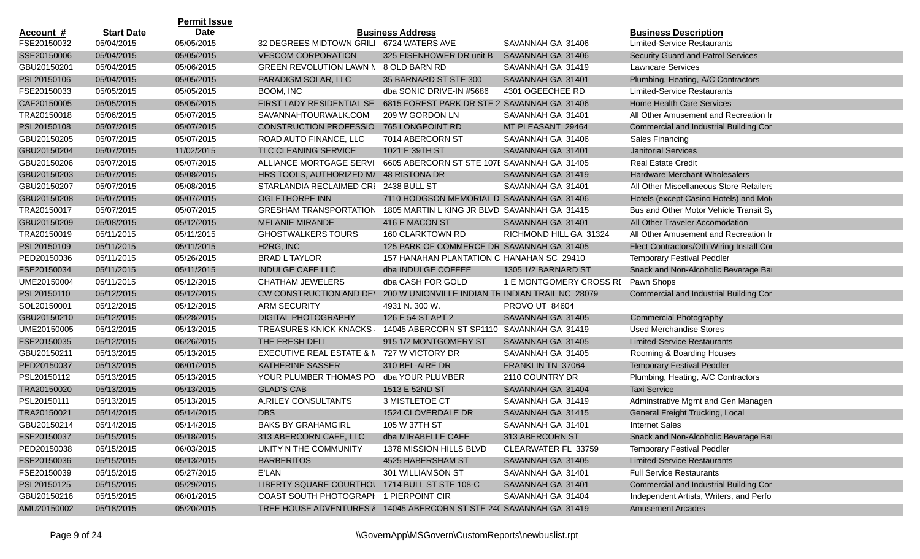| Account # | Start Date | Permit Issue Date | Business Address | | | Business Description |
|---|---|---|---|---|---|---|
| FSE20150032 | 05/04/2015 | 05/05/2015 | 32 DEGREES MIDTOWN GRILI | 6724 WATERS AVE | SAVANNAH GA 31406 | Limited-Service Restaurants |
| SSE20150006 | 05/04/2015 | 05/05/2015 | VESCOM CORPORATION | 325 EISENHOWER DR unit B | SAVANNAH GA 31406 | Security Guard and Patrol Services |
| GBU20150201 | 05/04/2015 | 05/06/2015 | GREEN REVOLUTION LAWN M | 8 OLD BARN RD | SAVANNAH GA 31419 | Lawncare Services |
| PSL20150106 | 05/04/2015 | 05/05/2015 | PARADIGM SOLAR, LLC | 35 BARNARD ST STE 300 | SAVANNAH GA 31401 | Plumbing, Heating, A/C Contractors |
| FSE20150033 | 05/05/2015 | 05/05/2015 | BOOM, INC | dba SONIC DRIVE-IN #5686 | 4301 OGEECHEE RD | Limited-Service Restaurants |
| CAF20150005 | 05/05/2015 | 05/05/2015 | FIRST LADY RESIDENTIAL SE | 6815 FOREST PARK DR STE 2 | SAVANNAH GA 31406 | Home Health Care Services |
| TRA20150018 | 05/06/2015 | 05/07/2015 | SAVANNAHTOURWALK.COM | 209 W GORDON LN | SAVANNAH GA 31401 | All Other Amusement and Recreation Ir |
| PSL20150108 | 05/07/2015 | 05/07/2015 | CONSTRUCTION PROFESSIO | 765 LONGPOINT RD | MT PLEASANT 29464 | Commercial and Industrial Building Cor |
| GBU20150205 | 05/07/2015 | 05/07/2015 | ROAD AUTO FINANCE, LLC | 7014 ABERCORN ST | SAVANNAH GA 31406 | Sales Financing |
| GBU20150204 | 05/07/2015 | 11/02/2015 | TLC CLEANING SERVICE | 1021 E 39TH ST | SAVANNAH GA 31401 | Janitorial Services |
| GBU20150206 | 05/07/2015 | 05/07/2015 | ALLIANCE MORTGAGE SERVI | 6605 ABERCORN ST STE 107E | SAVANNAH GA 31405 | Real Estate Credit |
| GBU20150203 | 05/07/2015 | 05/08/2015 | HRS TOOLS, AUTHORIZED M | 48 RISTONA DR | SAVANNAH GA 31419 | Hardware Merchant Wholesalers |
| GBU20150207 | 05/07/2015 | 05/08/2015 | STARLANDIA RECLAIMED CRI | 2438 BULL ST | SAVANNAH GA 31401 | All Other Miscellaneous Store Retailers |
| GBU20150208 | 05/07/2015 | 05/07/2015 | OGLETHORPE INN | 7110 HODGSON MEMORIAL D | SAVANNAH GA 31406 | Hotels (except Casino Hotels) and Mot |
| TRA20150017 | 05/07/2015 | 05/07/2015 | GRESHAM TRANSPORTATION | 1825 MARTIN L KING JR BLVD | SAVANNAH GA 31415 | Bus and Other Motor Vehicle Transit Sy |
| GBU20150209 | 05/08/2015 | 05/12/2015 | MELANIE MIRANDE | 416 E MACON ST | SAVANNAH GA 31401 | All Other Traveler Accomodation |
| TRA20150019 | 05/11/2015 | 05/11/2015 | GHOSTWALKERS TOURS | 160 CLARKTOWN RD | RICHMOND HILL GA 31324 | All Other Amusement and Recreation Ir |
| PSL20150109 | 05/11/2015 | 05/11/2015 | H2RG, INC | 125 PARK OF COMMERCE DR | SAVANNAH GA 31405 | Elect Contractors/Oth Wiring Install Cor |
| PED20150036 | 05/11/2015 | 05/26/2015 | BRAD L TAYLOR | 157 HANAHAN PLANTATION C | HANAHAN SC 29410 | Temporary Festival Peddler |
| FSE20150034 | 05/11/2015 | 05/11/2015 | INDULGE CAFE LLC | dba INDULGE COFFEE | 1305 1/2 BARNARD ST | Snack and Non-Alcoholic Beverage Bar |
| UME20150004 | 05/11/2015 | 05/12/2015 | CHATHAM JEWELERS | dba CASH FOR GOLD | 1 E MONTGOMERY CROSS RI | Pawn Shops |
| PSL20150110 | 05/12/2015 | 05/12/2015 | CW CONSTRUCTION AND DE | 200 W UNIONVILLE INDIAN TR | INDIAN TRAIL NC 28079 | Commercial and Industrial Building Cor |
| SOL20150001 | 05/12/2015 | 05/12/2015 | ARM SECURITY | 4931 N. 300 W. | PROVO UT 84604 | |
| GBU20150210 | 05/12/2015 | 05/28/2015 | DIGITAL PHOTOGRAPHY | 126 E 54 ST APT 2 | SAVANNAH GA 31405 | Commercial Photography |
| UME20150005 | 05/12/2015 | 05/13/2015 | TREASURES KNICK KNACKS | 14045 ABERCORN ST SP1110 | SAVANNAH GA 31419 | Used Merchandise Stores |
| FSE20150035 | 05/12/2015 | 06/26/2015 | THE FRESH DELI | 915 1/2 MONTGOMERY ST | SAVANNAH GA 31405 | Limited-Service Restaurants |
| GBU20150211 | 05/13/2015 | 05/13/2015 | EXECUTIVE REAL ESTATE & M | 727 W VICTORY DR | SAVANNAH GA 31405 | Rooming & Boarding Houses |
| PED20150037 | 05/13/2015 | 06/01/2015 | KATHERINE SASSER | 310 BEL-AIRE DR | FRANKLIN TN 37064 | Temporary Festival Peddler |
| PSL20150112 | 05/13/2015 | 05/13/2015 | YOUR PLUMBER THOMAS PO | dba YOUR PLUMBER | 2110 COUNTRY DR | Plumbing, Heating, A/C Contractors |
| TRA20150020 | 05/13/2015 | 05/13/2015 | GLAD'S CAB | 1513 E 52ND ST | SAVANNAH GA 31404 | Taxi Service |
| PSL20150111 | 05/13/2015 | 05/13/2015 | A.RILEY CONSULTANTS | 3 MISTLETOE CT | SAVANNAH GA 31419 | Adminstrative Mgmt and Gen Managen |
| TRA20150021 | 05/14/2015 | 05/14/2015 | DBS | 1524 CLOVERDALE DR | SAVANNAH GA 31415 | General Freight Trucking, Local |
| GBU20150214 | 05/14/2015 | 05/14/2015 | BAKS BY GRAHAMGIRL | 105 W 37TH ST | SAVANNAH GA 31401 | Internet Sales |
| FSE20150037 | 05/15/2015 | 05/18/2015 | 313 ABERCORN CAFE, LLC | dba MIRABELLE CAFE | 313 ABERCORN ST | Snack and Non-Alcoholic Beverage Bar |
| PED20150038 | 05/15/2015 | 06/03/2015 | UNITY N THE COMMUNITY | 1378 MISSION HILLS BLVD | CLEARWATER FL 33759 | Temporary Festival Peddler |
| FSE20150036 | 05/15/2015 | 05/13/2015 | BARBERITOS | 4525 HABERSHAM ST | SAVANNAH GA 31405 | Limited-Service Restaurants |
| FSE20150039 | 05/15/2015 | 05/27/2015 | E'LAN | 301 WILLIAMSON ST | SAVANNAH GA 31401 | Full Service Restaurants |
| PSL20150125 | 05/15/2015 | 05/29/2015 | LIBERTY SQUARE COURTHOU | 1714 BULL ST STE 108-C | SAVANNAH GA 31401 | Commercial and Industrial Building Cor |
| GBU20150216 | 05/15/2015 | 06/01/2015 | COAST SOUTH PHOTOGRAPH | 1 PIERPOINT CIR | SAVANNAH GA 31404 | Independent Artists, Writers, and Perfo |
| AMU20150002 | 05/18/2015 | 05/20/2015 | TREE HOUSE ADVENTURES & | 14045 ABERCORN ST STE 24( | SAVANNAH GA 31419 | Amusement Arcades |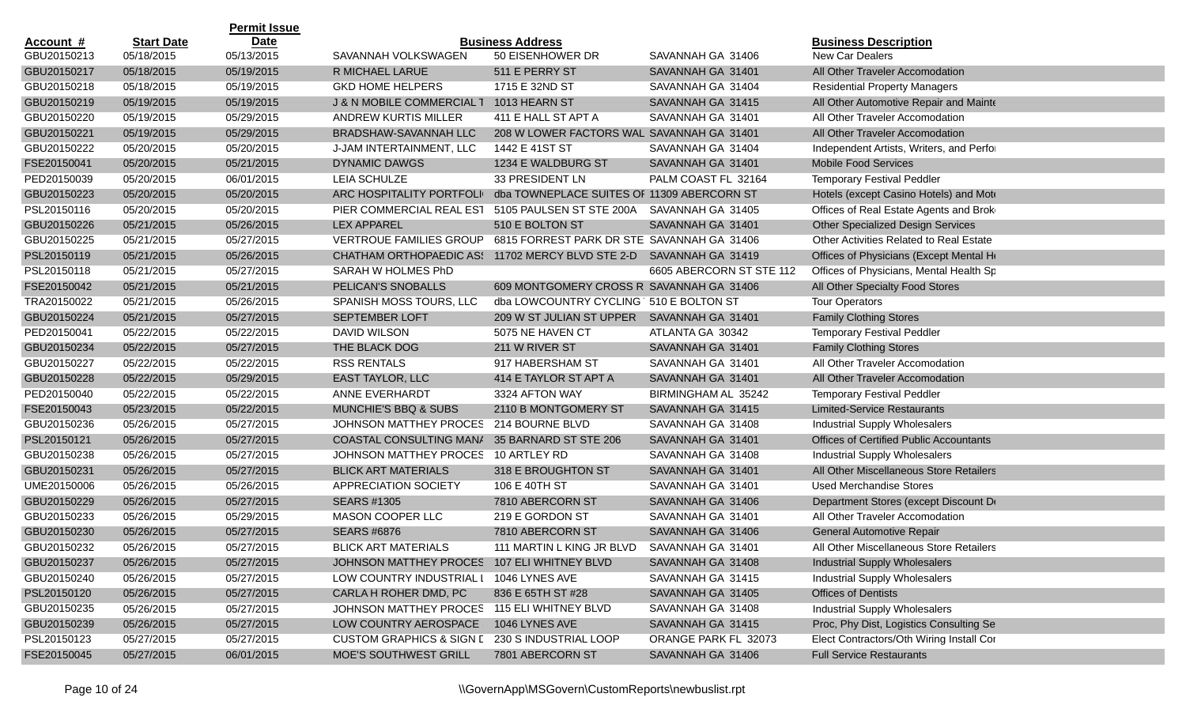| Account # | Start Date | Permit Issue Date | Business Address | | | Business Description |
|---|---|---|---|---|---|---|
| GBU20150213 | 05/18/2015 | 05/13/2015 | SAVANNAH VOLKSWAGEN | 50 EISENHOWER DR | SAVANNAH GA 31406 | New Car Dealers |
| GBU20150217 | 05/18/2015 | 05/19/2015 | R MICHAEL LARUE | 511 E PERRY ST | SAVANNAH GA 31401 | All Other Traveler Accomodation |
| GBU20150218 | 05/18/2015 | 05/19/2015 | GKD HOME HELPERS | 1715 E 32ND ST | SAVANNAH GA 31404 | Residential Property Managers |
| GBU20150219 | 05/19/2015 | 05/19/2015 | J & N MOBILE COMMERCIAL T | 1013 HEARN ST | SAVANNAH GA 31415 | All Other Automotive Repair and Mainte |
| GBU20150220 | 05/19/2015 | 05/29/2015 | ANDREW KURTIS MILLER | 411 E HALL ST APT A | SAVANNAH GA 31401 | All Other Traveler Accomodation |
| GBU20150221 | 05/19/2015 | 05/29/2015 | BRADSHAW-SAVANNAH LLC | 208 W LOWER FACTORS WAL | SAVANNAH GA 31401 | All Other Traveler Accomodation |
| GBU20150222 | 05/20/2015 | 05/20/2015 | J-JAM INTERTAINMENT, LLC | 1442 E 41ST ST | SAVANNAH GA 31404 | Independent Artists, Writers, and Perfo |
| FSE20150041 | 05/20/2015 | 05/21/2015 | DYNAMIC DAWGS | 1234 E WALDBURG ST | SAVANNAH GA 31401 | Mobile Food Services |
| PED20150039 | 05/20/2015 | 06/01/2015 | LEIA SCHULZE | 33 PRESIDENT LN | PALM COAST FL 32164 | Temporary Festival Peddler |
| GBU20150223 | 05/20/2015 | 05/20/2015 | ARC HOSPITALITY PORTFOLI | dba TOWNEPLACE SUITES OF | 11309 ABERCORN ST | Hotels (except Casino Hotels) and Mote |
| PSL20150116 | 05/20/2015 | 05/20/2015 | PIER COMMERCIAL REAL EST | 5105 PAULSEN ST STE 200A | SAVANNAH GA 31405 | Offices of Real Estate Agents and Brok |
| GBU20150226 | 05/21/2015 | 05/26/2015 | LEX APPAREL | 510 E BOLTON ST | SAVANNAH GA 31401 | Other Specialized Design Services |
| GBU20150225 | 05/21/2015 | 05/27/2015 | VERTROUE FAMILIES GROUP | 6815 FORREST PARK DR STE | SAVANNAH GA 31406 | Other Activities Related to Real Estate |
| PSL20150119 | 05/21/2015 | 05/26/2015 | CHATHAM ORTHOPAEDIC AS | 11702 MERCY BLVD STE 2-D | SAVANNAH GA 31419 | Offices of Physicians (Except Mental He |
| PSL20150118 | 05/21/2015 | 05/27/2015 | SARAH W HOLMES PhD | | 6605 ABERCORN ST STE 112 | Offices of Physicians, Mental Health Sp |
| FSE20150042 | 05/21/2015 | 05/21/2015 | PELICAN'S SNOBALLS | 609 MONTGOMERY CROSS R | SAVANNAH GA 31406 | All Other Specialty Food Stores |
| TRA20150022 | 05/21/2015 | 05/26/2015 | SPANISH MOSS TOURS, LLC | dba LOWCOUNTRY CYCLING | 510 E BOLTON ST | Tour Operators |
| GBU20150224 | 05/21/2015 | 05/27/2015 | SEPTEMBER LOFT | 209 W ST JULIAN ST UPPER | SAVANNAH GA 31401 | Family Clothing Stores |
| PED20150041 | 05/22/2015 | 05/22/2015 | DAVID WILSON | 5075 NE HAVEN CT | ATLANTA GA 30342 | Temporary Festival Peddler |
| GBU20150234 | 05/22/2015 | 05/27/2015 | THE BLACK DOG | 211 W RIVER ST | SAVANNAH GA 31401 | Family Clothing Stores |
| GBU20150227 | 05/22/2015 | 05/22/2015 | RSS RENTALS | 917 HABERSHAM ST | SAVANNAH GA 31401 | All Other Traveler Accomodation |
| GBU20150228 | 05/22/2015 | 05/29/2015 | EAST TAYLOR, LLC | 414 E TAYLOR ST APT A | SAVANNAH GA 31401 | All Other Traveler Accomodation |
| PED20150040 | 05/22/2015 | 05/22/2015 | ANNE EVERHARDT | 3324 AFTON WAY | BIRMINGHAM AL 35242 | Temporary Festival Peddler |
| FSE20150043 | 05/23/2015 | 05/22/2015 | MUNCHIE'S BBQ & SUBS | 2110 B MONTGOMERY ST | SAVANNAH GA 31415 | Limited-Service Restaurants |
| GBU20150236 | 05/26/2015 | 05/27/2015 | JOHNSON MATTHEY PROCES | 214 BOURNE BLVD | SAVANNAH GA 31408 | Industrial Supply Wholesalers |
| PSL20150121 | 05/26/2015 | 05/27/2015 | COASTAL CONSULTING MAN | 35 BARNARD ST STE 206 | SAVANNAH GA 31401 | Offices of Certified Public Accountants |
| GBU20150238 | 05/26/2015 | 05/27/2015 | JOHNSON MATTHEY PROCES | 10 ARTLEY RD | SAVANNAH GA 31408 | Industrial Supply Wholesalers |
| GBU20150231 | 05/26/2015 | 05/27/2015 | BLICK ART MATERIALS | 318 E BROUGHTON ST | SAVANNAH GA 31401 | All Other Miscellaneous Store Retailers |
| UME20150006 | 05/26/2015 | 05/26/2015 | APPRECIATION SOCIETY | 106 E 40TH ST | SAVANNAH GA 31401 | Used Merchandise Stores |
| GBU20150229 | 05/26/2015 | 05/27/2015 | SEARS #1305 | 7810 ABERCORN ST | SAVANNAH GA 31406 | Department Stores (except Discount De |
| GBU20150233 | 05/26/2015 | 05/29/2015 | MASON COOPER LLC | 219 E GORDON ST | SAVANNAH GA 31401 | All Other Traveler Accomodation |
| GBU20150230 | 05/26/2015 | 05/27/2015 | SEARS #6876 | 7810 ABERCORN ST | SAVANNAH GA 31406 | General Automotive Repair |
| GBU20150232 | 05/26/2015 | 05/27/2015 | BLICK ART MATERIALS | 111 MARTIN L KING JR BLVD | SAVANNAH GA 31401 | All Other Miscellaneous Store Retailers |
| GBU20150237 | 05/26/2015 | 05/27/2015 | JOHNSON MATTHEY PROCES | 107 ELI WHITNEY BLVD | SAVANNAH GA 31408 | Industrial Supply Wholesalers |
| GBU20150240 | 05/26/2015 | 05/27/2015 | LOW COUNTRY INDUSTRIAL I | 1046 LYNES AVE | SAVANNAH GA 31415 | Industrial Supply Wholesalers |
| PSL20150120 | 05/26/2015 | 05/27/2015 | CARLA H ROHER DMD, PC | 836 E 65TH ST #28 | SAVANNAH GA 31405 | Offices of Dentists |
| GBU20150235 | 05/26/2015 | 05/27/2015 | JOHNSON MATTHEY PROCES | 115 ELI WHITNEY BLVD | SAVANNAH GA 31408 | Industrial Supply Wholesalers |
| GBU20150239 | 05/26/2015 | 05/27/2015 | LOW COUNTRY AEROSPACE | 1046 LYNES AVE | SAVANNAH GA 31415 | Proc, Phy Dist, Logistics Consulting Se |
| PSL20150123 | 05/27/2015 | 05/27/2015 | CUSTOM GRAPHICS & SIGN D | 230 S INDUSTRIAL LOOP | ORANGE PARK FL 32073 | Elect Contractors/Oth Wiring Install Cor |
| FSE20150045 | 05/27/2015 | 06/01/2015 | MOE'S SOUTHWEST GRILL | 7801 ABERCORN ST | SAVANNAH GA 31406 | Full Service Restaurants |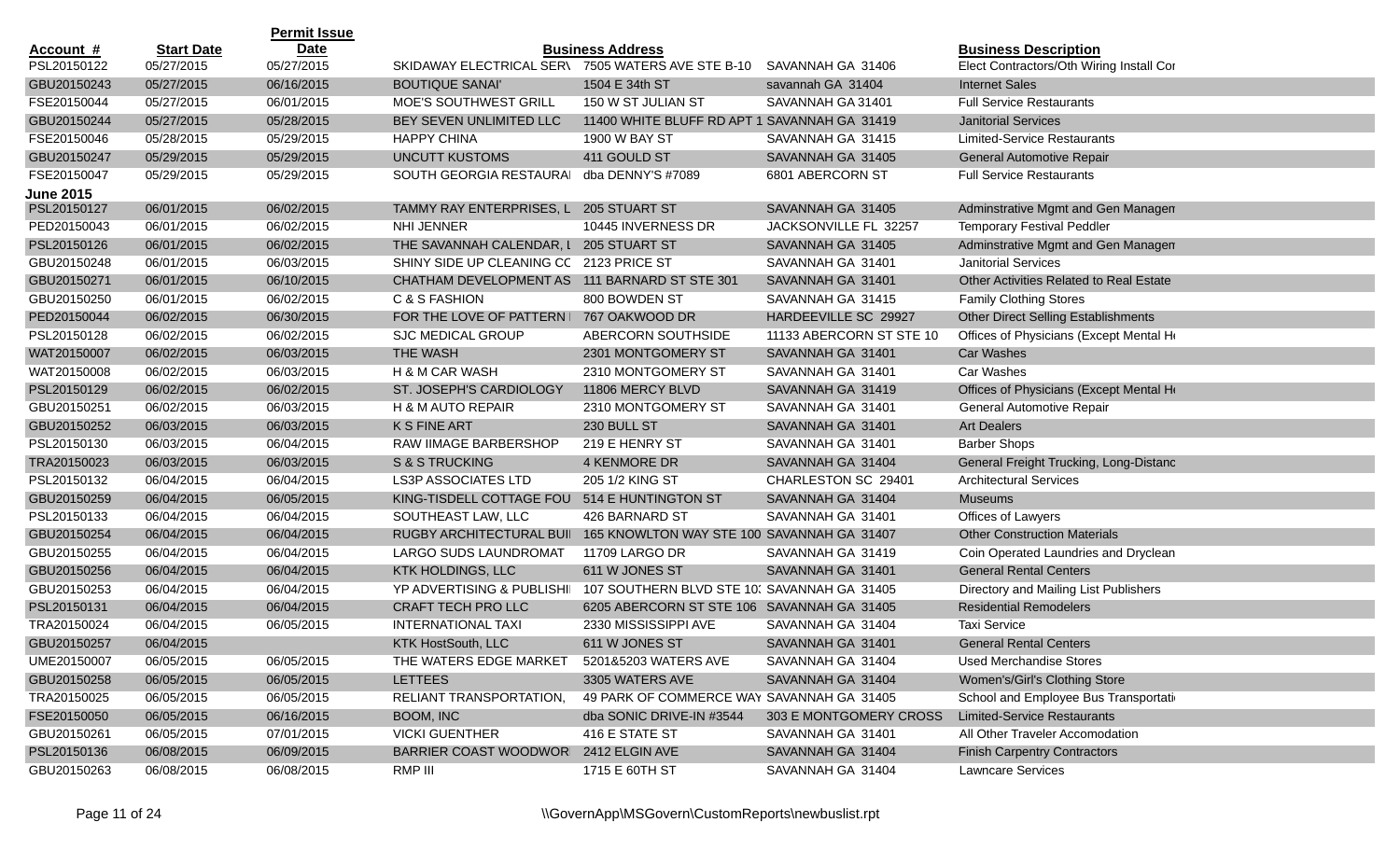| Account # | Start Date | Permit Issue Date | Business Address | | | Business Description |
|---|---|---|---|---|---|---|
| PSL20150122 | 05/27/2015 | 05/27/2015 | SKIDAWAY ELECTRICAL SER\ | 7505 WATERS AVE STE B-10 | SAVANNAH GA 31406 | Elect Contractors/Oth Wiring Install Cor |
| GBU20150243 | 05/27/2015 | 06/16/2015 | BOUTIQUE SANAI' | 1504 E 34th ST | savannah GA 31404 | Internet Sales |
| FSE20150044 | 05/27/2015 | 06/01/2015 | MOE'S SOUTHWEST GRILL | 150 W ST JULIAN ST | SAVANNAH GA 31401 | Full Service Restaurants |
| GBU20150244 | 05/27/2015 | 05/28/2015 | BEY SEVEN UNLIMITED LLC | 11400 WHITE BLUFF RD APT 1 | SAVANNAH GA 31419 | Janitorial Services |
| FSE20150046 | 05/28/2015 | 05/29/2015 | HAPPY CHINA | 1900 W BAY ST | SAVANNAH GA 31415 | Limited-Service Restaurants |
| GBU20150247 | 05/29/2015 | 05/29/2015 | UNCUTT KUSTOMS | 411 GOULD ST | SAVANNAH GA 31405 | General Automotive Repair |
| FSE20150047 | 05/29/2015 | 05/29/2015 | SOUTH GEORGIA RESTAURA | dba DENNY'S #7089 | 6801 ABERCORN ST | Full Service Restaurants |
| **June 2015** | | | | | | |
| PSL20150127 | 06/01/2015 | 06/02/2015 | TAMMY RAY ENTERPRISES, L | 205 STUART ST | SAVANNAH GA 31405 | Adminstrative Mgmt and Gen Managen |
| PED20150043 | 06/01/2015 | 06/02/2015 | NHI JENNER | 10445 INVERNESS DR | JACKSONVILLE FL 32257 | Temporary Festival Peddler |
| PSL20150126 | 06/01/2015 | 06/02/2015 | THE SAVANNAH CALENDAR, L | 205 STUART ST | SAVANNAH GA 31405 | Adminstrative Mgmt and Gen Managen |
| GBU20150248 | 06/01/2015 | 06/03/2015 | SHINY SIDE UP CLEANING CC | 2123 PRICE ST | SAVANNAH GA 31401 | Janitorial Services |
| GBU20150271 | 06/01/2015 | 06/10/2015 | CHATHAM DEVELOPMENT AS | 111 BARNARD ST STE 301 | SAVANNAH GA 31401 | Other Activities Related to Real Estate |
| GBU20150250 | 06/01/2015 | 06/02/2015 | C & S FASHION | 800 BOWDEN ST | SAVANNAH GA 31415 | Family Clothing Stores |
| PED20150044 | 06/02/2015 | 06/30/2015 | FOR THE LOVE OF PATTERN | 767 OAKWOOD DR | HARDEEVILLE SC 29927 | Other Direct Selling Establishments |
| PSL20150128 | 06/02/2015 | 06/02/2015 | SJC MEDICAL GROUP | ABERCORN SOUTHSIDE | 11133 ABERCORN ST STE 10 | Offices of Physicians (Except Mental He |
| WAT20150007 | 06/02/2015 | 06/03/2015 | THE WASH | 2301 MONTGOMERY ST | SAVANNAH GA 31401 | Car Washes |
| WAT20150008 | 06/02/2015 | 06/03/2015 | H & M CAR WASH | 2310 MONTGOMERY ST | SAVANNAH GA 31401 | Car Washes |
| PSL20150129 | 06/02/2015 | 06/02/2015 | ST. JOSEPH'S CARDIOLOGY | 11806 MERCY BLVD | SAVANNAH GA 31419 | Offices of Physicians (Except Mental He |
| GBU20150251 | 06/02/2015 | 06/03/2015 | H & M AUTO REPAIR | 2310 MONTGOMERY ST | SAVANNAH GA 31401 | General Automotive Repair |
| GBU20150252 | 06/03/2015 | 06/03/2015 | K S FINE ART | 230 BULL ST | SAVANNAH GA 31401 | Art Dealers |
| PSL20150130 | 06/03/2015 | 06/04/2015 | RAW IIMAGE BARBERSHOP | 219 E HENRY ST | SAVANNAH GA 31401 | Barber Shops |
| TRA20150023 | 06/03/2015 | 06/03/2015 | S & S TRUCKING | 4 KENMORE DR | SAVANNAH GA 31404 | General Freight Trucking, Long-Distanc |
| PSL20150132 | 06/04/2015 | 06/04/2015 | LS3P ASSOCIATES LTD | 205 1/2 KING ST | CHARLESTON SC 29401 | Architectural Services |
| GBU20150259 | 06/04/2015 | 06/05/2015 | KING-TISDELL COTTAGE FOU | 514 E HUNTINGTON ST | SAVANNAH GA 31404 | Museums |
| PSL20150133 | 06/04/2015 | 06/04/2015 | SOUTHEAST LAW, LLC | 426 BARNARD ST | SAVANNAH GA 31401 | Offices of Lawyers |
| GBU20150254 | 06/04/2015 | 06/04/2015 | RUGBY ARCHITECTURAL BUI | 165 KNOWLTON WAY STE 100 | SAVANNAH GA 31407 | Other Construction Materials |
| GBU20150255 | 06/04/2015 | 06/04/2015 | LARGO SUDS LAUNDROMAT | 11709 LARGO DR | SAVANNAH GA 31419 | Coin Operated Laundries and Dryclean |
| GBU20150256 | 06/04/2015 | 06/04/2015 | KTK HOLDINGS, LLC | 611 W JONES ST | SAVANNAH GA 31401 | General Rental Centers |
| GBU20150253 | 06/04/2015 | 06/04/2015 | YP ADVERTISING & PUBLISHI | 107 SOUTHERN BLVD STE 10: | SAVANNAH GA 31405 | Directory and Mailing List Publishers |
| PSL20150131 | 06/04/2015 | 06/04/2015 | CRAFT TECH PRO LLC | 6205 ABERCORN ST STE 106 | SAVANNAH GA 31405 | Residential Remodelers |
| TRA20150024 | 06/04/2015 | 06/05/2015 | INTERNATIONAL TAXI | 2330 MISSISSIPPI AVE | SAVANNAH GA 31404 | Taxi Service |
| GBU20150257 | 06/04/2015 | | KTK HostSouth, LLC | 611 W JONES ST | SAVANNAH GA 31401 | General Rental Centers |
| UME20150007 | 06/05/2015 | 06/05/2015 | THE WATERS EDGE MARKET | 5201&5203 WATERS AVE | SAVANNAH GA 31404 | Used Merchandise Stores |
| GBU20150258 | 06/05/2015 | 06/05/2015 | LETTEES | 3305 WATERS AVE | SAVANNAH GA 31404 | Women's/Girl's Clothing Store |
| TRA20150025 | 06/05/2015 | 06/05/2015 | RELIANT TRANSPORTATION, | 49 PARK OF COMMERCE WAY | SAVANNAH GA 31405 | School and Employee Bus Transportati |
| FSE20150050 | 06/05/2015 | 06/16/2015 | BOOM, INC | dba SONIC DRIVE-IN #3544 | 303 E MONTGOMERY CROSS | Limited-Service Restaurants |
| GBU20150261 | 06/05/2015 | 07/01/2015 | VICKI GUENTHER | 416 E STATE ST | SAVANNAH GA 31401 | All Other Traveler Accomodation |
| PSL20150136 | 06/08/2015 | 06/09/2015 | BARRIER COAST WOODWOR | 2412 ELGIN AVE | SAVANNAH GA 31404 | Finish Carpentry Contractors |
| GBU20150263 | 06/08/2015 | 06/08/2015 | RMP III | 1715 E 60TH ST | SAVANNAH GA 31404 | Lawncare Services |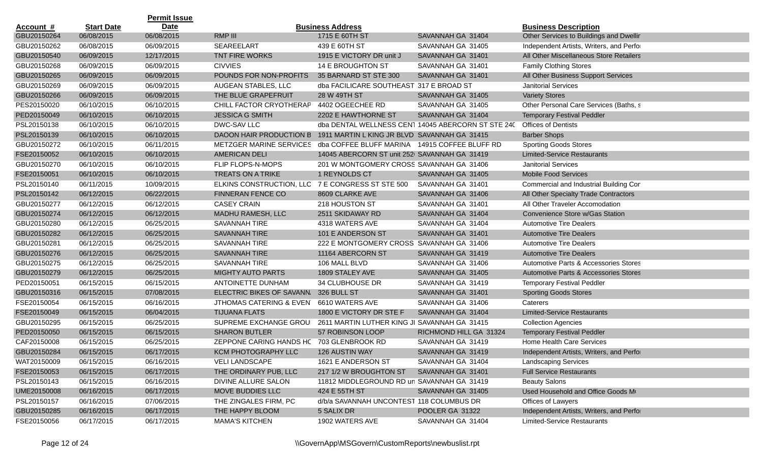| Account # | Start Date | Permit Issue Date | | Business Address | | Business Description |
|---|---|---|---|---|---|---|
| GBU20150264 | 06/08/2015 | 06/08/2015 | RMP III | 1715 E 60TH ST | SAVANNAH GA 31404 | Other Services to Buildings and Dwellir |
| GBU20150262 | 06/08/2015 | 06/09/2015 | SEAREELART | 439 E 60TH ST | SAVANNAH GA 31405 | Independent Artists, Writers, and Perfo |
| GBU20150540 | 06/09/2015 | 12/17/2015 | TNT FIRE WORKS | 1915 E VICTORY DR unit J | SAVANNAH GA 31401 | All Other Miscellaneous Store Retailers |
| GBU20150268 | 06/09/2015 | 06/09/2015 | CIVVIES | 14 E BROUGHTON ST | SAVANNAH GA 31401 | Family Clothing Stores |
| GBU20150265 | 06/09/2015 | 06/09/2015 | POUNDS FOR NON-PROFITS | 35 BARNARD ST STE 300 | SAVANNAH GA 31401 | All Other Business Support Services |
| GBU20150269 | 06/09/2015 | 06/09/2015 | AUGEAN STABLES, LLC | dba FACILICARE SOUTHEAST | 317 E BROAD ST | Janitorial Services |
| GBU20150266 | 06/09/2015 | 06/09/2015 | THE BLUE GRAPEFRUIT | 28 W 49TH ST | SAVANNAH GA 31405 | Variety Stores |
| PES20150020 | 06/10/2015 | 06/10/2015 | CHILL FACTOR CRYOTHERAP | 4402 OGEECHEE RD | SAVANNAH GA 31405 | Other Personal Care Services (Baths, s |
| PED20150049 | 06/10/2015 | 06/10/2015 | JESSICA G SMITH | 2202 E HAWTHORNE ST | SAVANNAH GA 31404 | Temporary Festival Peddler |
| PSL20150138 | 06/10/2015 | 06/10/2015 | DWC-SAV LLC | dba DENTAL WELLNESS CENT | 14045 ABERCORN ST STE 240 | Offices of Dentists |
| PSL20150139 | 06/10/2015 | 06/10/2015 | DAOON HAIR PRODUCTION B | 1911 MARTIN L KING JR BLVD | SAVANNAH GA 31415 | Barber Shops |
| GBU20150272 | 06/10/2015 | 06/11/2015 | METZGER MARINE SERVICES | dba COFFEE BLUFF MARINA | 14915 COFFEE BLUFF RD | Sporting Goods Stores |
| FSE20150052 | 06/10/2015 | 06/10/2015 | AMERICAN DELI | 14045 ABERCORN ST unit 252 | SAVANNAH GA 31419 | Limited-Service Restaurants |
| GBU20150270 | 06/10/2015 | 06/10/2015 | FLIP FLOPS-N-MOPS | 201 W MONTGOMERY CROSS | SAVANNAH GA 31406 | Janitorial Services |
| FSE20150051 | 06/10/2015 | 06/10/2015 | TREATS ON A TRIKE | 1 REYNOLDS CT | SAVANNAH GA 31405 | Mobile Food Services |
| PSL20150140 | 06/11/2015 | 10/09/2015 | ELKINS CONSTRUCTION, LLC | 7 E CONGRESS ST STE 500 | SAVANNAH GA 31401 | Commercial and Industrial Building Cor |
| PSL20150142 | 06/12/2015 | 06/22/2015 | FINNERAN FENCE CO | 8609 CLARKE AVE | SAVANNAH GA 31406 | All Other Specialty Trade Contractors |
| GBU20150277 | 06/12/2015 | 06/12/2015 | CASEY CRAIN | 218 HOUSTON ST | SAVANNAH GA 31401 | All Other Traveler Accomodation |
| GBU20150274 | 06/12/2015 | 06/12/2015 | MADHU RAMESH, LLC | 2511 SKIDAWAY RD | SAVANNAH GA 31404 | Convenience Store w/Gas Station |
| GBU20150280 | 06/12/2015 | 06/25/2015 | SAVANNAH TIRE | 4318 WATERS AVE | SAVANNAH GA 31404 | Automotive Tire Dealers |
| GBU20150282 | 06/12/2015 | 06/25/2015 | SAVANNAH TIRE | 101 E ANDERSON ST | SAVANNAH GA 31401 | Automotive Tire Dealers |
| GBU20150281 | 06/12/2015 | 06/25/2015 | SAVANNAH TIRE | 222 E MONTGOMERY CROSS | SAVANNAH GA 31406 | Automotive Tire Dealers |
| GBU20150276 | 06/12/2015 | 06/25/2015 | SAVANNAH TIRE | 11164 ABERCORN ST | SAVANNAH GA 31419 | Automotive Tire Dealers |
| GBU20150275 | 06/12/2015 | 06/25/2015 | SAVANNAH TIRE | 106 MALL BLVD | SAVANNAH GA 31406 | Automotive Parts & Accessories Stores |
| GBU20150279 | 06/12/2015 | 06/25/2015 | MIGHTY AUTO PARTS | 1809 STALEY AVE | SAVANNAH GA 31405 | Automotive Parts & Accessories Stores |
| PED20150051 | 06/15/2015 | 06/15/2015 | ANTOINETTE DUNHAM | 34 CLUBHOUSE DR | SAVANNAH GA 31419 | Temporary Festival Peddler |
| GBU20150316 | 06/15/2015 | 07/08/2015 | ELECTRIC BIKES OF SAVANN | 326 BULL ST | SAVANNAH GA 31401 | Sporting Goods Stores |
| FSE20150054 | 06/15/2015 | 06/16/2015 | JTHOMAS CATERING & EVEN | 6610 WATERS AVE | SAVANNAH GA 31406 | Caterers |
| FSE20150049 | 06/15/2015 | 06/04/2015 | TIJUANA FLATS | 1800 E VICTORY DR STE F | SAVANNAH GA 31404 | Limited-Service Restaurants |
| GBU20150295 | 06/15/2015 | 06/25/2015 | SUPREME EXCHANGE GROU | 2611 MARTIN LUTHER KING JI | SAVANNAH GA 31415 | Collection Agencies |
| PED20150050 | 06/15/2015 | 06/15/2015 | SHARON BUTLER | 57 ROBINSON LOOP | RICHMOND HILL GA 31324 | Temporary Festival Peddler |
| CAF20150008 | 06/15/2015 | 06/25/2015 | ZEPPONE CARING HANDS HC | 703 GLENBROOK RD | SAVANNAH GA 31419 | Home Health Care Services |
| GBU20150284 | 06/15/2015 | 06/17/2015 | KCM PHOTOGRAPHY LLC | 126 AUSTIN WAY | SAVANNAH GA 31419 | Independent Artists, Writers, and Perfo |
| WAT20150009 | 06/15/2015 | 06/16/2015 | VELI LANDSCAPE | 1621 E ANDERSON ST | SAVANNAH GA 31404 | Landscaping Services |
| FSE20150053 | 06/15/2015 | 06/17/2015 | THE ORDINARY PUB, LLC | 217 1/2 W BROUGHTON ST | SAVANNAH GA 31401 | Full Service Restaurants |
| PSL20150143 | 06/15/2015 | 06/16/2015 | DIVINE ALLURE SALON | 11812 MIDDLEGROUND RD un | SAVANNAH GA 31419 | Beauty Salons |
| UME20150008 | 06/16/2015 | 06/17/2015 | MOVE BUDDIES LLC | 424 E 55TH ST | SAVANNAH GA 31405 | Used Household and Office Goods Mo |
| PSL20150157 | 06/16/2015 | 07/06/2015 | THE ZINGALES FIRM, PC | d/b/a SAVANNAH UNCONTEST | 118 COLUMBUS DR | Offices of Lawyers |
| GBU20150285 | 06/16/2015 | 06/17/2015 | THE HAPPY BLOOM | 5 SALIX DR | POOLER GA 31322 | Independent Artists, Writers, and Perfo |
| FSE20150056 | 06/17/2015 | 06/17/2015 | MAMA'S KITCHEN | 1902 WATERS AVE | SAVANNAH GA 31404 | Limited-Service Restaurants |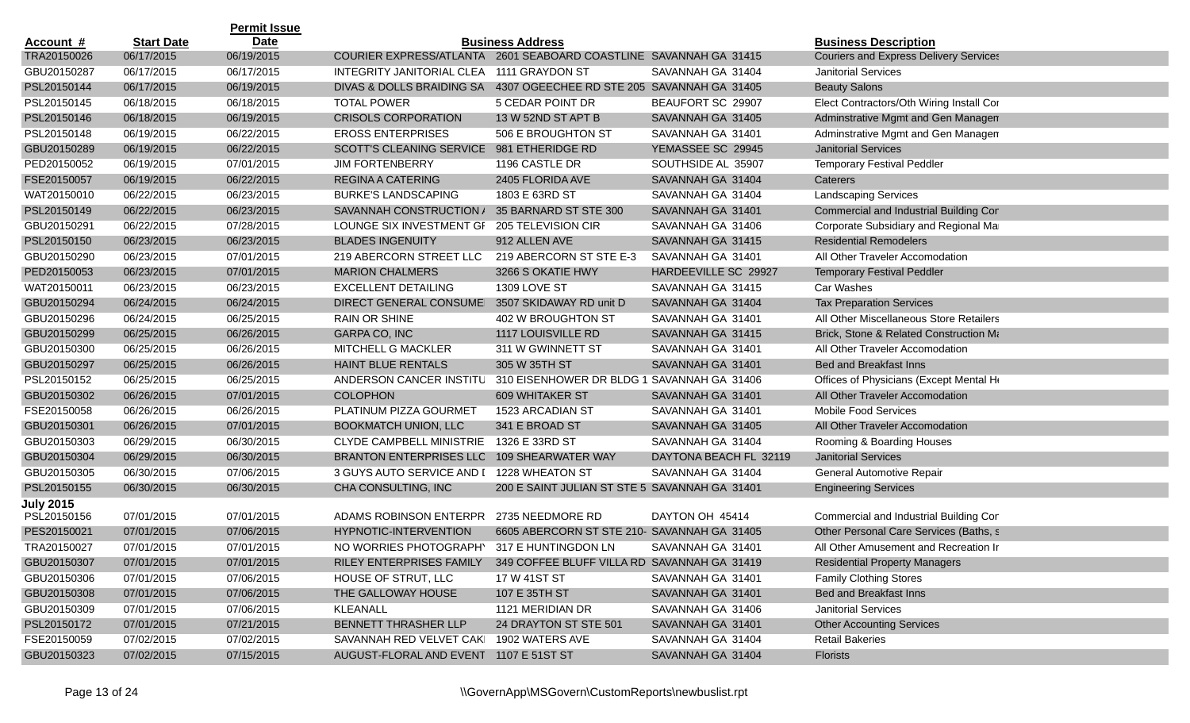| Account # | Start Date | Permit Issue Date | | Business Address | | Business Description |
|---|---|---|---|---|---|---|
| TRA20150026 | 06/17/2015 | 06/19/2015 | COURIER EXPRESS/ATLANTA | 2601 SEABOARD COASTLINE | SAVANNAH GA 31415 | Couriers and Express Delivery Services |
| GBU20150287 | 06/17/2015 | 06/17/2015 | INTEGRITY JANITORIAL CLEA | 1111 GRAYDON ST | SAVANNAH GA 31404 | Janitorial Services |
| PSL20150144 | 06/17/2015 | 06/19/2015 | DIVAS & DOLLS BRAIDING SA | 4307 OGEECHEE RD STE 205 | SAVANNAH GA 31405 | Beauty Salons |
| PSL20150145 | 06/18/2015 | 06/18/2015 | TOTAL POWER | 5 CEDAR POINT DR | BEAUFORT SC 29907 | Elect Contractors/Oth Wiring Install Cor |
| PSL20150146 | 06/18/2015 | 06/19/2015 | CRISOLS CORPORATION | 13 W 52ND ST APT B | SAVANNAH GA 31405 | Adminstrative Mgmt and Gen Managem |
| PSL20150148 | 06/19/2015 | 06/22/2015 | EROSS ENTERPRISES | 506 E BROUGHTON ST | SAVANNAH GA 31401 | Adminstrative Mgmt and Gen Managem |
| GBU20150289 | 06/19/2015 | 06/22/2015 | SCOTT'S CLEANING SERVICE | 981 ETHERIDGE RD | YEMASSEE SC 29945 | Janitorial Services |
| PED20150052 | 06/19/2015 | 07/01/2015 | JIM FORTENBERRY | 1196 CASTLE DR | SOUTHSIDE AL 35907 | Temporary Festival Peddler |
| FSE20150057 | 06/19/2015 | 06/22/2015 | REGINA A CATERING | 2405 FLORIDA AVE | SAVANNAH GA 31404 | Caterers |
| WAT20150010 | 06/22/2015 | 06/23/2015 | BURKE'S LANDSCAPING | 1803 E 63RD ST | SAVANNAH GA 31404 | Landscaping Services |
| PSL20150149 | 06/22/2015 | 06/23/2015 | SAVANNAH CONSTRUCTION / | 35 BARNARD ST STE 300 | SAVANNAH GA 31401 | Commercial and Industrial Building Cor |
| GBU20150291 | 06/22/2015 | 07/28/2015 | LOUNGE SIX INVESTMENT GI | 205 TELEVISION CIR | SAVANNAH GA 31406 | Corporate Subsidiary and Regional Ma |
| PSL20150150 | 06/23/2015 | 06/23/2015 | BLADES INGENUITY | 912 ALLEN AVE | SAVANNAH GA 31415 | Residential Remodelers |
| GBU20150290 | 06/23/2015 | 07/01/2015 | 219 ABERCORN STREET LLC | 219 ABERCORN ST STE E-3 | SAVANNAH GA 31401 | All Other Traveler Accomodation |
| PED20150053 | 06/23/2015 | 07/01/2015 | MARION CHALMERS | 3266 S OKATIE HWY | HARDEEVILLE SC 29927 | Temporary Festival Peddler |
| WAT20150011 | 06/23/2015 | 06/23/2015 | EXCELLENT DETAILING | 1309 LOVE ST | SAVANNAH GA 31415 | Car Washes |
| GBU20150294 | 06/24/2015 | 06/24/2015 | DIRECT GENERAL CONSUME | 3507 SKIDAWAY RD unit D | SAVANNAH GA 31404 | Tax Preparation Services |
| GBU20150296 | 06/24/2015 | 06/25/2015 | RAIN OR SHINE | 402 W BROUGHTON ST | SAVANNAH GA 31401 | All Other Miscellaneous Store Retailers |
| GBU20150299 | 06/25/2015 | 06/26/2015 | GARPA CO, INC | 1117 LOUISVILLE RD | SAVANNAH GA 31415 | Brick, Stone & Related Construction Ma |
| GBU20150300 | 06/25/2015 | 06/26/2015 | MITCHELL G MACKLER | 311 W GWINNETT ST | SAVANNAH GA 31401 | All Other Traveler Accomodation |
| GBU20150297 | 06/25/2015 | 06/26/2015 | HAINT BLUE RENTALS | 305 W 35TH ST | SAVANNAH GA 31401 | Bed and Breakfast Inns |
| PSL20150152 | 06/25/2015 | 06/25/2015 | ANDERSON CANCER INSTITU | 310 EISENHOWER DR BLDG 1 | SAVANNAH GA 31406 | Offices of Physicians (Except Mental He |
| GBU20150302 | 06/26/2015 | 07/01/2015 | COLOPHON | 609 WHITAKER ST | SAVANNAH GA 31401 | All Other Traveler Accomodation |
| FSE20150058 | 06/26/2015 | 06/26/2015 | PLATINUM PIZZA GOURMET | 1523 ARCADIAN ST | SAVANNAH GA 31401 | Mobile Food Services |
| GBU20150301 | 06/26/2015 | 07/01/2015 | BOOKMATCH UNION, LLC | 341 E BROAD ST | SAVANNAH GA 31405 | All Other Traveler Accomodation |
| GBU20150303 | 06/29/2015 | 06/30/2015 | CLYDE CAMPBELL MINISTRIE | 1326 E 33RD ST | SAVANNAH GA 31404 | Rooming & Boarding Houses |
| GBU20150304 | 06/29/2015 | 06/30/2015 | BRANTON ENTERPRISES LLC | 109 SHEARWATER WAY | DAYTONA BEACH FL 32119 | Janitorial Services |
| GBU20150305 | 06/30/2015 | 07/06/2015 | 3 GUYS AUTO SERVICE AND I | 1228 WHEATON ST | SAVANNAH GA 31404 | General Automotive Repair |
| PSL20150155 | 06/30/2015 | 06/30/2015 | CHA CONSULTING, INC | 200 E SAINT JULIAN ST STE 5 | SAVANNAH GA 31401 | Engineering Services |
| **July 2015** | | | | | | |
| PSL20150156 | 07/01/2015 | 07/01/2015 | ADAMS ROBINSON ENTERPR | 2735 NEEDMORE RD | DAYTON OH 45414 | Commercial and Industrial Building Cor |
| PES20150021 | 07/01/2015 | 07/06/2015 | HYPNOTIC-INTERVENTION | 6605 ABERCORN ST STE 210- | SAVANNAH GA 31405 | Other Personal Care Services (Baths, s |
| TRA20150027 | 07/01/2015 | 07/01/2015 | NO WORRIES PHOTOGRAPHY | 317 E HUNTINGDON LN | SAVANNAH GA 31401 | All Other Amusement and Recreation Ir |
| GBU20150307 | 07/01/2015 | 07/01/2015 | RILEY ENTERPRISES FAMILY | 349 COFFEE BLUFF VILLA RD | SAVANNAH GA 31419 | Residential Property Managers |
| GBU20150306 | 07/01/2015 | 07/06/2015 | HOUSE OF STRUT, LLC | 17 W 41ST ST | SAVANNAH GA 31401 | Family Clothing Stores |
| GBU20150308 | 07/01/2015 | 07/06/2015 | THE GALLOWAY HOUSE | 107 E 35TH ST | SAVANNAH GA 31401 | Bed and Breakfast Inns |
| GBU20150309 | 07/01/2015 | 07/06/2015 | KLEANALL | 1121 MERIDIAN DR | SAVANNAH GA 31406 | Janitorial Services |
| PSL20150172 | 07/01/2015 | 07/21/2015 | BENNETT THRASHER LLP | 24 DRAYTON ST STE 501 | SAVANNAH GA 31401 | Other Accounting Services |
| FSE20150059 | 07/02/2015 | 07/02/2015 | SAVANNAH RED VELVET CAKI | 1902 WATERS AVE | SAVANNAH GA 31404 | Retail Bakeries |
| GBU20150323 | 07/02/2015 | 07/15/2015 | AUGUST-FLORAL AND EVENT | 1107 E 51ST ST | SAVANNAH GA 31404 | Florists |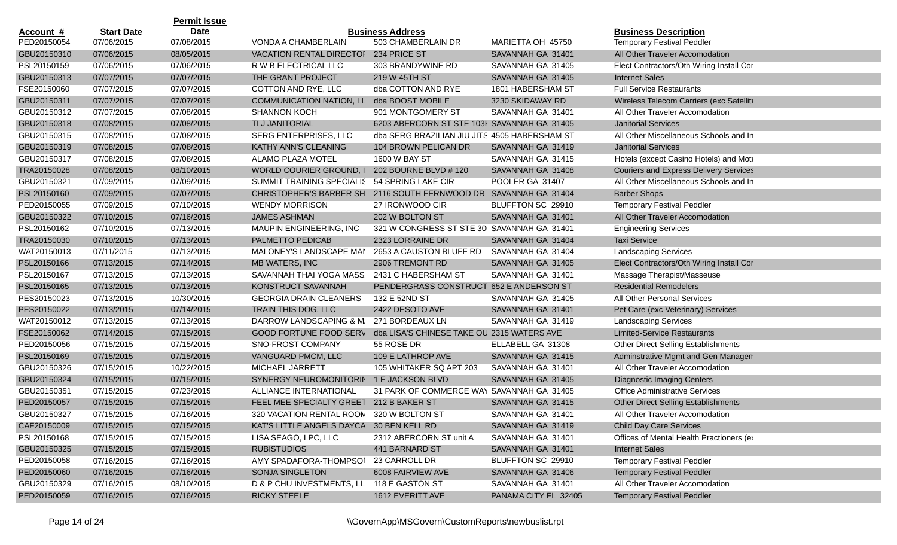| Account # | Start Date | Permit Issue Date | Business Address | | | Business Description |
|---|---|---|---|---|---|---|
| PED20150054 | 07/06/2015 | 07/08/2015 | VONDA A CHAMBERLAIN | 503 CHAMBERLAIN DR | MARIETTA OH 45750 | Temporary Festival Peddler |
| GBU20150310 | 07/06/2015 | 08/05/2015 | VACATION RENTAL DIRECTOF | 234 PRICE ST | SAVANNAH GA 31401 | All Other Traveler Accomodation |
| PSL20150159 | 07/06/2015 | 07/06/2015 | R W B ELECTRICAL LLC | 303 BRANDYWINE RD | SAVANNAH GA 31405 | Elect Contractors/Oth Wiring Install Cor |
| GBU20150313 | 07/07/2015 | 07/07/2015 | THE GRANT PROJECT | 219 W 45TH ST | SAVANNAH GA 31405 | Internet Sales |
| FSE20150060 | 07/07/2015 | 07/07/2015 | COTTON AND RYE, LLC | dba COTTON AND RYE | 1801 HABERSHAM ST | Full Service Restaurants |
| GBU20150311 | 07/07/2015 | 07/07/2015 | COMMUNICATION NATION, LL | dba BOOST MOBILE | 3230 SKIDAWAY RD | Wireless Telecom Carriers (exc Satellite |
| GBU20150312 | 07/07/2015 | 07/08/2015 | SHANNON KOCH | 901 MONTGOMERY ST | SAVANNAH GA 31401 | All Other Traveler Accomodation |
| GBU20150318 | 07/08/2015 | 07/08/2015 | TLJ JANITORIAL | 6203 ABERCORN ST STE 103H | SAVANNAH GA 31405 | Janitorial Services |
| GBU20150315 | 07/08/2015 | 07/08/2015 | SERG ENTERPRISES, LLC | dba SERG BRAZILIAN JIU JITS | 4505 HABERSHAM ST | All Other Miscellaneous Schools and In |
| GBU20150319 | 07/08/2015 | 07/08/2015 | KATHY ANN'S CLEANING | 104 BROWN PELICAN DR | SAVANNAH GA 31419 | Janitorial Services |
| GBU20150317 | 07/08/2015 | 07/08/2015 | ALAMO PLAZA MOTEL | 1600 W BAY ST | SAVANNAH GA 31415 | Hotels (except Casino Hotels) and Mote |
| TRA20150028 | 07/08/2015 | 08/10/2015 | WORLD COURIER GROUND, I | 202 BOURNE BLVD # 120 | SAVANNAH GA 31408 | Couriers and Express Delivery Services |
| GBU20150321 | 07/09/2015 | 07/09/2015 | SUMMIT TRAINING SPECIALIS | 54 SPRING LAKE CIR | POOLER GA 31407 | All Other Miscellaneous Schools and In |
| PSL20150160 | 07/09/2015 | 07/07/2015 | CHRISTOPHER'S BARBER SH | 2116 SOUTH FERNWOOD DR | SAVANNAH GA 31404 | Barber Shops |
| PED20150055 | 07/09/2015 | 07/10/2015 | WENDY MORRISON | 27 IRONWOOD CIR | BLUFFTON SC 29910 | Temporary Festival Peddler |
| GBU20150322 | 07/10/2015 | 07/16/2015 | JAMES ASHMAN | 202 W BOLTON ST | SAVANNAH GA 31401 | All Other Traveler Accomodation |
| PSL20150162 | 07/10/2015 | 07/13/2015 | MAUPIN ENGINEERING, INC | 321 W CONGRESS ST STE 30 | SAVANNAH GA 31401 | Engineering Services |
| TRA20150030 | 07/10/2015 | 07/13/2015 | PALMETTO PEDICAB | 2323 LORRAINE DR | SAVANNAH GA 31404 | Taxi Service |
| WAT20150013 | 07/11/2015 | 07/13/2015 | MALONEY'S LANDSCAPE MAN | 2653 A CAUSTON BLUFF RD | SAVANNAH GA 31404 | Landscaping Services |
| PSL20150166 | 07/13/2015 | 07/14/2015 | MB WATERS, INC | 2906 TREMONT RD | SAVANNAH GA 31405 | Elect Contractors/Oth Wiring Install Cor |
| PSL20150167 | 07/13/2015 | 07/13/2015 | SAVANNAH THAI YOGA MASS. | 2431 C HABERSHAM ST | SAVANNAH GA 31401 | Massage Therapist/Masseuse |
| PSL20150165 | 07/13/2015 | 07/13/2015 | KONSTRUCT SAVANNAH | PENDERGRASS CONSTRUCT | 652 E ANDERSON ST | Residential Remodelers |
| PES20150023 | 07/13/2015 | 10/30/2015 | GEORGIA DRAIN CLEANERS | 132 E 52ND ST | SAVANNAH GA 31405 | All Other Personal Services |
| PES20150022 | 07/13/2015 | 07/14/2015 | TRAIN THIS DOG, LLC | 2422 DESOTO AVE | SAVANNAH GA 31401 | Pet Care (exc Veterinary) Services |
| WAT20150012 | 07/13/2015 | 07/13/2015 | DARROW LANDSCAPING & M | 271 BORDEAUX LN | SAVANNAH GA 31419 | Landscaping Services |
| FSE20150062 | 07/14/2015 | 07/15/2015 | GOOD FORTUNE FOOD SERV | dba LISA'S CHINESE TAKE OU | 2315 WATERS AVE | Limited-Service Restaurants |
| PED20150056 | 07/15/2015 | 07/15/2015 | SNO-FROST COMPANY | 55 ROSE DR | ELLABELL GA 31308 | Other Direct Selling Establishments |
| PSL20150169 | 07/15/2015 | 07/15/2015 | VANGUARD PMCM, LLC | 109 E LATHROP AVE | SAVANNAH GA 31415 | Adminstrative Mgmt and Gen Managem |
| GBU20150326 | 07/15/2015 | 10/22/2015 | MICHAEL JARRETT | 105 WHITAKER SQ APT 203 | SAVANNAH GA 31401 | All Other Traveler Accomodation |
| GBU20150324 | 07/15/2015 | 07/15/2015 | SYNERGY NEUROMONITORIN | 1 E JACKSON BLVD | SAVANNAH GA 31405 | Diagnostic Imaging Centers |
| GBU20150351 | 07/15/2015 | 07/23/2015 | ALLIANCE INTERNATIONAL | 31 PARK OF COMMERCE WAY | SAVANNAH GA 31405 | Office Administrative Services |
| PED20150057 | 07/15/2015 | 07/15/2015 | FEEL MEE SPECIALTY GREET | 212 B BAKER ST | SAVANNAH GA 31415 | Other Direct Selling Establishments |
| GBU20150327 | 07/15/2015 | 07/16/2015 | 320 VACATION RENTAL ROOM | 320 W BOLTON ST | SAVANNAH GA 31401 | All Other Traveler Accomodation |
| CAF20150009 | 07/15/2015 | 07/15/2015 | KAT'S LITTLE ANGELS DAYCA | 30 BEN KELL RD | SAVANNAH GA 31419 | Child Day Care Services |
| PSL20150168 | 07/15/2015 | 07/15/2015 | LISA SEAGO, LPC, LLC | 2312 ABERCORN ST unit A | SAVANNAH GA 31401 | Offices of Mental Health Practioners (ex |
| GBU20150325 | 07/15/2015 | 07/15/2015 | RUBISTUDIOS | 441 BARNARD ST | SAVANNAH GA 31401 | Internet Sales |
| PED20150058 | 07/16/2015 | 07/16/2015 | AMY SPADAFORA-THOMPSON | 23 CARROLL DR | BLUFFTON SC 29910 | Temporary Festival Peddler |
| PED20150060 | 07/16/2015 | 07/16/2015 | SONJA SINGLETON | 6008 FAIRVIEW AVE | SAVANNAH GA 31406 | Temporary Festival Peddler |
| GBU20150329 | 07/16/2015 | 08/10/2015 | D & P CHU INVESTMENTS, LL | 118 E GASTON ST | SAVANNAH GA 31401 | All Other Traveler Accomodation |
| PED20150059 | 07/16/2015 | 07/16/2015 | RICKY STEELE | 1612 EVERITT AVE | PANAMA CITY FL 32405 | Temporary Festival Peddler |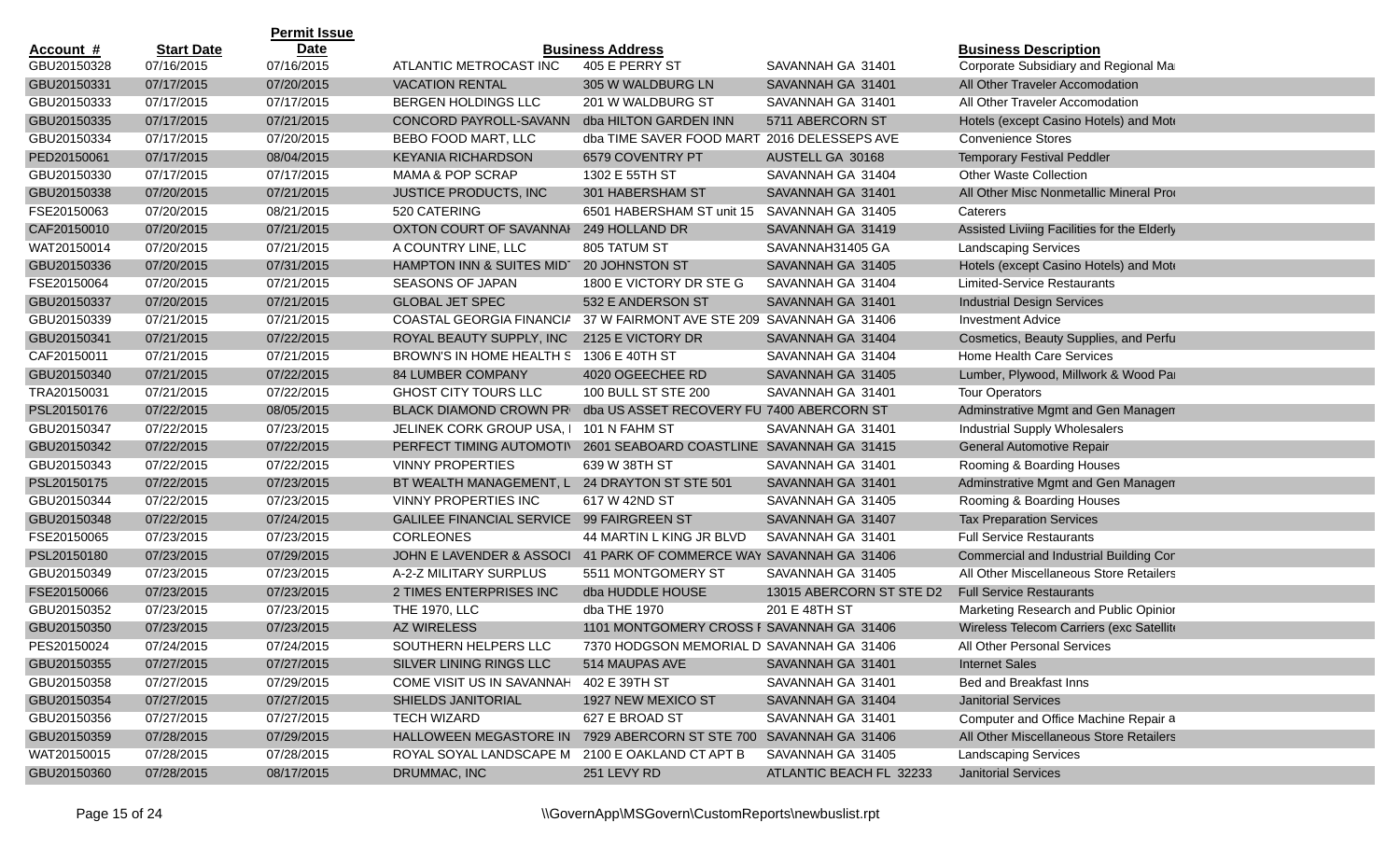| Account # | Start Date | Permit Issue Date | | Business Address | | Business Description |
|---|---|---|---|---|---|---|
| GBU20150328 | 07/16/2015 | 07/16/2015 | ATLANTIC METROCAST INC | 405 E PERRY ST | SAVANNAH GA 31401 | Corporate Subsidiary and Regional Ma |
| GBU20150331 | 07/17/2015 | 07/20/2015 | VACATION RENTAL | 305 W WALDBURG LN | SAVANNAH GA 31401 | All Other Traveler Accomodation |
| GBU20150333 | 07/17/2015 | 07/17/2015 | BERGEN HOLDINGS LLC | 201 W WALDBURG ST | SAVANNAH GA 31401 | All Other Traveler Accomodation |
| GBU20150335 | 07/17/2015 | 07/21/2015 | CONCORD PAYROLL-SAVANN | dba HILTON GARDEN INN | 5711 ABERCORN ST | Hotels (except Casino Hotels) and Mote |
| GBU20150334 | 07/17/2015 | 07/20/2015 | BEBO FOOD MART, LLC | dba TIME SAVER FOOD MART | 2016 DELESSEPS AVE | Convenience Stores |
| PED20150061 | 07/17/2015 | 08/04/2015 | KEYANIA RICHARDSON | 6579 COVENTRY PT | AUSTELL GA 30168 | Temporary Festival Peddler |
| GBU20150330 | 07/17/2015 | 07/17/2015 | MAMA & POP SCRAP | 1302 E 55TH ST | SAVANNAH GA 31404 | Other Waste Collection |
| GBU20150338 | 07/20/2015 | 07/21/2015 | JUSTICE PRODUCTS, INC | 301 HABERSHAM ST | SAVANNAH GA 31401 | All Other Misc Nonmetallic Mineral Prod |
| FSE20150063 | 07/20/2015 | 08/21/2015 | 520 CATERING | 6501 HABERSHAM ST unit 15 | SAVANNAH GA 31405 | Caterers |
| CAF20150010 | 07/20/2015 | 07/21/2015 | OXTON COURT OF SAVANNAH | 249 HOLLAND DR | SAVANNAH GA 31419 | Assisted Liviing Facilities for the Elderly |
| WAT20150014 | 07/20/2015 | 07/21/2015 | A COUNTRY LINE, LLC | 805 TATUM ST | SAVANNAH31405 GA | Landscaping Services |
| GBU20150336 | 07/20/2015 | 07/31/2015 | HAMPTON INN & SUITES MID | 20 JOHNSTON ST | SAVANNAH GA 31405 | Hotels (except Casino Hotels) and Mote |
| FSE20150064 | 07/20/2015 | 07/21/2015 | SEASONS OF JAPAN | 1800 E VICTORY DR STE G | SAVANNAH GA 31404 | Limited-Service Restaurants |
| GBU20150337 | 07/20/2015 | 07/21/2015 | GLOBAL JET SPEC | 532 E ANDERSON ST | SAVANNAH GA 31401 | Industrial Design Services |
| GBU20150339 | 07/21/2015 | 07/21/2015 | COASTAL GEORGIA FINANCIA | 37 W FAIRMONT AVE STE 209 | SAVANNAH GA 31406 | Investment Advice |
| GBU20150341 | 07/21/2015 | 07/22/2015 | ROYAL BEAUTY SUPPLY, INC | 2125 E VICTORY DR | SAVANNAH GA 31404 | Cosmetics, Beauty Supplies, and Perfu |
| CAF20150011 | 07/21/2015 | 07/21/2015 | BROWN'S IN HOME HEALTH S | 1306 E 40TH ST | SAVANNAH GA 31404 | Home Health Care Services |
| GBU20150340 | 07/21/2015 | 07/22/2015 | 84 LUMBER COMPANY | 4020 OGEECHEE RD | SAVANNAH GA 31405 | Lumber, Plywood, Millwork & Wood Pa |
| TRA20150031 | 07/21/2015 | 07/22/2015 | GHOST CITY TOURS LLC | 100 BULL ST STE 200 | SAVANNAH GA 31401 | Tour Operators |
| PSL20150176 | 07/22/2015 | 08/05/2015 | BLACK DIAMOND CROWN PR | dba US ASSET RECOVERY FU | 7400 ABERCORN ST | Adminstrative Mgmt and Gen Managen |
| GBU20150347 | 07/22/2015 | 07/23/2015 | JELINEK CORK GROUP USA, I | 101 N FAHM ST | SAVANNAH GA 31401 | Industrial Supply Wholesalers |
| GBU20150342 | 07/22/2015 | 07/22/2015 | PERFECT TIMING AUTOMOTIV | 2601 SEABOARD COASTLINE | SAVANNAH GA 31415 | General Automotive Repair |
| GBU20150343 | 07/22/2015 | 07/22/2015 | VINNY PROPERTIES | 639 W 38TH ST | SAVANNAH GA 31401 | Rooming & Boarding Houses |
| PSL20150175 | 07/22/2015 | 07/23/2015 | BT WEALTH MANAGEMENT, L | 24 DRAYTON ST STE 501 | SAVANNAH GA 31401 | Adminstrative Mgmt and Gen Managen |
| GBU20150344 | 07/22/2015 | 07/23/2015 | VINNY PROPERTIES INC | 617 W 42ND ST | SAVANNAH GA 31405 | Rooming & Boarding Houses |
| GBU20150348 | 07/22/2015 | 07/24/2015 | GALILEE FINANCIAL SERVICE | 99 FAIRGREEN ST | SAVANNAH GA 31407 | Tax Preparation Services |
| FSE20150065 | 07/23/2015 | 07/23/2015 | CORLEONES | 44 MARTIN L KING JR BLVD | SAVANNAH GA 31401 | Full Service Restaurants |
| PSL20150180 | 07/23/2015 | 07/29/2015 | JOHN E LAVENDER & ASSOCI | 41 PARK OF COMMERCE WAY | SAVANNAH GA 31406 | Commercial and Industrial Building Cor |
| GBU20150349 | 07/23/2015 | 07/23/2015 | A-2-Z MILITARY SURPLUS | 5511 MONTGOMERY ST | SAVANNAH GA 31405 | All Other Miscellaneous Store Retailers |
| FSE20150066 | 07/23/2015 | 07/23/2015 | 2 TIMES ENTERPRISES INC | dba HUDDLE HOUSE | 13015 ABERCORN ST STE D2 | Full Service Restaurants |
| GBU20150352 | 07/23/2015 | 07/23/2015 | THE 1970, LLC | dba THE 1970 | 201 E 48TH ST | Marketing Research and Public Opinior |
| GBU20150350 | 07/23/2015 | 07/23/2015 | AZ WIRELESS | 1101 MONTGOMERY CROSS R | SAVANNAH GA 31406 | Wireless Telecom Carriers (exc Satellite |
| PES20150024 | 07/24/2015 | 07/24/2015 | SOUTHERN HELPERS LLC | 7370 HODGSON MEMORIAL D | SAVANNAH GA 31406 | All Other Personal Services |
| GBU20150355 | 07/27/2015 | 07/27/2015 | SILVER LINING RINGS LLC | 514 MAUPAS AVE | SAVANNAH GA 31401 | Internet Sales |
| GBU20150358 | 07/27/2015 | 07/29/2015 | COME VISIT US IN SAVANNAH | 402 E 39TH ST | SAVANNAH GA 31401 | Bed and Breakfast Inns |
| GBU20150354 | 07/27/2015 | 07/27/2015 | SHIELDS JANITORIAL | 1927 NEW MEXICO ST | SAVANNAH GA 31404 | Janitorial Services |
| GBU20150356 | 07/27/2015 | 07/27/2015 | TECH WIZARD | 627 E BROAD ST | SAVANNAH GA 31401 | Computer and Office Machine Repair a |
| GBU20150359 | 07/28/2015 | 07/29/2015 | HALLOWEEN MEGASTORE IN | 7929 ABERCORN ST STE 700 | SAVANNAH GA 31406 | All Other Miscellaneous Store Retailers |
| WAT20150015 | 07/28/2015 | 07/28/2015 | ROYAL SOYAL LANDSCAPE M | 2100 E OAKLAND CT APT B | SAVANNAH GA 31405 | Landscaping Services |
| GBU20150360 | 07/28/2015 | 08/17/2015 | DRUMMAC, INC | 251 LEVY RD | ATLANTIC BEACH FL 32233 | Janitorial Services |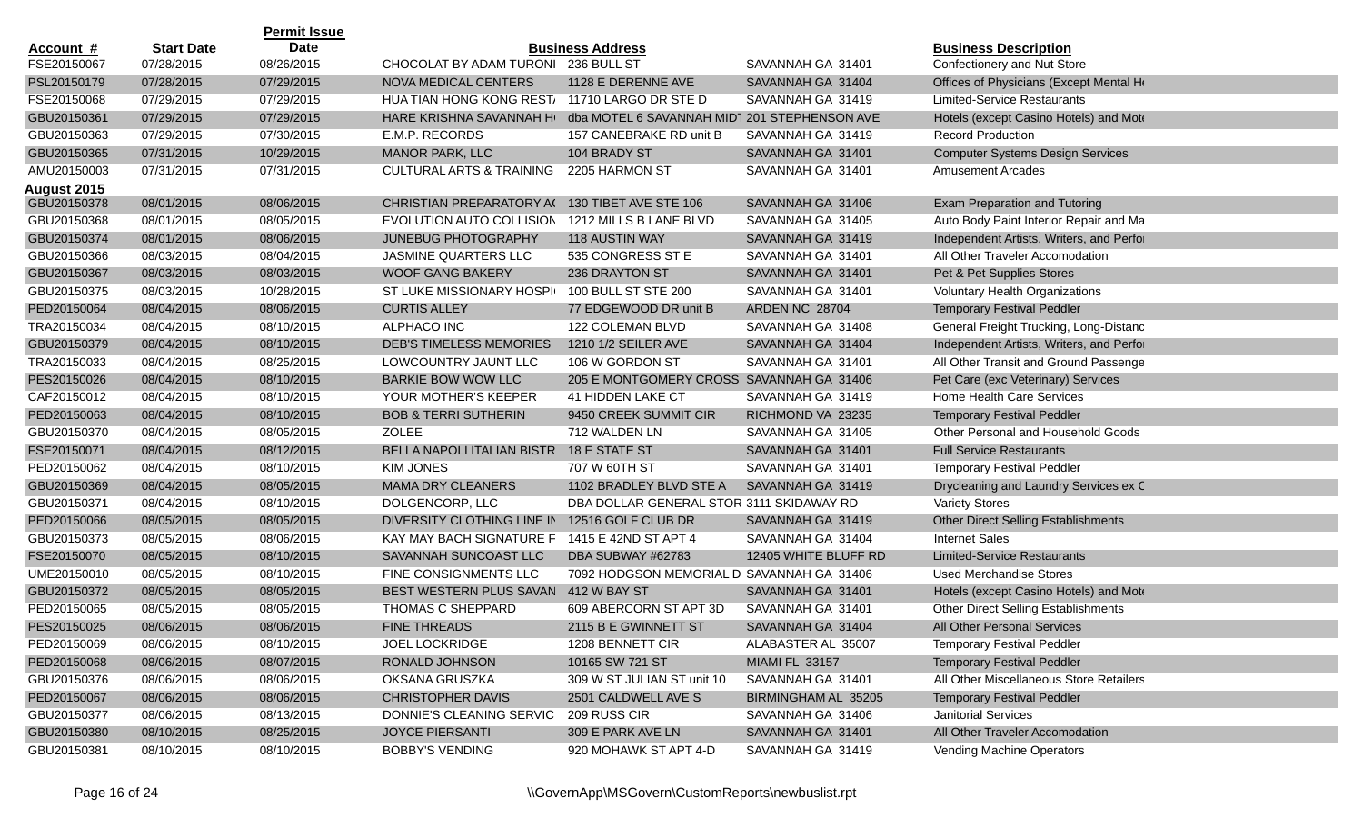| Account # | Start Date | Permit Issue Date | | Business Address | | Business Description |
|---|---|---|---|---|---|---|
| FSE20150067 | 07/28/2015 | 08/26/2015 | CHOCOLAT BY ADAM TURONI | 236 BULL ST | SAVANNAH GA 31401 | Confectionery and Nut Store |
| PSL20150179 | 07/28/2015 | 07/29/2015 | NOVA MEDICAL CENTERS | 1128 E DERENNE AVE | SAVANNAH GA 31404 | Offices of Physicians (Except Mental He |
| FSE20150068 | 07/29/2015 | 07/29/2015 | HUA TIAN HONG KONG REST/ | 11710 LARGO DR STE D | SAVANNAH GA 31419 | Limited-Service Restaurants |
| GBU20150361 | 07/29/2015 | 07/29/2015 | HARE KRISHNA SAVANNAH H | dba MOTEL 6 SAVANNAH MID | 201 STEPHENSON AVE | Hotels (except Casino Hotels) and Mote |
| GBU20150363 | 07/29/2015 | 07/30/2015 | E.M.P. RECORDS | 157 CANEBRAKE RD unit B | SAVANNAH GA 31419 | Record Production |
| GBU20150365 | 07/31/2015 | 10/29/2015 | MANOR PARK, LLC | 104 BRADY ST | SAVANNAH GA 31401 | Computer Systems Design Services |
| AMU20150003 | 07/31/2015 | 07/31/2015 | CULTURAL ARTS & TRAINING | 2205 HARMON ST | SAVANNAH GA 31401 | Amusement Arcades |
| **August 2015** | | | | | | |
| GBU20150378 | 08/01/2015 | 08/06/2015 | CHRISTIAN PREPARATORY A( | 130 TIBET AVE STE 106 | SAVANNAH GA 31406 | Exam Preparation and Tutoring |
| GBU20150368 | 08/01/2015 | 08/05/2015 | EVOLUTION AUTO COLLISION | 1212 MILLS B LANE BLVD | SAVANNAH GA 31405 | Auto Body Paint Interior Repair and Ma |
| GBU20150374 | 08/01/2015 | 08/06/2015 | JUNEBUG PHOTOGRAPHY | 118 AUSTIN WAY | SAVANNAH GA 31419 | Independent Artists, Writers, and Perfo |
| GBU20150366 | 08/03/2015 | 08/04/2015 | JASMINE QUARTERS LLC | 535 CONGRESS ST E | SAVANNAH GA 31401 | All Other Traveler Accomodation |
| GBU20150367 | 08/03/2015 | 08/03/2015 | WOOF GANG BAKERY | 236 DRAYTON ST | SAVANNAH GA 31401 | Pet & Pet Supplies Stores |
| GBU20150375 | 08/03/2015 | 10/28/2015 | ST LUKE MISSIONARY HOSPI | 100 BULL ST STE 200 | SAVANNAH GA 31401 | Voluntary Health Organizations |
| PED20150064 | 08/04/2015 | 08/06/2015 | CURTIS ALLEY | 77 EDGEWOOD DR unit B | ARDEN NC 28704 | Temporary Festival Peddler |
| TRA20150034 | 08/04/2015 | 08/10/2015 | ALPHACO INC | 122 COLEMAN BLVD | SAVANNAH GA 31408 | General Freight Trucking, Long-Distanc |
| GBU20150379 | 08/04/2015 | 08/10/2015 | DEB'S TIMELESS MEMORIES | 1210 1/2 SEILER AVE | SAVANNAH GA 31404 | Independent Artists, Writers, and Perfo |
| TRA20150033 | 08/04/2015 | 08/25/2015 | LOWCOUNTRY JAUNT LLC | 106 W GORDON ST | SAVANNAH GA 31401 | All Other Transit and Ground Passenge |
| PES20150026 | 08/04/2015 | 08/10/2015 | BARKIE BOW WOW LLC | 205 E MONTGOMERY CROSS | SAVANNAH GA 31406 | Pet Care (exc Veterinary) Services |
| CAF20150012 | 08/04/2015 | 08/10/2015 | YOUR MOTHER'S KEEPER | 41 HIDDEN LAKE CT | SAVANNAH GA 31419 | Home Health Care Services |
| PED20150063 | 08/04/2015 | 08/10/2015 | BOB & TERRI SUTHERIN | 9450 CREEK SUMMIT CIR | RICHMOND VA 23235 | Temporary Festival Peddler |
| GBU20150370 | 08/04/2015 | 08/05/2015 | ZOLEE | 712 WALDEN LN | SAVANNAH GA 31405 | Other Personal and Household Goods |
| FSE20150071 | 08/04/2015 | 08/12/2015 | BELLA NAPOLI ITALIAN BISTR | 18 E STATE ST | SAVANNAH GA 31401 | Full Service Restaurants |
| PED20150062 | 08/04/2015 | 08/10/2015 | KIM JONES | 707 W 60TH ST | SAVANNAH GA 31401 | Temporary Festival Peddler |
| GBU20150369 | 08/04/2015 | 08/05/2015 | MAMA DRY CLEANERS | 1102 BRADLEY BLVD STE A | SAVANNAH GA 31419 | Drycleaning and Laundry Services ex C |
| GBU20150371 | 08/04/2015 | 08/10/2015 | DOLGENCORP, LLC | DBA DOLLAR GENERAL STOR | 3111 SKIDAWAY RD | Variety Stores |
| PED20150066 | 08/05/2015 | 08/05/2015 | DIVERSITY CLOTHING LINE IN | 12516 GOLF CLUB DR | SAVANNAH GA 31419 | Other Direct Selling Establishments |
| GBU20150373 | 08/05/2015 | 08/06/2015 | KAY MAY BACH SIGNATURE F | 1415 E 42ND ST APT 4 | SAVANNAH GA 31404 | Internet Sales |
| FSE20150070 | 08/05/2015 | 08/10/2015 | SAVANNAH SUNCOAST LLC | DBA SUBWAY #62783 | 12405 WHITE BLUFF RD | Limited-Service Restaurants |
| UME20150010 | 08/05/2015 | 08/10/2015 | FINE CONSIGNMENTS LLC | 7092 HODGSON MEMORIAL D | SAVANNAH GA 31406 | Used Merchandise Stores |
| GBU20150372 | 08/05/2015 | 08/05/2015 | BEST WESTERN PLUS SAVAN | 412 W BAY ST | SAVANNAH GA 31401 | Hotels (except Casino Hotels) and Mote |
| PED20150065 | 08/05/2015 | 08/05/2015 | THOMAS C SHEPPARD | 609 ABERCORN ST APT 3D | SAVANNAH GA 31401 | Other Direct Selling Establishments |
| PES20150025 | 08/06/2015 | 08/06/2015 | FINE THREADS | 2115 B E GWINNETT ST | SAVANNAH GA 31404 | All Other Personal Services |
| PED20150069 | 08/06/2015 | 08/10/2015 | JOEL LOCKRIDGE | 1208 BENNETT CIR | ALABASTER AL 35007 | Temporary Festival Peddler |
| PED20150068 | 08/06/2015 | 08/07/2015 | RONALD JOHNSON | 10165 SW 721 ST | MIAMI FL 33157 | Temporary Festival Peddler |
| GBU20150376 | 08/06/2015 | 08/06/2015 | OKSANA GRUSZKA | 309 W ST JULIAN ST unit 10 | SAVANNAH GA 31401 | All Other Miscellaneous Store Retailers |
| PED20150067 | 08/06/2015 | 08/06/2015 | CHRISTOPHER DAVIS | 2501 CALDWELL AVE S | BIRMINGHAM AL 35205 | Temporary Festival Peddler |
| GBU20150377 | 08/06/2015 | 08/13/2015 | DONNIE'S CLEANING SERVIC | 209 RUSS CIR | SAVANNAH GA 31406 | Janitorial Services |
| GBU20150380 | 08/10/2015 | 08/25/2015 | JOYCE PIERSANTI | 309 E PARK AVE LN | SAVANNAH GA 31401 | All Other Traveler Accomodation |
| GBU20150381 | 08/10/2015 | 08/10/2015 | BOBBY'S VENDING | 920 MOHAWK ST APT 4-D | SAVANNAH GA 31419 | Vending Machine Operators |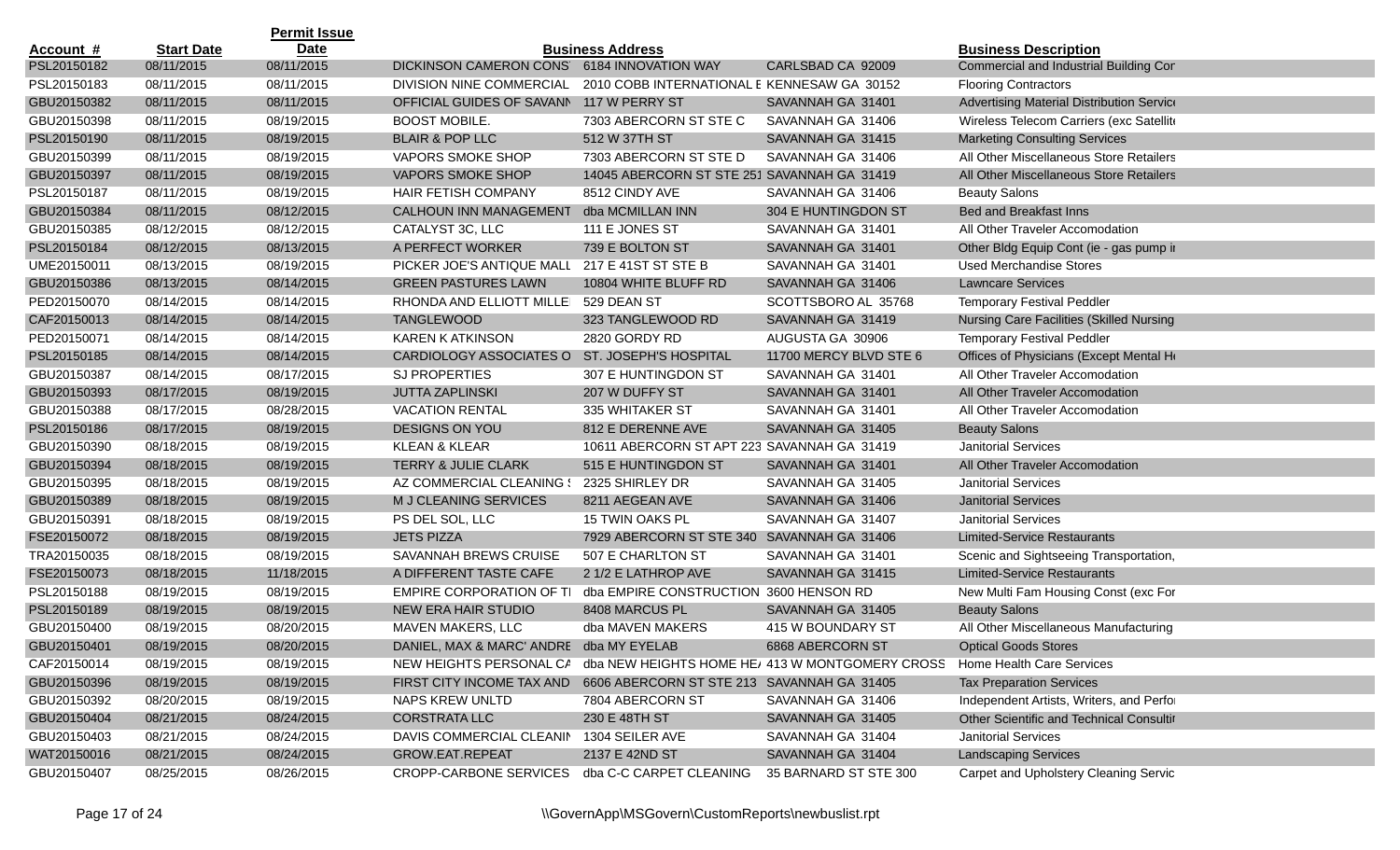| Account # | Start Date | Permit Issue Date | Business Address | | | Business Description |
|---|---|---|---|---|---|---|
| PSL20150182 | 08/11/2015 | 08/11/2015 | DICKINSON CAMERON CONS | 6184 INNOVATION WAY | CARLSBAD CA 92009 | Commercial and Industrial Building Cor |
| PSL20150183 | 08/11/2015 | 08/11/2015 | DIVISION NINE COMMERCIAL | 2010 COBB INTERNATIONAL E | KENNESAW GA 30152 | Flooring Contractors |
| GBU20150382 | 08/11/2015 | 08/11/2015 | OFFICIAL GUIDES OF SAVANN | 117 W PERRY ST | SAVANNAH GA 31401 | Advertising Material Distribution Servic |
| GBU20150398 | 08/11/2015 | 08/19/2015 | BOOST MOBILE. | 7303 ABERCORN ST STE C | SAVANNAH GA 31406 | Wireless Telecom Carriers (exc Satellit |
| PSL20150190 | 08/11/2015 | 08/19/2015 | BLAIR & POP LLC | 512 W 37TH ST | SAVANNAH GA 31415 | Marketing Consulting Services |
| GBU20150399 | 08/11/2015 | 08/19/2015 | VAPORS SMOKE SHOP | 7303 ABERCORN ST STE D | SAVANNAH GA 31406 | All Other Miscellaneous Store Retailers |
| GBU20150397 | 08/11/2015 | 08/19/2015 | VAPORS SMOKE SHOP | 14045 ABERCORN ST STE 251 | SAVANNAH GA 31419 | All Other Miscellaneous Store Retailers |
| PSL20150187 | 08/11/2015 | 08/19/2015 | HAIR FETISH COMPANY | 8512 CINDY AVE | SAVANNAH GA 31406 | Beauty Salons |
| GBU20150384 | 08/11/2015 | 08/12/2015 | CALHOUN INN MANAGEMENT | dba MCMILLAN INN | 304 E HUNTINGDON ST | Bed and Breakfast Inns |
| GBU20150385 | 08/12/2015 | 08/12/2015 | CATALYST 3C, LLC | 111 E JONES ST | SAVANNAH GA 31401 | All Other Traveler Accomodation |
| PSL20150184 | 08/12/2015 | 08/13/2015 | A PERFECT WORKER | 739 E BOLTON ST | SAVANNAH GA 31401 | Other Bldg Equip Cont (ie - gas pump i |
| UME20150011 | 08/13/2015 | 08/19/2015 | PICKER JOE'S ANTIQUE MALL | 217 E 41ST ST STE B | SAVANNAH GA 31401 | Used Merchandise Stores |
| GBU20150386 | 08/13/2015 | 08/14/2015 | GREEN PASTURES LAWN | 10804 WHITE BLUFF RD | SAVANNAH GA 31406 | Lawncare Services |
| PED20150070 | 08/14/2015 | 08/14/2015 | RHONDA AND ELLIOTT MILLE | 529 DEAN ST | SCOTTSBORO AL 35768 | Temporary Festival Peddler |
| CAF20150013 | 08/14/2015 | 08/14/2015 | TANGLEWOOD | 323 TANGLEWOOD RD | SAVANNAH GA 31419 | Nursing Care Facilities (Skilled Nursing |
| PED20150071 | 08/14/2015 | 08/14/2015 | KAREN K ATKINSON | 2820 GORDY RD | AUGUSTA GA 30906 | Temporary Festival Peddler |
| PSL20150185 | 08/14/2015 | 08/14/2015 | CARDIOLOGY ASSOCIATES O | ST. JOSEPH'S HOSPITAL | 11700 MERCY BLVD STE 6 | Offices of Physicians (Except Mental H |
| GBU20150387 | 08/14/2015 | 08/17/2015 | SJ PROPERTIES | 307 E HUNTINGDON ST | SAVANNAH GA 31401 | All Other Traveler Accomodation |
| GBU20150393 | 08/17/2015 | 08/19/2015 | JUTTA ZAPLINSKI | 207 W DUFFY ST | SAVANNAH GA 31401 | All Other Traveler Accomodation |
| GBU20150388 | 08/17/2015 | 08/28/2015 | VACATION RENTAL | 335 WHITAKER ST | SAVANNAH GA 31401 | All Other Traveler Accomodation |
| PSL20150186 | 08/17/2015 | 08/19/2015 | DESIGNS ON YOU | 812 E DERENNE AVE | SAVANNAH GA 31405 | Beauty Salons |
| GBU20150390 | 08/18/2015 | 08/19/2015 | KLEAN & KLEAR | 10611 ABERCORN ST APT 223 | SAVANNAH GA 31419 | Janitorial Services |
| GBU20150394 | 08/18/2015 | 08/19/2015 | TERRY & JULIE CLARK | 515 E HUNTINGDON ST | SAVANNAH GA 31401 | All Other Traveler Accomodation |
| GBU20150395 | 08/18/2015 | 08/19/2015 | AZ COMMERCIAL CLEANING | 2325 SHIRLEY DR | SAVANNAH GA 31405 | Janitorial Services |
| GBU20150389 | 08/18/2015 | 08/19/2015 | M J CLEANING SERVICES | 8211 AEGEAN AVE | SAVANNAH GA 31406 | Janitorial Services |
| GBU20150391 | 08/18/2015 | 08/19/2015 | PS DEL SOL, LLC | 15 TWIN OAKS PL | SAVANNAH GA 31407 | Janitorial Services |
| FSE20150072 | 08/18/2015 | 08/19/2015 | JETS PIZZA | 7929 ABERCORN ST STE 340 | SAVANNAH GA 31406 | Limited-Service Restaurants |
| TRA20150035 | 08/18/2015 | 08/19/2015 | SAVANNAH BREWS CRUISE | 507 E CHARLTON ST | SAVANNAH GA 31401 | Scenic and Sightseeing Transportation, |
| FSE20150073 | 08/18/2015 | 11/18/2015 | A DIFFERENT TASTE CAFE | 2 1/2 E LATHROP AVE | SAVANNAH GA 31415 | Limited-Service Restaurants |
| PSL20150188 | 08/19/2015 | 08/19/2015 | EMPIRE CORPORATION OF T | dba EMPIRE CONSTRUCTION | 3600 HENSON RD | New Multi Fam Housing Const (exc For |
| PSL20150189 | 08/19/2015 | 08/19/2015 | NEW ERA HAIR STUDIO | 8408 MARCUS PL | SAVANNAH GA 31405 | Beauty Salons |
| GBU20150400 | 08/19/2015 | 08/20/2015 | MAVEN MAKERS, LLC | dba MAVEN MAKERS | 415 W BOUNDARY ST | All Other Miscellaneous Manufacturing |
| GBU20150401 | 08/19/2015 | 08/20/2015 | DANIEL, MAX & MARC' ANDRE | dba MY EYELAB | 6868 ABERCORN ST | Optical Goods Stores |
| CAF20150014 | 08/19/2015 | 08/19/2015 | NEW HEIGHTS PERSONAL CA | dba NEW HEIGHTS HOME HE | 413 W MONTGOMERY CROSS | Home Health Care Services |
| GBU20150396 | 08/19/2015 | 08/19/2015 | FIRST CITY INCOME TAX AND | 6606 ABERCORN ST STE 213 | SAVANNAH GA 31405 | Tax Preparation Services |
| GBU20150392 | 08/20/2015 | 08/19/2015 | NAPS KREW UNLTD | 7804 ABERCORN ST | SAVANNAH GA 31406 | Independent Artists, Writers, and Perfo |
| GBU20150404 | 08/21/2015 | 08/24/2015 | CORSTRATA LLC | 230 E 48TH ST | SAVANNAH GA 31405 | Other Scientific and Technical Consulti |
| GBU20150403 | 08/21/2015 | 08/24/2015 | DAVIS COMMERCIAL CLEANIN | 1304 SEILER AVE | SAVANNAH GA 31404 | Janitorial Services |
| WAT20150016 | 08/21/2015 | 08/24/2015 | GROW.EAT.REPEAT | 2137 E 42ND ST | SAVANNAH GA 31404 | Landscaping Services |
| GBU20150407 | 08/25/2015 | 08/26/2015 | CROPP-CARBONE SERVICES | dba C-C CARPET CLEANING | 35 BARNARD ST STE 300 | Carpet and Upholstery Cleaning Servic |

\\GovernApp\MSGovern\CustomReports\newbuslist.rpt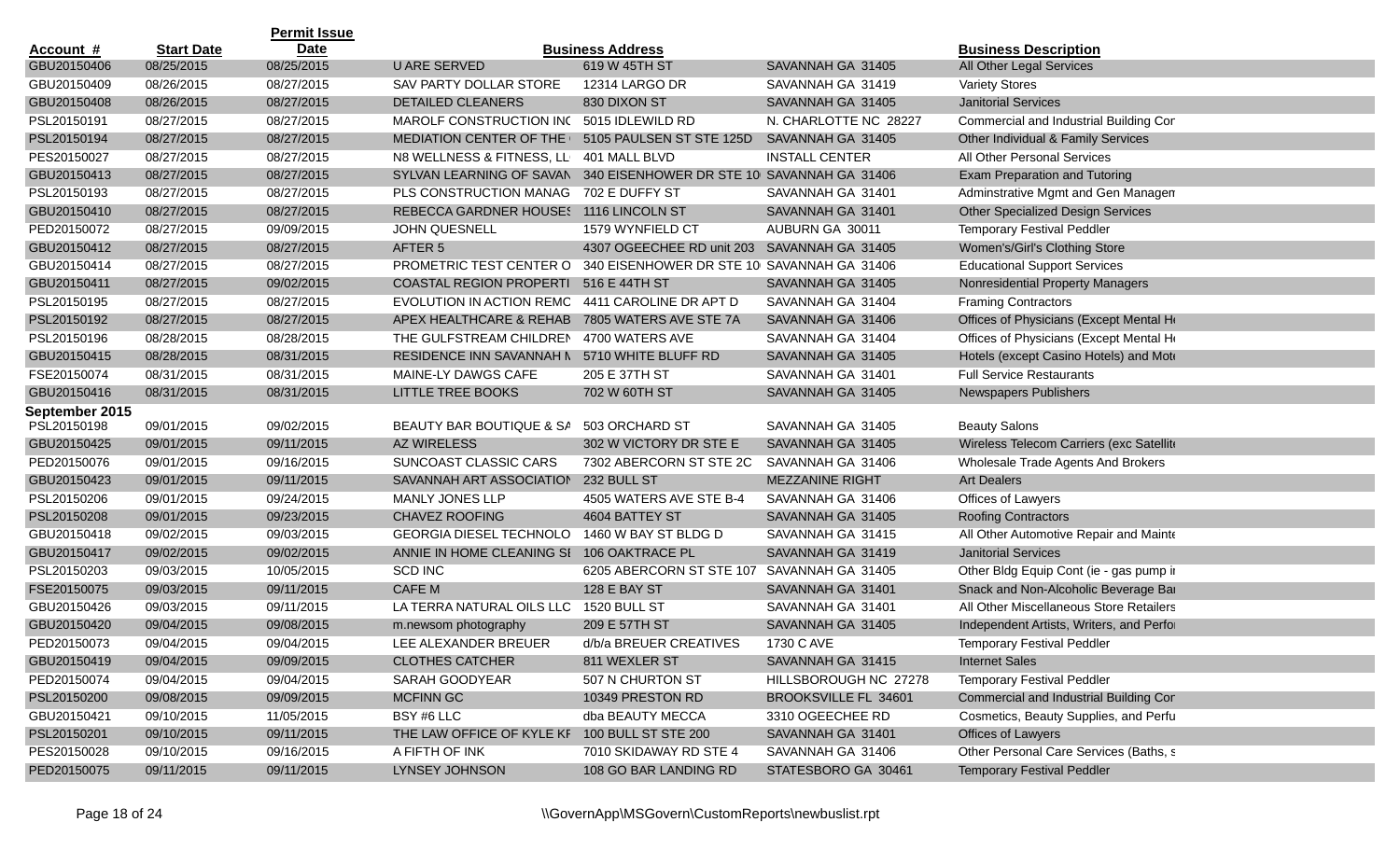| Account # | Start Date | Permit Issue Date | | Business Address | | Business Description |
|---|---|---|---|---|---|---|
| GBU20150406 | 08/25/2015 | 08/25/2015 | U ARE SERVED | 619 W 45TH ST | SAVANNAH GA 31405 | All Other Legal Services |
| GBU20150409 | 08/26/2015 | 08/27/2015 | SAV PARTY DOLLAR STORE | 12314 LARGO DR | SAVANNAH GA 31419 | Variety Stores |
| GBU20150408 | 08/26/2015 | 08/27/2015 | DETAILED CLEANERS | 830 DIXON ST | SAVANNAH GA 31405 | Janitorial Services |
| PSL20150191 | 08/27/2015 | 08/27/2015 | MAROLF CONSTRUCTION INC | 5015 IDLEWILD RD | N. CHARLOTTE NC 28227 | Commercial and Industrial Building Cor |
| PSL20150194 | 08/27/2015 | 08/27/2015 | MEDIATION CENTER OF THE | 5105 PAULSEN ST STE 125D | SAVANNAH GA 31405 | Other Individual & Family Services |
| PES20150027 | 08/27/2015 | 08/27/2015 | N8 WELLNESS & FITNESS, LL | 401 MALL BLVD | INSTALL CENTER | All Other Personal Services |
| GBU20150413 | 08/27/2015 | 08/27/2015 | SYLVAN LEARNING OF SAVAN | 340 EISENHOWER DR STE 10 | SAVANNAH GA 31406 | Exam Preparation and Tutoring |
| PSL20150193 | 08/27/2015 | 08/27/2015 | PLS CONSTRUCTION MANAG | 702 E DUFFY ST | SAVANNAH GA 31401 | Adminstrative Mgmt and Gen Managen |
| GBU20150410 | 08/27/2015 | 08/27/2015 | REBECCA GARDNER HOUSES | 1116 LINCOLN ST | SAVANNAH GA 31401 | Other Specialized Design Services |
| PED20150072 | 08/27/2015 | 09/09/2015 | JOHN QUESNELL | 1579 WYNFIELD CT | AUBURN GA 30011 | Temporary Festival Peddler |
| GBU20150412 | 08/27/2015 | 08/27/2015 | AFTER 5 | 4307 OGEECHEE RD unit 203 | SAVANNAH GA 31405 | Women's/Girl's Clothing Store |
| GBU20150414 | 08/27/2015 | 08/27/2015 | PROMETRIC TEST CENTER O | 340 EISENHOWER DR STE 10 | SAVANNAH GA 31406 | Educational Support Services |
| GBU20150411 | 08/27/2015 | 09/02/2015 | COASTAL REGION PROPERTI | 516 E 44TH ST | SAVANNAH GA 31405 | Nonresidential Property Managers |
| PSL20150195 | 08/27/2015 | 08/27/2015 | EVOLUTION IN ACTION REMC | 4411 CAROLINE DR APT D | SAVANNAH GA 31404 | Framing Contractors |
| PSL20150192 | 08/27/2015 | 08/27/2015 | APEX HEALTHCARE & REHAB | 7805 WATERS AVE STE 7A | SAVANNAH GA 31406 | Offices of Physicians (Except Mental He |
| PSL20150196 | 08/28/2015 | 08/28/2015 | THE GULFSTREAM CHILDREN | 4700 WATERS AVE | SAVANNAH GA 31404 | Offices of Physicians (Except Mental He |
| GBU20150415 | 08/28/2015 | 08/31/2015 | RESIDENCE INN SAVANNAH M | 5710 WHITE BLUFF RD | SAVANNAH GA 31405 | Hotels (except Casino Hotels) and Mote |
| FSE20150074 | 08/31/2015 | 08/31/2015 | MAINE-LY DAWGS CAFE | 205 E 37TH ST | SAVANNAH GA 31401 | Full Service Restaurants |
| GBU20150416 | 08/31/2015 | 08/31/2015 | LITTLE TREE BOOKS | 702 W 60TH ST | SAVANNAH GA 31405 | Newspapers Publishers |
| **September 2015** | | | | | | |
| PSL20150198 | 09/01/2015 | 09/02/2015 | BEAUTY BAR BOUTIQUE & SA | 503 ORCHARD ST | SAVANNAH GA 31405 | Beauty Salons |
| GBU20150425 | 09/01/2015 | 09/11/2015 | AZ WIRELESS | 302 W VICTORY DR STE E | SAVANNAH GA 31405 | Wireless Telecom Carriers (exc Satellite |
| PED20150076 | 09/01/2015 | 09/16/2015 | SUNCOAST CLASSIC CARS | 7302 ABERCORN ST STE 2C | SAVANNAH GA 31406 | Wholesale Trade Agents And Brokers |
| GBU20150423 | 09/01/2015 | 09/11/2015 | SAVANNAH ART ASSOCIATION | 232 BULL ST | MEZZANINE RIGHT | Art Dealers |
| PSL20150206 | 09/01/2015 | 09/24/2015 | MANLY JONES LLP | 4505 WATERS AVE STE B-4 | SAVANNAH GA 31406 | Offices of Lawyers |
| PSL20150208 | 09/01/2015 | 09/23/2015 | CHAVEZ ROOFING | 4604 BATTEY ST | SAVANNAH GA 31405 | Roofing Contractors |
| GBU20150418 | 09/02/2015 | 09/03/2015 | GEORGIA DIESEL TECHNOLO | 1460 W BAY ST BLDG D | SAVANNAH GA 31415 | All Other Automotive Repair and Mainte |
| GBU20150417 | 09/02/2015 | 09/02/2015 | ANNIE IN HOME CLEANING SI | 106 OAKTRACE PL | SAVANNAH GA 31419 | Janitorial Services |
| PSL20150203 | 09/03/2015 | 10/05/2015 | SCD INC | 6205 ABERCORN ST STE 107 | SAVANNAH GA 31405 | Other Bldg Equip Cont (ie - gas pump in |
| FSE20150075 | 09/03/2015 | 09/11/2015 | CAFE M | 128 E BAY ST | SAVANNAH GA 31401 | Snack and Non-Alcoholic Beverage Bar |
| GBU20150426 | 09/03/2015 | 09/11/2015 | LA TERRA NATURAL OILS LLC | 1520 BULL ST | SAVANNAH GA 31401 | All Other Miscellaneous Store Retailers |
| GBU20150420 | 09/04/2015 | 09/08/2015 | m.newsom photography | 209 E 57TH ST | SAVANNAH GA 31405 | Independent Artists, Writers, and Perfo |
| PED20150073 | 09/04/2015 | 09/04/2015 | LEE ALEXANDER BREUER | d/b/a BREUER CREATIVES | 1730 C AVE | Temporary Festival Peddler |
| GBU20150419 | 09/04/2015 | 09/09/2015 | CLOTHES CATCHER | 811 WEXLER ST | SAVANNAH GA 31415 | Internet Sales |
| PED20150074 | 09/04/2015 | 09/04/2015 | SARAH GOODYEAR | 507 N CHURTON ST | HILLSBOROUGH NC 27278 | Temporary Festival Peddler |
| PSL20150200 | 09/08/2015 | 09/09/2015 | MCFINN GC | 10349 PRESTON RD | BROOKSVILLE FL 34601 | Commercial and Industrial Building Cor |
| GBU20150421 | 09/10/2015 | 11/05/2015 | BSY #6 LLC | dba BEAUTY MECCA | 3310 OGEECHEE RD | Cosmetics, Beauty Supplies, and Perfu |
| PSL20150201 | 09/10/2015 | 09/11/2015 | THE LAW OFFICE OF KYLE KF | 100 BULL ST STE 200 | SAVANNAH GA 31401 | Offices of Lawyers |
| PES20150028 | 09/10/2015 | 09/16/2015 | A FIFTH OF INK | 7010 SKIDAWAY RD STE 4 | SAVANNAH GA 31406 | Other Personal Care Services (Baths, s |
| PED20150075 | 09/11/2015 | 09/11/2015 | LYNSEY JOHNSON | 108 GO BAR LANDING RD | STATESBORO GA 30461 | Temporary Festival Peddler |

\\GovernApp\MSGovern\CustomReports\newbuslist.rpt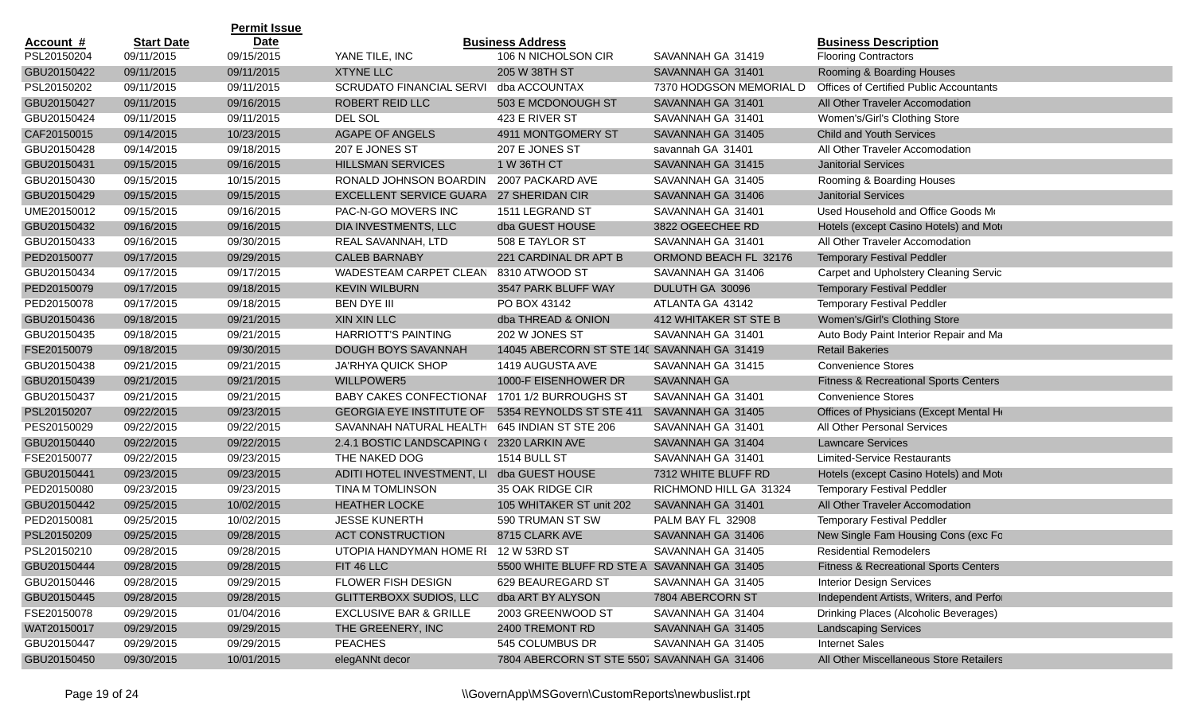| Account # | Start Date | Permit Issue Date | | Business Address | | Business Description |
|---|---|---|---|---|---|---|
| PSL20150204 | 09/11/2015 | 09/15/2015 | YANE TILE, INC | 106 N NICHOLSON CIR | SAVANNAH GA 31419 | Flooring Contractors |
| GBU20150422 | 09/11/2015 | 09/11/2015 | XTYNE LLC | 205 W 38TH ST | SAVANNAH GA 31401 | Rooming & Boarding Houses |
| PSL20150202 | 09/11/2015 | 09/11/2015 | SCRUDATO FINANCIAL SERVI | dba ACCOUNTAX | 7370 HODGSON MEMORIAL D | Offices of Certified Public Accountants |
| GBU20150427 | 09/11/2015 | 09/16/2015 | ROBERT REID LLC | 503 E MCDONOUGH ST | SAVANNAH GA 31401 | All Other Traveler Accomodation |
| GBU20150424 | 09/11/2015 | 09/11/2015 | DEL SOL | 423 E RIVER ST | SAVANNAH GA 31401 | Women's/Girl's Clothing Store |
| CAF20150015 | 09/14/2015 | 10/23/2015 | AGAPE OF ANGELS | 4911 MONTGOMERY ST | SAVANNAH GA 31405 | Child and Youth Services |
| GBU20150428 | 09/14/2015 | 09/18/2015 | 207 E JONES ST | 207 E JONES ST | savannah GA 31401 | All Other Traveler Accomodation |
| GBU20150431 | 09/15/2015 | 09/16/2015 | HILLSMAN SERVICES | 1 W 36TH CT | SAVANNAH GA 31415 | Janitorial Services |
| GBU20150430 | 09/15/2015 | 10/15/2015 | RONALD JOHNSON BOARDIN | 2007 PACKARD AVE | SAVANNAH GA 31405 | Rooming & Boarding Houses |
| GBU20150429 | 09/15/2015 | 09/15/2015 | EXCELLENT SERVICE GUARA | 27 SHERIDAN CIR | SAVANNAH GA 31406 | Janitorial Services |
| UME20150012 | 09/15/2015 | 09/16/2015 | PAC-N-GO MOVERS INC | 1511 LEGRAND ST | SAVANNAH GA 31401 | Used Household and Office Goods Mo |
| GBU20150432 | 09/16/2015 | 09/16/2015 | DIA INVESTMENTS, LLC | dba GUEST HOUSE | 3822 OGEECHEE RD | Hotels (except Casino Hotels) and Mote |
| GBU20150433 | 09/16/2015 | 09/30/2015 | REAL SAVANNAH, LTD | 508 E TAYLOR ST | SAVANNAH GA 31401 | All Other Traveler Accomodation |
| PED20150077 | 09/17/2015 | 09/29/2015 | CALEB BARNABY | 221 CARDINAL DR APT B | ORMOND BEACH FL 32176 | Temporary Festival Peddler |
| GBU20150434 | 09/17/2015 | 09/17/2015 | WADESTEAM CARPET CLEAN | 8310 ATWOOD ST | SAVANNAH GA 31406 | Carpet and Upholstery Cleaning Servic |
| PED20150079 | 09/17/2015 | 09/18/2015 | KEVIN WILBURN | 3547 PARK BLUFF WAY | DULUTH GA 30096 | Temporary Festival Peddler |
| PED20150078 | 09/17/2015 | 09/18/2015 | BEN DYE III | PO BOX 43142 | ATLANTA GA 43142 | Temporary Festival Peddler |
| GBU20150436 | 09/18/2015 | 09/21/2015 | XIN XIN LLC | dba THREAD & ONION | 412 WHITAKER ST STE B | Women's/Girl's Clothing Store |
| GBU20150435 | 09/18/2015 | 09/21/2015 | HARRIOTT'S PAINTING | 202 W JONES ST | SAVANNAH GA 31401 | Auto Body Paint Interior Repair and Ma |
| FSE20150079 | 09/18/2015 | 09/30/2015 | DOUGH BOYS SAVANNAH | 14045 ABERCORN ST STE 14( | SAVANNAH GA 31419 | Retail Bakeries |
| GBU20150438 | 09/21/2015 | 09/21/2015 | JA'RHYA QUICK SHOP | 1419 AUGUSTA AVE | SAVANNAH GA 31415 | Convenience Stores |
| GBU20150439 | 09/21/2015 | 09/21/2015 | WILLPOWER5 | 1000-F EISENHOWER DR | SAVANNAH GA | Fitness & Recreational Sports Centers |
| GBU20150437 | 09/21/2015 | 09/21/2015 | BABY CAKES CONFECTIONAI | 1701 1/2 BURROUGHS ST | SAVANNAH GA 31401 | Convenience Stores |
| PSL20150207 | 09/22/2015 | 09/23/2015 | GEORGIA EYE INSTITUTE OF | 5354 REYNOLDS ST STE 411 | SAVANNAH GA 31405 | Offices of Physicians (Except Mental He |
| PES20150029 | 09/22/2015 | 09/22/2015 | SAVANNAH NATURAL HEALTH | 645 INDIAN ST STE 206 | SAVANNAH GA 31401 | All Other Personal Services |
| GBU20150440 | 09/22/2015 | 09/22/2015 | 2.4.1 BOSTIC LANDSCAPING ( | 2320 LARKIN AVE | SAVANNAH GA 31404 | Lawncare Services |
| FSE20150077 | 09/22/2015 | 09/23/2015 | THE NAKED DOG | 1514 BULL ST | SAVANNAH GA 31401 | Limited-Service Restaurants |
| GBU20150441 | 09/23/2015 | 09/23/2015 | ADITI HOTEL INVESTMENT, LI | dba GUEST HOUSE | 7312 WHITE BLUFF RD | Hotels (except Casino Hotels) and Mote |
| PED20150080 | 09/23/2015 | 09/23/2015 | TINA M TOMLINSON | 35 OAK RIDGE CIR | RICHMOND HILL GA 31324 | Temporary Festival Peddler |
| GBU20150442 | 09/25/2015 | 10/02/2015 | HEATHER LOCKE | 105 WHITAKER ST unit 202 | SAVANNAH GA 31401 | All Other Traveler Accomodation |
| PED20150081 | 09/25/2015 | 10/02/2015 | JESSE KUNERTH | 590 TRUMAN ST SW | PALM BAY FL 32908 | Temporary Festival Peddler |
| PSL20150209 | 09/25/2015 | 09/28/2015 | ACT CONSTRUCTION | 8715 CLARK AVE | SAVANNAH GA 31406 | New Single Fam Housing Cons (exc Fo |
| PSL20150210 | 09/28/2015 | 09/28/2015 | UTOPIA HANDYMAN HOME RI | 12 W 53RD ST | SAVANNAH GA 31405 | Residential Remodelers |
| GBU20150444 | 09/28/2015 | 09/28/2015 | FIT 46 LLC | 5500 WHITE BLUFF RD STE A | SAVANNAH GA 31405 | Fitness & Recreational Sports Centers |
| GBU20150446 | 09/28/2015 | 09/29/2015 | FLOWER FISH DESIGN | 629 BEAUREGARD ST | SAVANNAH GA 31405 | Interior Design Services |
| GBU20150445 | 09/28/2015 | 09/28/2015 | GLITTERBOXX SUDIOS, LLC | dba ART BY ALYSON | 7804 ABERCORN ST | Independent Artists, Writers, and Perfo |
| FSE20150078 | 09/29/2015 | 01/04/2016 | EXCLUSIVE BAR & GRILLE | 2003 GREENWOOD ST | SAVANNAH GA 31404 | Drinking Places (Alcoholic Beverages) |
| WAT20150017 | 09/29/2015 | 09/29/2015 | THE GREENERY, INC | 2400 TREMONT RD | SAVANNAH GA 31405 | Landscaping Services |
| GBU20150447 | 09/29/2015 | 09/29/2015 | PEACHES | 545 COLUMBUS DR | SAVANNAH GA 31405 | Internet Sales |
| GBU20150450 | 09/30/2015 | 10/01/2015 | elegANNt decor | 7804 ABERCORN ST STE 5507 | SAVANNAH GA 31406 | All Other Miscellaneous Store Retailers |

\\GovernApp\MSGovern\CustomReports\newbuslist.rpt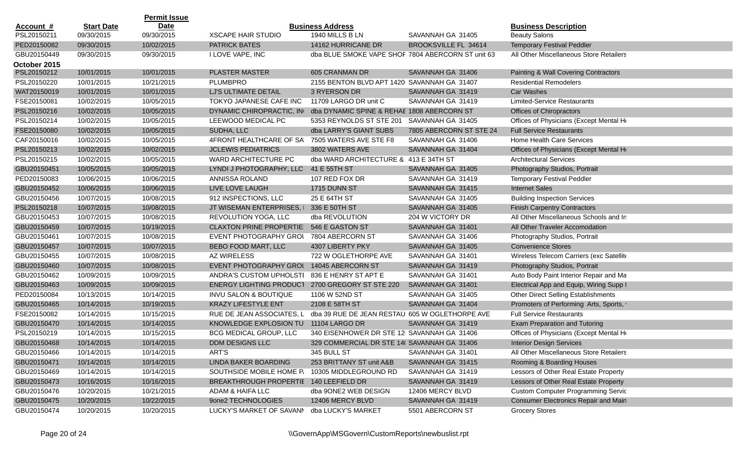| Account # | Start Date | Permit Issue Date | | Business Address | | Business Description |
|---|---|---|---|---|---|---|
| PSL20150211 | 09/30/2015 | 09/30/2015 | XSCAPE HAIR STUDIO | 1940 MILLS B LN | SAVANNAH GA 31405 | Beauty Salons |
| PED20150082 | 09/30/2015 | 10/02/2015 | PATRICK BATES | 14162 HURRICANE DR | BROOKSVILLE FL 34614 | Temporary Festival Peddler |
| GBU20150449 | 09/30/2015 | 09/30/2015 | I LOVE VAPE, INC | dba BLUE SMOKE VAPE SHOF | 7804 ABERCORN ST unit 63 | All Other Miscellaneous Store Retailers |
| **October 2015** | | | | | | |
| PSL20150212 | 10/01/2015 | 10/01/2015 | PLASTER MASTER | 605 CRANMAN DR | SAVANNAH GA 31406 | Painting & Wall Covering Contractors |
| PSL20150220 | 10/01/2015 | 10/21/2015 | PLUMBPRO | 2155 BENTON BLVD APT 1420 | SAVANNAH GA 31407 | Residential Remodelers |
| WAT20150019 | 10/01/2015 | 10/01/2015 | LJ'S ULTIMATE DETAIL | 3 RYERSON DR | SAVANNAH GA 31419 | Car Washes |
| FSE20150081 | 10/02/2015 | 10/05/2015 | TOKYO JAPANESE CAFE INC | 11709 LARGO DR unit C | SAVANNAH GA 31419 | Limited-Service Restaurants |
| PSL20150216 | 10/02/2015 | 10/05/2015 | DYNAMIC CHIROPRACTIC, IN | dba DYNAMIC SPINE & REHAE | 1808 ABERCORN ST | Offices of Chiropractors |
| PSL20150214 | 10/02/2015 | 10/05/2015 | LEEWOOD MEDICAL PC | 5353 REYNOLDS ST STE 201 | SAVANNAH GA 31405 | Offices of Physicians (Except Mental He |
| FSE20150080 | 10/02/2015 | 10/05/2015 | SUDHA, LLC | dba LARRY'S GIANT SUBS | 7805 ABERCORN ST STE 24 | Full Service Restaurants |
| CAF20150016 | 10/02/2015 | 10/05/2015 | 4FRONT HEALTHCARE OF SA | 7505 WATERS AVE STE F8 | SAVANNAH GA 31406 | Home Health Care Services |
| PSL20150213 | 10/02/2015 | 10/02/2015 | JCLEWIS PEDIATRICS | 3802 WATERS AVE | SAVANNAH GA 31404 | Offices of Physicians (Except Mental He |
| PSL20150215 | 10/02/2015 | 10/05/2015 | WARD ARCHITECTURE PC | dba WARD ARCHITECTURE & | 413 E 34TH ST | Architectural Services |
| GBU20150451 | 10/05/2015 | 10/05/2015 | LYNDI J PHOTOGRAPHY, LLC | 41 E 55TH ST | SAVANNAH GA 31405 | Photography Studios, Portrait |
| PED20150083 | 10/06/2015 | 10/06/2015 | ANNISSA ROLAND | 107 RED FOX DR | SAVANNAH GA 31419 | Temporary Festival Peddler |
| GBU20150452 | 10/06/2015 | 10/06/2015 | LIVE LOVE LAUGH | 1715 DUNN ST | SAVANNAH GA 31415 | Internet Sales |
| GBU20150456 | 10/07/2015 | 10/08/2015 | 912 INSPECTIONS, LLC | 25 E 64TH ST | SAVANNAH GA 31405 | Building Inspection Services |
| PSL20150218 | 10/07/2015 | 10/08/2015 | JT WISEMAN ENTERPRISES, I | 336 E 50TH ST | SAVANNAH GA 31405 | Finish Carpentry Contractors |
| GBU20150453 | 10/07/2015 | 10/08/2015 | REVOLUTION YOGA, LLC | dba REVOLUTION | 204 W VICTORY DR | All Other Miscellaneous Schools and In |
| GBU20150459 | 10/07/2015 | 10/19/2015 | CLAXTON PRINE PROPERTIE | 546 E GASTON ST | SAVANNAH GA 31401 | All Other Traveler Accomodation |
| GBU20150461 | 10/07/2015 | 10/08/2015 | EVENT PHOTOGRAPHY GROU | 7804 ABERCORN ST | SAVANNAH GA 31406 | Photography Studios, Portrait |
| GBU20150457 | 10/07/2015 | 10/07/2015 | BEBO FOOD MART, LLC | 4307 LIBERTY PKY | SAVANNAH GA 31405 | Convenience Stores |
| GBU20150455 | 10/07/2015 | 10/08/2015 | AZ WIRELESS | 722 W OGLETHORPE AVE | SAVANNAH GA 31401 | Wireless Telecom Carriers (exc Satellite |
| GBU20150460 | 10/07/2015 | 10/08/2015 | EVENT PHOTOGRAPHY GROU | 14045 ABERCORN ST | SAVANNAH GA 31419 | Photography Studios, Portrait |
| GBU20150462 | 10/09/2015 | 10/09/2015 | ANDRA'S CUSTOM UPHOLSTI | 836 E HENRY ST APT E | SAVANNAH GA 31401 | Auto Body Paint Interior Repair and Ma |
| GBU20150463 | 10/09/2015 | 10/09/2015 | ENERGY LIGHTING PRODUCT | 2700 GREGORY ST STE 220 | SAVANNAH GA 31401 | Electrical App and Equip, Wiring Supp I |
| PED20150084 | 10/13/2015 | 10/14/2015 | INVU SALON & BOUTIQUE | 1106 W 52ND ST | SAVANNAH GA 31405 | Other Direct Selling Establishments |
| GBU20150465 | 10/14/2015 | 10/19/2015 | KRAZY LIFESTYLE ENT | 2108 E 58TH ST | SAVANNAH GA 31404 | Promoters of Performing Arts, Sports, |
| FSE20150082 | 10/14/2015 | 10/15/2015 | RUE DE JEAN ASSOCIATES, L | dba 39 RUE DE JEAN RESTAU | 605 W OGLETHORPE AVE | Full Service Restaurants |
| GBU20150470 | 10/14/2015 | 10/14/2015 | KNOWLEDGE EXPLOSION TU | 11104 LARGO DR | SAVANNAH GA 31419 | Exam Preparation and Tutoring |
| PSL20150219 | 10/14/2015 | 10/15/2015 | BCG MEDICAL GROUP, LLC | 340 EISENHOWER DR STE 12 | SAVANNAH GA 31406 | Offices of Physicians (Except Mental He |
| GBU20150468 | 10/14/2015 | 10/14/2015 | DDM DESIGNS LLC | 329 COMMERCIAL DR STE 14 | SAVANNAH GA 31406 | Interior Design Services |
| GBU20150466 | 10/14/2015 | 10/14/2015 | ART'S | 345 BULL ST | SAVANNAH GA 31401 | All Other Miscellaneous Store Retailers |
| GBU20150471 | 10/14/2015 | 10/14/2015 | LINDA BAKER BOARDING | 253 BRITTANY ST unit A&B | SAVANNAH GA 31415 | Rooming & Boarding Houses |
| GBU20150469 | 10/14/2015 | 10/14/2015 | SOUTHSIDE MOBILE HOME P | 10305 MIDDLEGROUND RD | SAVANNAH GA 31419 | Lessors of Other Real Estate Property |
| GBU20150473 | 10/16/2015 | 10/16/2015 | BREAKTHROUGH PROPERTIE | 140 LEEFIELD DR | SAVANNAH GA 31419 | Lessors of Other Real Estate Property |
| GBU20150476 | 10/20/2015 | 10/21/2015 | ADAM & HAIFA LLC | dba 9ONE2 WEB DESIGN | 12406 MERCY BLVD | Custom Computer Programming Servic |
| GBU20150475 | 10/20/2015 | 10/22/2015 | 9one2 TECHNOLOGIES | 12406 MERCY BLVD | SAVANNAH GA 31419 | Consumer Electronics Repair and Main |
| GBU20150474 | 10/20/2015 | 10/20/2015 | LUCKY'S MARKET OF SAVANN | dba LUCKY'S MARKET | 5501 ABERCORN ST | Grocery Stores |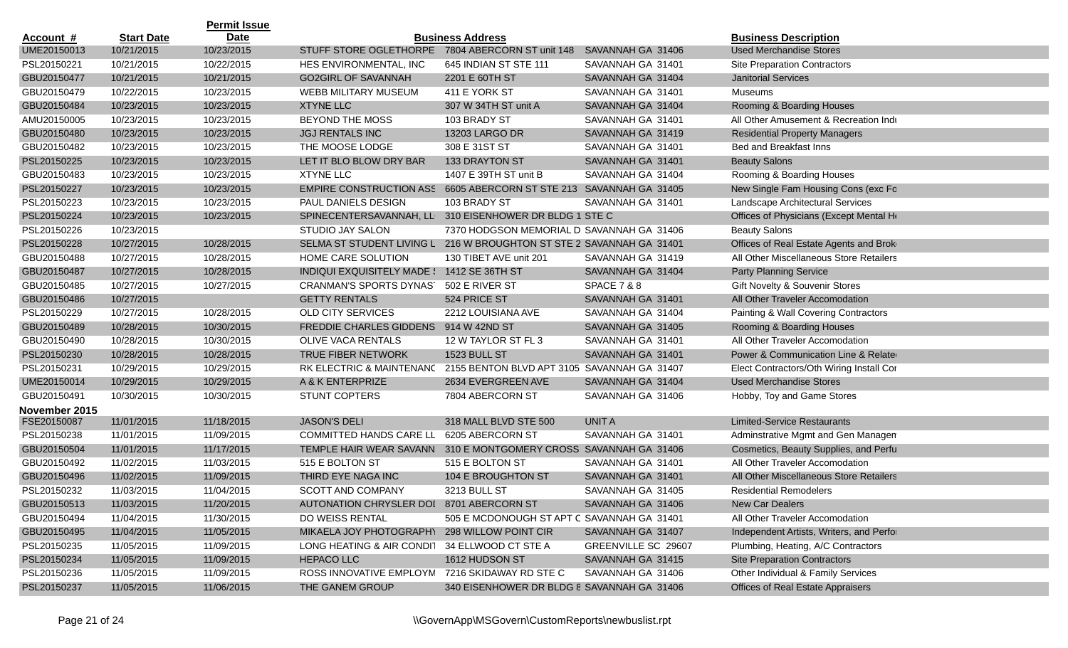| Account # | Start Date | Permit Issue Date | Business Address | | | Business Description |
|---|---|---|---|---|---|---|
| UME20150013 | 10/21/2015 | 10/23/2015 | STUFF STORE OGLETHORPE | 7804 ABERCORN ST unit 148 | SAVANNAH GA 31406 | Used Merchandise Stores |
| PSL20150221 | 10/21/2015 | 10/22/2015 | HES ENVIRONMENTAL, INC | 645 INDIAN ST STE 111 | SAVANNAH GA 31401 | Site Preparation Contractors |
| GBU20150477 | 10/21/2015 | 10/21/2015 | GO2GIRL OF SAVANNAH | 2201 E 60TH ST | SAVANNAH GA 31404 | Janitorial Services |
| GBU20150479 | 10/22/2015 | 10/23/2015 | WEBB MILITARY MUSEUM | 411 E YORK ST | SAVANNAH GA 31401 | Museums |
| GBU20150484 | 10/23/2015 | 10/23/2015 | XTYNE LLC | 307 W 34TH ST unit A | SAVANNAH GA 31404 | Rooming & Boarding Houses |
| AMU20150005 | 10/23/2015 | 10/23/2015 | BEYOND THE MOSS | 103 BRADY ST | SAVANNAH GA 31401 | All Other Amusement & Recreation Indu |
| GBU20150480 | 10/23/2015 | 10/23/2015 | JGJ RENTALS INC | 13203 LARGO DR | SAVANNAH GA 31419 | Residential Property Managers |
| GBU20150482 | 10/23/2015 | 10/23/2015 | THE MOOSE LODGE | 308 E 31ST ST | SAVANNAH GA 31401 | Bed and Breakfast Inns |
| PSL20150225 | 10/23/2015 | 10/23/2015 | LET IT BLO BLOW DRY BAR | 133 DRAYTON ST | SAVANNAH GA 31401 | Beauty Salons |
| GBU20150483 | 10/23/2015 | 10/23/2015 | XTYNE LLC | 1407 E 39TH ST unit B | SAVANNAH GA 31404 | Rooming & Boarding Houses |
| PSL20150227 | 10/23/2015 | 10/23/2015 | EMPIRE CONSTRUCTION ASS | 6605 ABERCORN ST STE 213 | SAVANNAH GA 31405 | New Single Fam Housing Cons (exc Fo |
| PSL20150223 | 10/23/2015 | 10/23/2015 | PAUL DANIELS DESIGN | 103 BRADY ST | SAVANNAH GA 31401 | Landscape Architectural Services |
| PSL20150224 | 10/23/2015 | 10/23/2015 | SPINECENTERSAVANNAH, LL | 310 EISENHOWER DR BLDG 1 STE C | | Offices of Physicians (Except Mental He |
| PSL20150226 | 10/23/2015 | | STUDIO JAY SALON | 7370 HODGSON MEMORIAL D | SAVANNAH GA 31406 | Beauty Salons |
| PSL20150228 | 10/27/2015 | 10/28/2015 | SELMA ST STUDENT LIVING L | 216 W BROUGHTON ST STE 2 | SAVANNAH GA 31401 | Offices of Real Estate Agents and Brok |
| GBU20150488 | 10/27/2015 | 10/28/2015 | HOME CARE SOLUTION | 130 TIBET AVE unit 201 | SAVANNAH GA 31419 | All Other Miscellaneous Store Retailers |
| GBU20150487 | 10/27/2015 | 10/28/2015 | INDIQUI EXQUISITELY MADE ( | 1412 SE 36TH ST | SAVANNAH GA 31404 | Party Planning Service |
| GBU20150485 | 10/27/2015 | 10/27/2015 | CRANMAN'S SPORTS DYNAST | 502 E RIVER ST | SPACE 7 & 8 | Gift Novelty & Souvenir Stores |
| GBU20150486 | 10/27/2015 | | GETTY RENTALS | 524 PRICE ST | SAVANNAH GA 31401 | All Other Traveler Accomodation |
| PSL20150229 | 10/27/2015 | 10/28/2015 | OLD CITY SERVICES | 2212 LOUISIANA AVE | SAVANNAH GA 31404 | Painting & Wall Covering Contractors |
| GBU20150489 | 10/28/2015 | 10/30/2015 | FREDDIE CHARLES GIDDENS | 914 W 42ND ST | SAVANNAH GA 31405 | Rooming & Boarding Houses |
| GBU20150490 | 10/28/2015 | 10/30/2015 | OLIVE VACA RENTALS | 12 W TAYLOR ST FL 3 | SAVANNAH GA 31401 | All Other Traveler Accomodation |
| PSL20150230 | 10/28/2015 | 10/28/2015 | TRUE FIBER NETWORK | 1523 BULL ST | SAVANNAH GA 31401 | Power & Communication Line & Relate |
| PSL20150231 | 10/29/2015 | 10/29/2015 | RK ELECTRIC & MAINTENANC | 2155 BENTON BLVD APT 3105 | SAVANNAH GA 31407 | Elect Contractors/Oth Wiring Install Con |
| UME20150014 | 10/29/2015 | 10/29/2015 | A & K ENTERPRIZE | 2634 EVERGREEN AVE | SAVANNAH GA 31404 | Used Merchandise Stores |
| GBU20150491 | 10/30/2015 | 10/30/2015 | STUNT COPTERS | 7804 ABERCORN ST | SAVANNAH GA 31406 | Hobby, Toy and Game Stores |
| **November 2015** | | | | | | |
| FSE20150087 | 11/01/2015 | 11/18/2015 | JASON'S DELI | 318 MALL BLVD STE 500 | UNIT A | Limited-Service Restaurants |
| PSL20150238 | 11/01/2015 | 11/09/2015 | COMMITTED HANDS CARE LL | 6205 ABERCORN ST | SAVANNAH GA 31401 | Adminstrative Mgmt and Gen Managem |
| GBU20150504 | 11/01/2015 | 11/17/2015 | TEMPLE HAIR WEAR SAVANN | 310 E MONTGOMERY CROSS | SAVANNAH GA 31406 | Cosmetics, Beauty Supplies, and Perfu |
| GBU20150492 | 11/02/2015 | 11/03/2015 | 515 E BOLTON ST | 515 E BOLTON ST | SAVANNAH GA 31401 | All Other Traveler Accomodation |
| GBU20150496 | 11/02/2015 | 11/09/2015 | THIRD EYE NAGA INC | 104 E BROUGHTON ST | SAVANNAH GA 31401 | All Other Miscellaneous Store Retailers |
| PSL20150232 | 11/03/2015 | 11/04/2015 | SCOTT AND COMPANY | 3213 BULL ST | SAVANNAH GA 31405 | Residential Remodelers |
| GBU20150513 | 11/03/2015 | 11/20/2015 | AUTONATION CHRYSLER DOI | 8701 ABERCORN ST | SAVANNAH GA 31406 | New Car Dealers |
| GBU20150494 | 11/04/2015 | 11/30/2015 | DO WEISS RENTAL | 505 E MCDONOUGH ST APT C | SAVANNAH GA 31401 | All Other Traveler Accomodation |
| GBU20150495 | 11/04/2015 | 11/05/2015 | MIKAELA JOY PHOTOGRAPHY | 298 WILLOW POINT CIR | SAVANNAH GA 31407 | Independent Artists, Writers, and Perfo |
| PSL20150235 | 11/05/2015 | 11/09/2015 | LONG HEATING & AIR CONDIT | 34 ELLWOOD CT STE A | GREENVILLE SC 29607 | Plumbing, Heating, A/C Contractors |
| PSL20150234 | 11/05/2015 | 11/09/2015 | HEPACO LLC | 1612 HUDSON ST | SAVANNAH GA 31415 | Site Preparation Contractors |
| PSL20150236 | 11/05/2015 | 11/09/2015 | ROSS INNOVATIVE EMPLOYM | 7216 SKIDAWAY RD STE C | SAVANNAH GA 31406 | Other Individual & Family Services |
| PSL20150237 | 11/05/2015 | 11/06/2015 | THE GANEM GROUP | 340 EISENHOWER DR BLDG 8 | SAVANNAH GA 31406 | Offices of Real Estate Appraisers |

\\GovernApp\MSGovern\CustomReports\newbuslist.rpt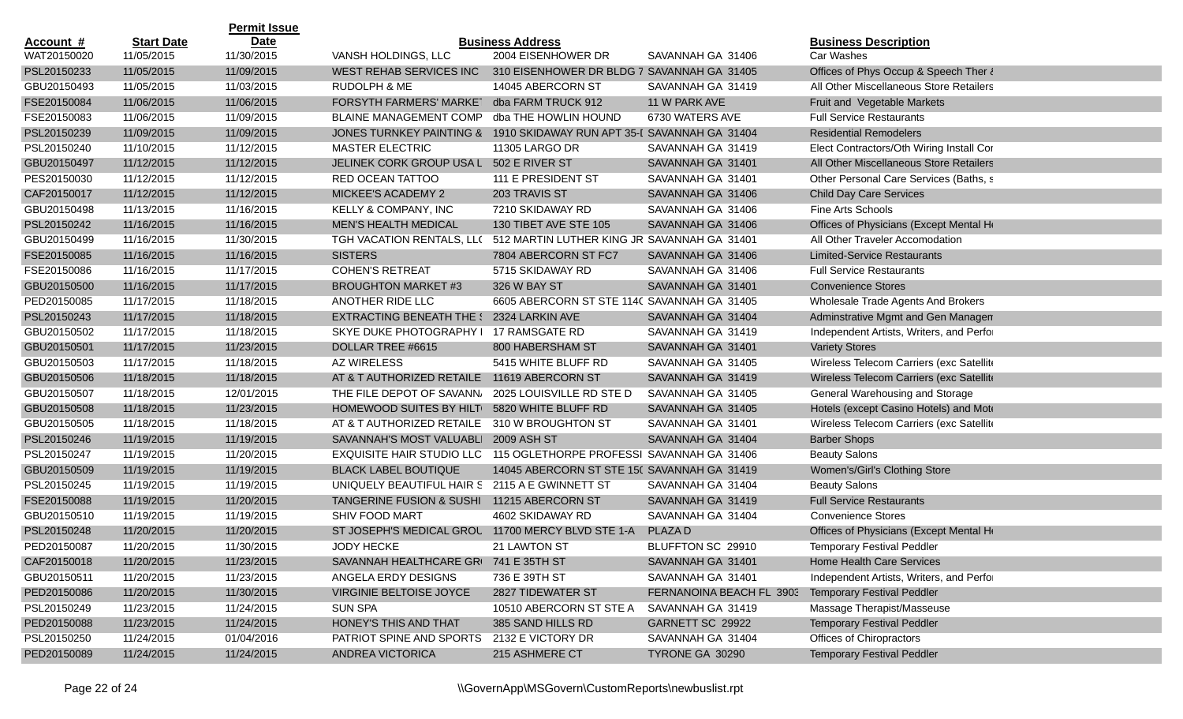| Account # | Start Date | Permit Issue Date | Business Address | | | Business Description |
|---|---|---|---|---|---|---|
| WAT20150020 | 11/05/2015 | 11/30/2015 | VANSH HOLDINGS, LLC | 2004 EISENHOWER DR | SAVANNAH GA 31406 | Car Washes |
| PSL20150233 | 11/05/2015 | 11/09/2015 | WEST REHAB SERVICES INC | 310 EISENHOWER DR BLDG 7 | SAVANNAH GA 31405 | Offices of Phys Occup & Speech Ther & |
| GBU20150493 | 11/05/2015 | 11/03/2015 | RUDOLPH & ME | 14045 ABERCORN ST | SAVANNAH GA 31419 | All Other Miscellaneous Store Retailers |
| FSE20150084 | 11/06/2015 | 11/06/2015 | FORSYTH FARMERS' MARKET | dba FARM TRUCK 912 | 11 W PARK AVE | Fruit and Vegetable Markets |
| FSE20150083 | 11/06/2015 | 11/09/2015 | BLAINE MANAGEMENT COMP | dba THE HOWLIN HOUND | 6730 WATERS AVE | Full Service Restaurants |
| PSL20150239 | 11/09/2015 | 11/09/2015 | JONES TURNKEY PAINTING & | 1910 SKIDAWAY RUN APT 35-I | SAVANNAH GA 31404 | Residential Remodelers |
| PSL20150240 | 11/10/2015 | 11/12/2015 | MASTER ELECTRIC | 11305 LARGO DR | SAVANNAH GA 31419 | Elect Contractors/Oth Wiring Install Cor |
| GBU20150497 | 11/12/2015 | 11/12/2015 | JELINEK CORK GROUP USA L | 502 E RIVER ST | SAVANNAH GA 31401 | All Other Miscellaneous Store Retailers |
| PES20150030 | 11/12/2015 | 11/12/2015 | RED OCEAN TATTOO | 111 E PRESIDENT ST | SAVANNAH GA 31401 | Other Personal Care Services (Baths, s |
| CAF20150017 | 11/12/2015 | 11/12/2015 | MICKEE'S ACADEMY 2 | 203 TRAVIS ST | SAVANNAH GA 31406 | Child Day Care Services |
| GBU20150498 | 11/13/2015 | 11/16/2015 | KELLY & COMPANY, INC | 7210 SKIDAWAY RD | SAVANNAH GA 31406 | Fine Arts Schools |
| PSL20150242 | 11/16/2015 | 11/16/2015 | MEN'S HEALTH MEDICAL | 130 TIBET AVE STE 105 | SAVANNAH GA 31406 | Offices of Physicians (Except Mental He |
| GBU20150499 | 11/16/2015 | 11/30/2015 | TGH VACATION RENTALS, LLC | 512 MARTIN LUTHER KING JR | SAVANNAH GA 31401 | All Other Traveler Accomodation |
| FSE20150085 | 11/16/2015 | 11/16/2015 | SISTERS | 7804 ABERCORN ST FC7 | SAVANNAH GA 31406 | Limited-Service Restaurants |
| FSE20150086 | 11/16/2015 | 11/17/2015 | COHEN'S RETREAT | 5715 SKIDAWAY RD | SAVANNAH GA 31406 | Full Service Restaurants |
| GBU20150500 | 11/16/2015 | 11/17/2015 | BROUGHTON MARKET #3 | 326 W BAY ST | SAVANNAH GA 31401 | Convenience Stores |
| PED20150085 | 11/17/2015 | 11/18/2015 | ANOTHER RIDE LLC | 6605 ABERCORN ST STE 114C | SAVANNAH GA 31405 | Wholesale Trade Agents And Brokers |
| PSL20150243 | 11/17/2015 | 11/18/2015 | EXTRACTING BENEATH THE S | 2324 LARKIN AVE | SAVANNAH GA 31404 | Adminstrative Mgmt and Gen Managem |
| GBU20150502 | 11/17/2015 | 11/18/2015 | SKYE DUKE PHOTOGRAPHY I | 17 RAMSGATE RD | SAVANNAH GA 31419 | Independent Artists, Writers, and Perfo |
| GBU20150501 | 11/17/2015 | 11/23/2015 | DOLLAR TREE #6615 | 800 HABERSHAM ST | SAVANNAH GA 31401 | Variety Stores |
| GBU20150503 | 11/17/2015 | 11/18/2015 | AZ WIRELESS | 5415 WHITE BLUFF RD | SAVANNAH GA 31405 | Wireless Telecom Carriers (exc Satellite |
| GBU20150506 | 11/18/2015 | 11/18/2015 | AT & T AUTHORIZED RETAILE | 11619 ABERCORN ST | SAVANNAH GA 31419 | Wireless Telecom Carriers (exc Satellite |
| GBU20150507 | 11/18/2015 | 12/01/2015 | THE FILE DEPOT OF SAVANNA | 2025 LOUISVILLE RD STE D | SAVANNAH GA 31405 | General Warehousing and Storage |
| GBU20150508 | 11/18/2015 | 11/23/2015 | HOMEWOOD SUITES BY HILT | 5820 WHITE BLUFF RD | SAVANNAH GA 31405 | Hotels (except Casino Hotels) and Mote |
| GBU20150505 | 11/18/2015 | 11/18/2015 | AT & T AUTHORIZED RETAILE | 310 W BROUGHTON ST | SAVANNAH GA 31401 | Wireless Telecom Carriers (exc Satellite |
| PSL20150246 | 11/19/2015 | 11/19/2015 | SAVANNAH'S MOST VALUABLI | 2009 ASH ST | SAVANNAH GA 31404 | Barber Shops |
| PSL20150247 | 11/19/2015 | 11/20/2015 | EXQUISITE HAIR STUDIO LLC | 115 OGLETHORPE PROFESSI | SAVANNAH GA 31406 | Beauty Salons |
| GBU20150509 | 11/19/2015 | 11/19/2015 | BLACK LABEL BOUTIQUE | 14045 ABERCORN ST STE 150 | SAVANNAH GA 31419 | Women's/Girl's Clothing Store |
| PSL20150245 | 11/19/2015 | 11/19/2015 | UNIQUELY BEAUTIFUL HAIR S | 2115 A E GWINNETT ST | SAVANNAH GA 31404 | Beauty Salons |
| FSE20150088 | 11/19/2015 | 11/20/2015 | TANGERINE FUSION & SUSHI | 11215 ABERCORN ST | SAVANNAH GA 31419 | Full Service Restaurants |
| GBU20150510 | 11/19/2015 | 11/19/2015 | SHIV FOOD MART | 4602 SKIDAWAY RD | SAVANNAH GA 31404 | Convenience Stores |
| PSL20150248 | 11/20/2015 | 11/20/2015 | ST JOSEPH'S MEDICAL GROU | 11700 MERCY BLVD STE 1-A | PLAZA D | Offices of Physicians (Except Mental He |
| PED20150087 | 11/20/2015 | 11/30/2015 | JODY HECKE | 21 LAWTON ST | BLUFFTON SC 29910 | Temporary Festival Peddler |
| CAF20150018 | 11/20/2015 | 11/23/2015 | SAVANNAH HEALTHCARE GR | 741 E 35TH ST | SAVANNAH GA 31401 | Home Health Care Services |
| GBU20150511 | 11/20/2015 | 11/23/2015 | ANGELA ERDY DESIGNS | 736 E 39TH ST | SAVANNAH GA 31401 | Independent Artists, Writers, and Perfo |
| PED20150086 | 11/20/2015 | 11/30/2015 | VIRGINIE BELTOISE JOYCE | 2827 TIDEWATER ST | FERNANOINA BEACH FL 3903 | Temporary Festival Peddler |
| PSL20150249 | 11/23/2015 | 11/24/2015 | SUN SPA | 10510 ABERCORN ST STE A | SAVANNAH GA 31419 | Massage Therapist/Masseuse |
| PED20150088 | 11/23/2015 | 11/24/2015 | HONEY'S THIS AND THAT | 385 SAND HILLS RD | GARNETT SC 29922 | Temporary Festival Peddler |
| PSL20150250 | 11/24/2015 | 01/04/2016 | PATRIOT SPINE AND SPORTS | 2132 E VICTORY DR | SAVANNAH GA 31404 | Offices of Chiropractors |
| PED20150089 | 11/24/2015 | 11/24/2015 | ANDREA VICTORICA | 215 ASHMERE CT | TYRONE GA 30290 | Temporary Festival Peddler |

\\GovernApp\MSGovern\CustomReports\newbuslist.rpt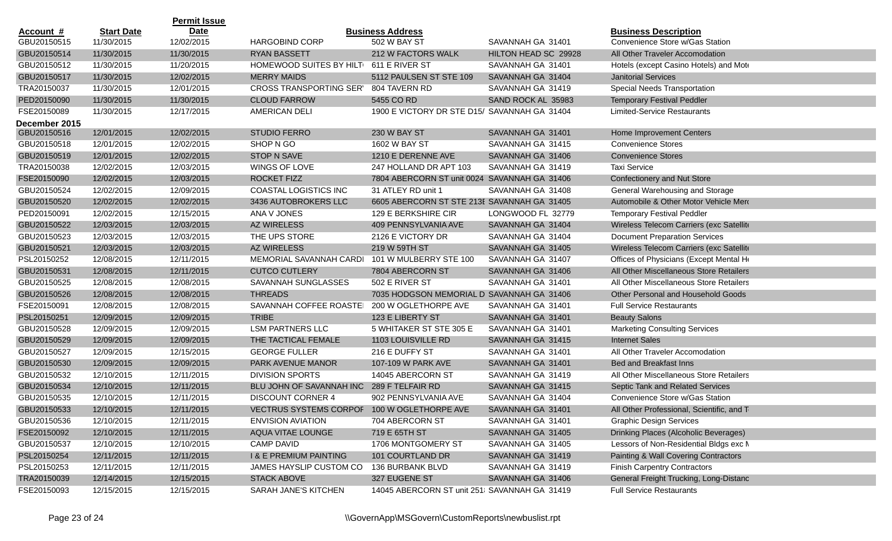| Account # | Start Date | Permit Issue Date | | Business Address | | Business Description |
|---|---|---|---|---|---|---|
| GBU20150515 | 11/30/2015 | 12/02/2015 | HARGOBIND CORP | 502 W BAY ST | SAVANNAH GA 31401 | Convenience Store w/Gas Station |
| GBU20150514 | 11/30/2015 | 11/30/2015 | RYAN BASSETT | 212 W FACTORS WALK | HILTON HEAD SC 29928 | All Other Traveler Accomodation |
| GBU20150512 | 11/30/2015 | 11/20/2015 | HOMEWOOD SUITES BY HILT | 611 E RIVER ST | SAVANNAH GA 31401 | Hotels (except Casino Hotels) and Mote |
| GBU20150517 | 11/30/2015 | 12/02/2015 | MERRY MAIDS | 5112 PAULSEN ST STE 109 | SAVANNAH GA 31404 | Janitorial Services |
| TRA20150037 | 11/30/2015 | 12/01/2015 | CROSS TRANSPORTING SER | 804 TAVERN RD | SAVANNAH GA 31419 | Special Needs Transportation |
| PED20150090 | 11/30/2015 | 11/30/2015 | CLOUD FARROW | 5455 CO RD | SAND ROCK AL 35983 | Temporary Festival Peddler |
| FSE20150089 | 11/30/2015 | 12/17/2015 | AMERICAN DELI | 1900 E VICTORY DR STE D15/ | SAVANNAH GA 31404 | Limited-Service Restaurants |
| **December 2015** | | | | | | |
| GBU20150516 | 12/01/2015 | 12/02/2015 | STUDIO FERRO | 230 W BAY ST | SAVANNAH GA 31401 | Home Improvement Centers |
| GBU20150518 | 12/01/2015 | 12/02/2015 | SHOP N GO | 1602 W BAY ST | SAVANNAH GA 31415 | Convenience Stores |
| GBU20150519 | 12/01/2015 | 12/02/2015 | STOP N SAVE | 1210 E DERENNE AVE | SAVANNAH GA 31406 | Convenience Stores |
| TRA20150038 | 12/02/2015 | 12/03/2015 | WINGS OF LOVE | 247 HOLLAND DR APT 103 | SAVANNAH GA 31419 | Taxi Service |
| FSE20150090 | 12/02/2015 | 12/03/2015 | ROCKET FIZZ | 7804 ABERCORN ST unit 0024 | SAVANNAH GA 31406 | Confectionery and Nut Store |
| GBU20150524 | 12/02/2015 | 12/09/2015 | COASTAL LOGISTICS INC | 31 ATLEY RD unit 1 | SAVANNAH GA 31408 | General Warehousing and Storage |
| GBU20150520 | 12/02/2015 | 12/02/2015 | 3436 AUTOBROKERS LLC | 6605 ABERCORN ST STE 213E | SAVANNAH GA 31405 | Automobile & Other Motor Vehicle Merc |
| PED20150091 | 12/02/2015 | 12/15/2015 | ANA V JONES | 129 E BERKSHIRE CIR | LONGWOOD FL 32779 | Temporary Festival Peddler |
| GBU20150522 | 12/03/2015 | 12/03/2015 | AZ WIRELESS | 409 PENNSYLVANIA AVE | SAVANNAH GA 31404 | Wireless Telecom Carriers (exc Satellite |
| GBU20150523 | 12/03/2015 | 12/03/2015 | THE UPS STORE | 2126 E VICTORY DR | SAVANNAH GA 31404 | Document Preparation Services |
| GBU20150521 | 12/03/2015 | 12/03/2015 | AZ WIRELESS | 219 W 59TH ST | SAVANNAH GA 31405 | Wireless Telecom Carriers (exc Satellite |
| PSL20150252 | 12/08/2015 | 12/11/2015 | MEMORIAL SAVANNAH CARDI | 101 W MULBERRY STE 100 | SAVANNAH GA 31407 | Offices of Physicians (Except Mental He |
| GBU20150531 | 12/08/2015 | 12/11/2015 | CUTCO CUTLERY | 7804 ABERCORN ST | SAVANNAH GA 31406 | All Other Miscellaneous Store Retailers |
| GBU20150525 | 12/08/2015 | 12/08/2015 | SAVANNAH SUNGLASSES | 502 E RIVER ST | SAVANNAH GA 31401 | All Other Miscellaneous Store Retailers |
| GBU20150526 | 12/08/2015 | 12/08/2015 | THREADS | 7035 HODGSON MEMORIAL D | SAVANNAH GA 31406 | Other Personal and Household Goods |
| FSE20150091 | 12/08/2015 | 12/08/2015 | SAVANNAH COFFEE ROASTE | 200 W OGLETHORPE AVE | SAVANNAH GA 31401 | Full Service Restaurants |
| PSL20150251 | 12/09/2015 | 12/09/2015 | TRIBE | 123 E LIBERTY ST | SAVANNAH GA 31401 | Beauty Salons |
| GBU20150528 | 12/09/2015 | 12/09/2015 | LSM PARTNERS LLC | 5 WHITAKER ST STE 305 E | SAVANNAH GA 31401 | Marketing Consulting Services |
| GBU20150529 | 12/09/2015 | 12/09/2015 | THE TACTICAL FEMALE | 1103 LOUISVILLE RD | SAVANNAH GA 31415 | Internet Sales |
| GBU20150527 | 12/09/2015 | 12/15/2015 | GEORGE FULLER | 216 E DUFFY ST | SAVANNAH GA 31401 | All Other Traveler Accomodation |
| GBU20150530 | 12/09/2015 | 12/09/2015 | PARK AVENUE MANOR | 107-109 W PARK AVE | SAVANNAH GA 31401 | Bed and Breakfast Inns |
| GBU20150532 | 12/10/2015 | 12/11/2015 | DIVISION SPORTS | 14045 ABERCORN ST | SAVANNAH GA 31419 | All Other Miscellaneous Store Retailers |
| GBU20150534 | 12/10/2015 | 12/11/2015 | BLU JOHN OF SAVANNAH INC | 289 F TELFAIR RD | SAVANNAH GA 31415 | Septic Tank and Related Services |
| GBU20150535 | 12/10/2015 | 12/11/2015 | DISCOUNT CORNER 4 | 902 PENNSYLVANIA AVE | SAVANNAH GA 31404 | Convenience Store w/Gas Station |
| GBU20150533 | 12/10/2015 | 12/11/2015 | VECTRUS SYSTEMS CORPOF | 100 W OGLETHORPE AVE | SAVANNAH GA 31401 | All Other Professional, Scientific, and T |
| GBU20150536 | 12/10/2015 | 12/11/2015 | ENVISION AVIATION | 704 ABERCORN ST | SAVANNAH GA 31401 | Graphic Design Services |
| FSE20150092 | 12/10/2015 | 12/11/2015 | AQUA VITAE LOUNGE | 719 E 65TH ST | SAVANNAH GA 31405 | Drinking Places (Alcoholic Beverages) |
| GBU20150537 | 12/10/2015 | 12/10/2015 | CAMP DAVID | 1706 MONTGOMERY ST | SAVANNAH GA 31405 | Lessors of Non-Residential Bldgs exc M |
| PSL20150254 | 12/11/2015 | 12/11/2015 | I & E PREMIUM PAINTING | 101 COURTLAND DR | SAVANNAH GA 31419 | Painting & Wall Covering Contractors |
| PSL20150253 | 12/11/2015 | 12/11/2015 | JAMES HAYSLIP CUSTOM CO | 136 BURBANK BLVD | SAVANNAH GA 31419 | Finish Carpentry Contractors |
| TRA20150039 | 12/14/2015 | 12/15/2015 | STACK ABOVE | 327 EUGENE ST | SAVANNAH GA 31406 | General Freight Trucking, Long-Distanc |
| FSE20150093 | 12/15/2015 | 12/15/2015 | SARAH JANE'S KITCHEN | 14045 ABERCORN ST unit 251 | SAVANNAH GA 31419 | Full Service Restaurants |

\\GovernApp\MSGovern\CustomReports\newbuslist.rpt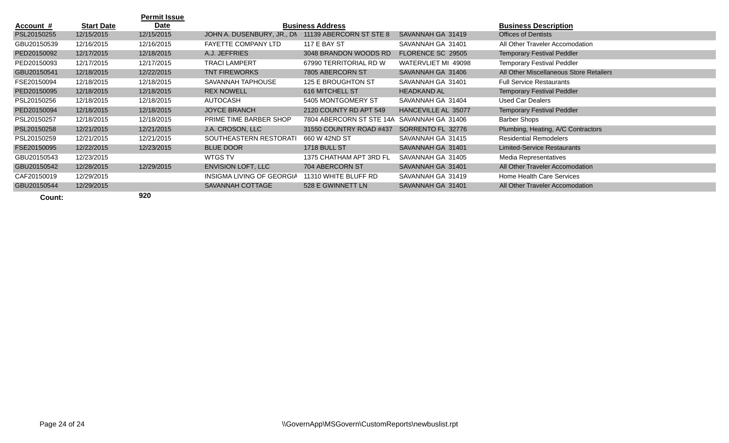| Account # | Start Date | Permit Issue Date | Business Address | | | Business Description |
|---|---|---|---|---|---|---|
| PSL20150255 | 12/15/2015 | 12/15/2015 | JOHN A. DUSENBURY, JR., DN | 11139 ABERCORN ST STE 8 | SAVANNAH GA 31419 | Offices of Dentists |
| GBU20150539 | 12/16/2015 | 12/16/2015 | FAYETTE COMPANY LTD | 117 E BAY ST | SAVANNAH GA 31401 | All Other Traveler Accomodation |
| PED20150092 | 12/17/2015 | 12/18/2015 | A.J. JEFFRIES | 3048 BRANDON WOODS RD | FLORENCE SC 29505 | Temporary Festival Peddler |
| PED20150093 | 12/17/2015 | 12/17/2015 | TRACI LAMPERT | 67990 TERRITORIAL RD W | WATERVLIET MI 49098 | Temporary Festival Peddler |
| GBU20150541 | 12/18/2015 | 12/22/2015 | TNT FIREWORKS | 7805 ABERCORN ST | SAVANNAH GA 31406 | All Other Miscellaneous Store Retailers |
| FSE20150094 | 12/18/2015 | 12/18/2015 | SAVANNAH TAPHOUSE | 125 E BROUGHTON ST | SAVANNAH GA 31401 | Full Service Restaurants |
| PED20150095 | 12/18/2015 | 12/18/2015 | REX NOWELL | 616 MITCHELL ST | HEADKAND AL | Temporary Festival Peddler |
| PSL20150256 | 12/18/2015 | 12/18/2015 | AUTOCASH | 5405 MONTGOMERY ST | SAVANNAH GA 31404 | Used Car Dealers |
| PED20150094 | 12/18/2015 | 12/18/2015 | JOYCE BRANCH | 2120 COUNTY RD APT 549 | HANCEVILLE AL 35077 | Temporary Festival Peddler |
| PSL20150257 | 12/18/2015 | 12/18/2015 | PRIME TIME BARBER SHOP | 7804 ABERCORN ST STE 14A | SAVANNAH GA 31406 | Barber Shops |
| PSL20150258 | 12/21/2015 | 12/21/2015 | J.A. CROSON, LLC | 31550 COUNTRY ROAD #437 | SORRENTO FL 32776 | Plumbing, Heating, A/C Contractors |
| PSL20150259 | 12/21/2015 | 12/21/2015 | SOUTHEASTERN RESTORATI | 660 W 42ND ST | SAVANNAH GA 31415 | Residential Remodelers |
| FSE20150095 | 12/22/2015 | 12/23/2015 | BLUE DOOR | 1718 BULL ST | SAVANNAH GA 31401 | Limited-Service Restaurants |
| GBU20150543 | 12/23/2015 | | WTGS TV | 1375 CHATHAM APT 3RD FL | SAVANNAH GA 31405 | Media Representatives |
| GBU20150542 | 12/28/2015 | 12/29/2015 | ENVISION LOFT, LLC | 704 ABERCORN ST | SAVANNAH GA 31401 | All Other Traveler Accomodation |
| CAF20150019 | 12/29/2015 | | INSIGMA LIVING OF GEORGIA | 11310 WHITE BLUFF RD | SAVANNAH GA 31419 | Home Health Care Services |
| GBU20150544 | 12/29/2015 | | SAVANNAH COTTAGE | 528 E GWINNETT LN | SAVANNAH GA 31401 | All Other Traveler Accomodation |

**Count:** 920

\\GovernApp\MSGovern\CustomReports\newbuslist.rpt